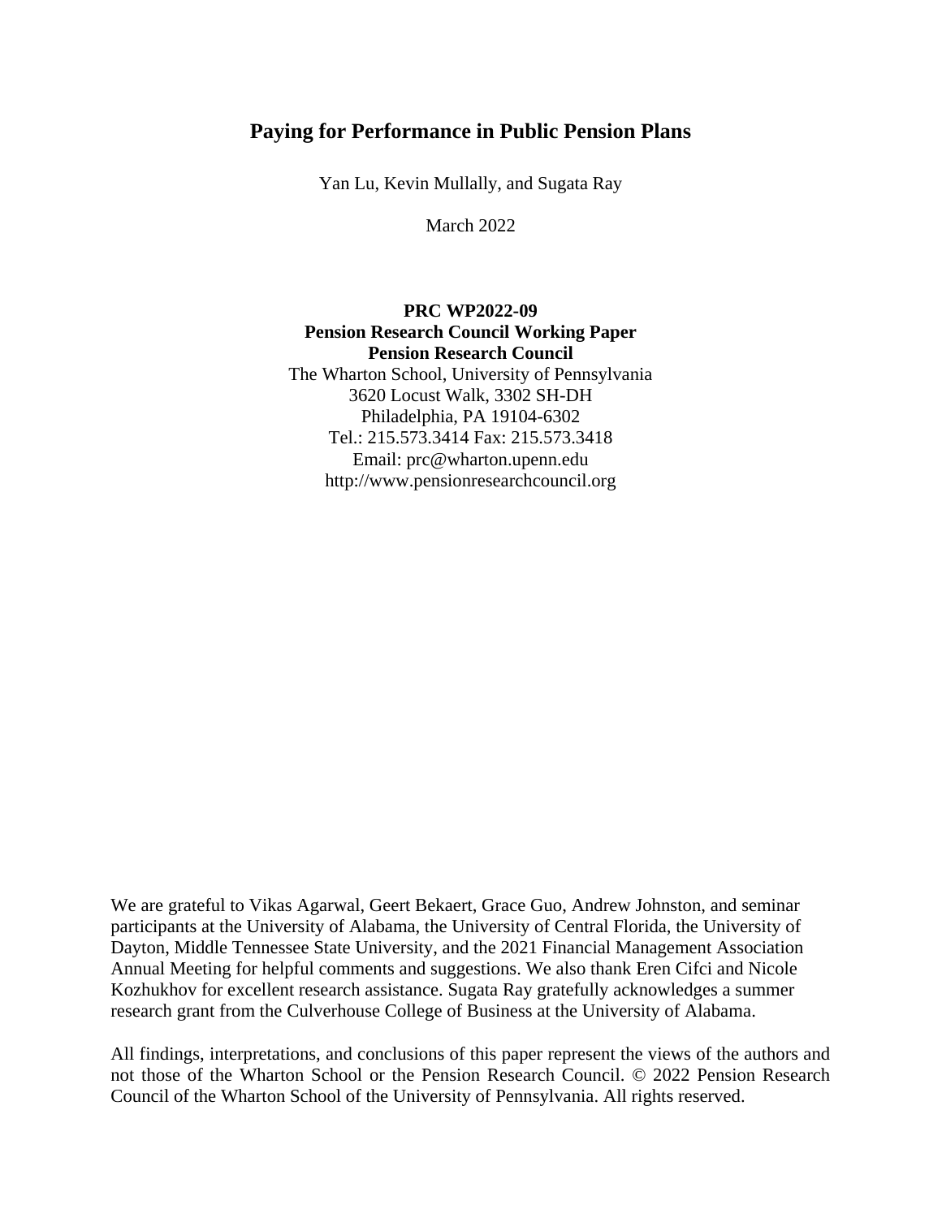# Paying for Performance in Public Pension Plans

Yan Lu, Kevin Mullally, and Sugata Ray

March 2022

**PRC WP2022-09**
**Pension Research Council Working Paper**
**Pension Research Council**
The Wharton School, University of Pennsylvania
3620 Locust Walk, 3302 SH-DH
Philadelphia, PA 19104-6302
Tel.: 215.573.3414 Fax: 215.573.3418
Email: prc@wharton.upenn.edu
http://www.pensionresearchcouncil.org

We are grateful to Vikas Agarwal, Geert Bekaert, Grace Guo, Andrew Johnston, and seminar participants at the University of Alabama, the University of Central Florida, the University of Dayton, Middle Tennessee State University, and the 2021 Financial Management Association Annual Meeting for helpful comments and suggestions. We also thank Eren Cifci and Nicole Kozhukhov for excellent research assistance. Sugata Ray gratefully acknowledges a summer research grant from the Culverhouse College of Business at the University of Alabama.

All findings, interpretations, and conclusions of this paper represent the views of the authors and not those of the Wharton School or the Pension Research Council. © 2022 Pension Research Council of the Wharton School of the University of Pennsylvania. All rights reserved.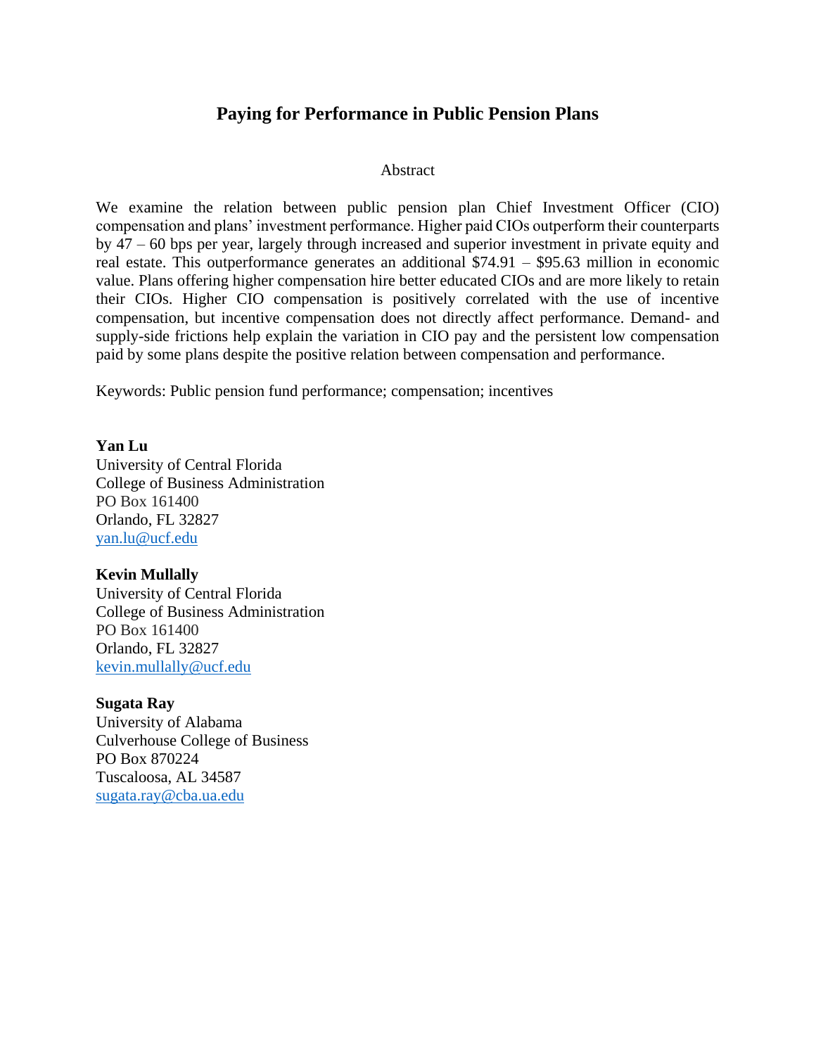# Paying for Performance in Public Pension Plans

## Abstract

We examine the relation between public pension plan Chief Investment Officer (CIO) compensation and plans' investment performance. Higher paid CIOs outperform their counterparts by 47 – 60 bps per year, largely through increased and superior investment in private equity and real estate. This outperformance generates an additional $74.91 – $95.63 million in economic value. Plans offering higher compensation hire better educated CIOs and are more likely to retain their CIOs. Higher CIO compensation is positively correlated with the use of incentive compensation, but incentive compensation does not directly affect performance. Demand- and supply-side frictions help explain the variation in CIO pay and the persistent low compensation paid by some plans despite the positive relation between compensation and performance.

Keywords: Public pension fund performance; compensation; incentives

**Yan Lu**
University of Central Florida
College of Business Administration
PO Box 161400
Orlando, FL 32827
yan.lu@ucf.edu

**Kevin Mullally**
University of Central Florida
College of Business Administration
PO Box 161400
Orlando, FL 32827
kevin.mullally@ucf.edu

**Sugata Ray**
University of Alabama
Culverhouse College of Business
PO Box 870224
Tuscaloosa, AL 34587
sugata.ray@cba.ua.edu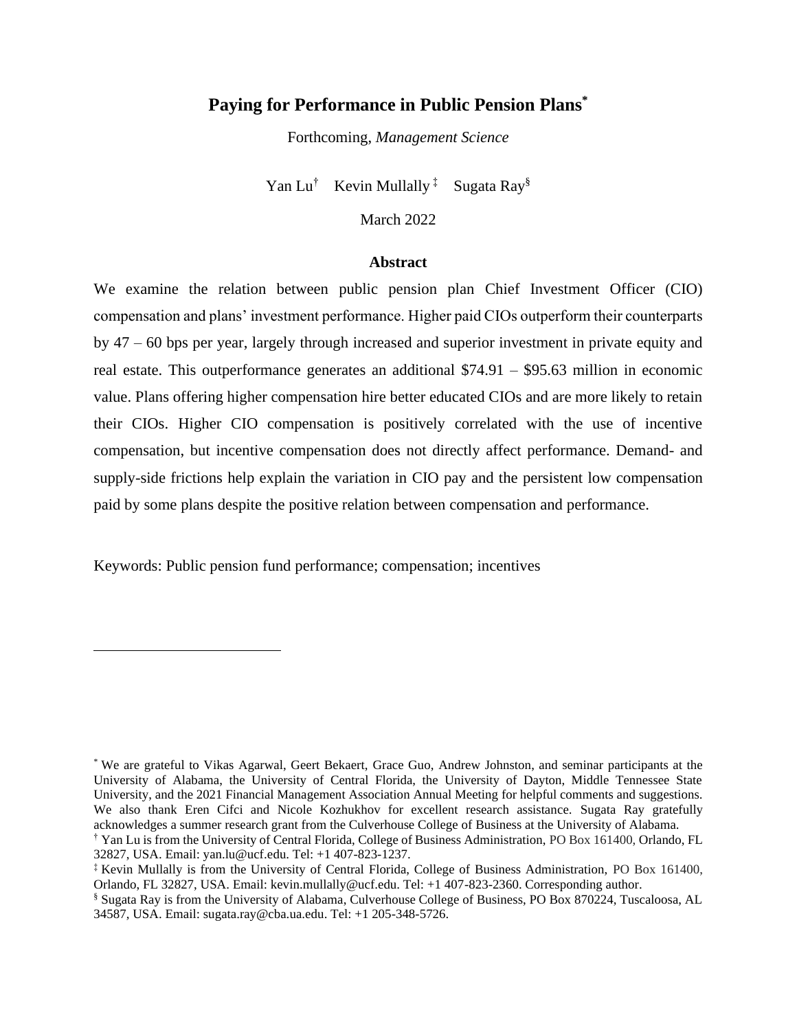# Paying for Performance in Public Pension Plans[*]

Forthcoming, *Management Science*

Yan Lu[†] Kevin Mullally[‡] Sugata Ray[§]

March 2022

### Abstract

We examine the relation between public pension plan Chief Investment Officer (CIO) compensation and plans' investment performance. Higher paid CIOs outperform their counterparts by 47 – 60 bps per year, largely through increased and superior investment in private equity and real estate. This outperformance generates an additional $74.91 – $95.63 million in economic value. Plans offering higher compensation hire better educated CIOs and are more likely to retain their CIOs. Higher CIO compensation is positively correlated with the use of incentive compensation, but incentive compensation does not directly affect performance. Demand- and supply-side frictions help explain the variation in CIO pay and the persistent low compensation paid by some plans despite the positive relation between compensation and performance.

Keywords: Public pension fund performance; compensation; incentives

---

[*] We are grateful to Vikas Agarwal, Geert Bekaert, Grace Guo, Andrew Johnston, and seminar participants at the University of Alabama, the University of Central Florida, the University of Dayton, Middle Tennessee State University, and the 2021 Financial Management Association Annual Meeting for helpful comments and suggestions. We also thank Eren Cifci and Nicole Kozhukhov for excellent research assistance. Sugata Ray gratefully acknowledges a summer research grant from the Culverhouse College of Business at the University of Alabama.

[†] Yan Lu is from the University of Central Florida, College of Business Administration, PO Box 161400, Orlando, FL 32827, USA. Email: yan.lu@ucf.edu. Tel: +1 407-823-1237.

[‡] Kevin Mullally is from the University of Central Florida, College of Business Administration, PO Box 161400, Orlando, FL 32827, USA. Email: kevin.mullally@ucf.edu. Tel: +1 407-823-2360. Corresponding author.

[§] Sugata Ray is from the University of Alabama, Culverhouse College of Business, PO Box 870224, Tuscaloosa, AL 34587, USA. Email: sugata.ray@cba.ua.edu. Tel: +1 205-348-5726.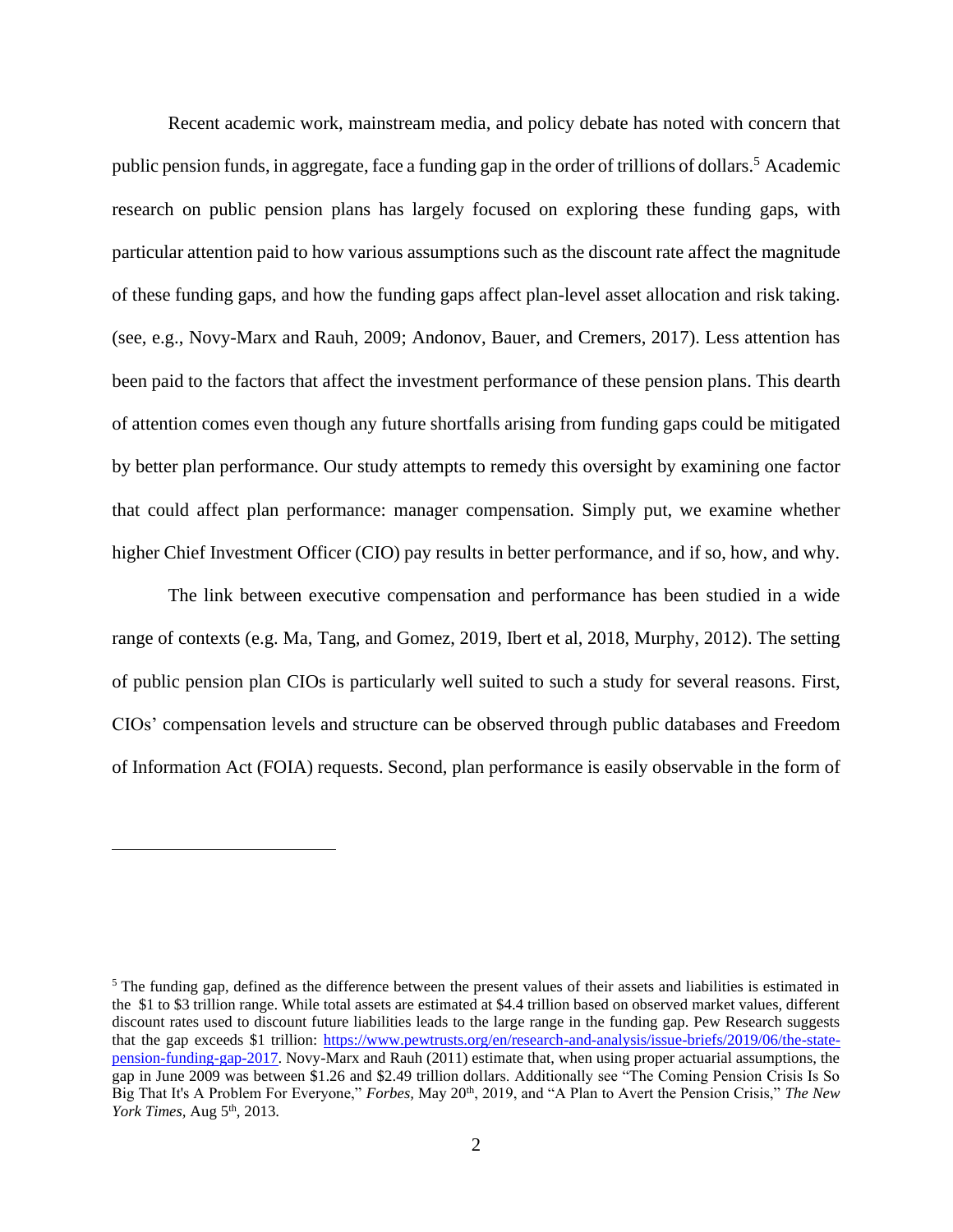Recent academic work, mainstream media, and policy debate has noted with concern that public pension funds, in aggregate, face a funding gap in the order of trillions of dollars.[5] Academic research on public pension plans has largely focused on exploring these funding gaps, with particular attention paid to how various assumptions such as the discount rate affect the magnitude of these funding gaps, and how the funding gaps affect plan-level asset allocation and risk taking. (see, e.g., Novy-Marx and Rauh, 2009; Andonov, Bauer, and Cremers, 2017). Less attention has been paid to the factors that affect the investment performance of these pension plans. This dearth of attention comes even though any future shortfalls arising from funding gaps could be mitigated by better plan performance. Our study attempts to remedy this oversight by examining one factor that could affect plan performance: manager compensation. Simply put, we examine whether higher Chief Investment Officer (CIO) pay results in better performance, and if so, how, and why.

The link between executive compensation and performance has been studied in a wide range of contexts (e.g. Ma, Tang, and Gomez, 2019, Ibert et al, 2018, Murphy, 2012). The setting of public pension plan CIOs is particularly well suited to such a study for several reasons. First, CIOs' compensation levels and structure can be observed through public databases and Freedom of Information Act (FOIA) requests. Second, plan performance is easily observable in the form of

---

[5] The funding gap, defined as the difference between the present values of their assets and liabilities is estimated in the $1 to $3 trillion range. While total assets are estimated at $4.4 trillion based on observed market values, different discount rates used to discount future liabilities leads to the large range in the funding gap. Pew Research suggests that the gap exceeds $1 trillion: [https://www.pewtrusts.org/en/research-and-analysis/issue-briefs/2019/06/the-state-pension-funding-gap-2017](https://www.pewtrusts.org/en/research-and-analysis/issue-briefs/2019/06/the-state-pension-funding-gap-2017). Novy-Marx and Rauh (2011) estimate that, when using proper actuarial assumptions, the gap in June 2009 was between $1.26 and $2.49 trillion dollars. Additionally see "The Coming Pension Crisis Is So Big That It's A Problem For Everyone," *Forbes,* May 20th, 2019, and "A Plan to Avert the Pension Crisis," *The New York Times,* Aug 5th, 2013.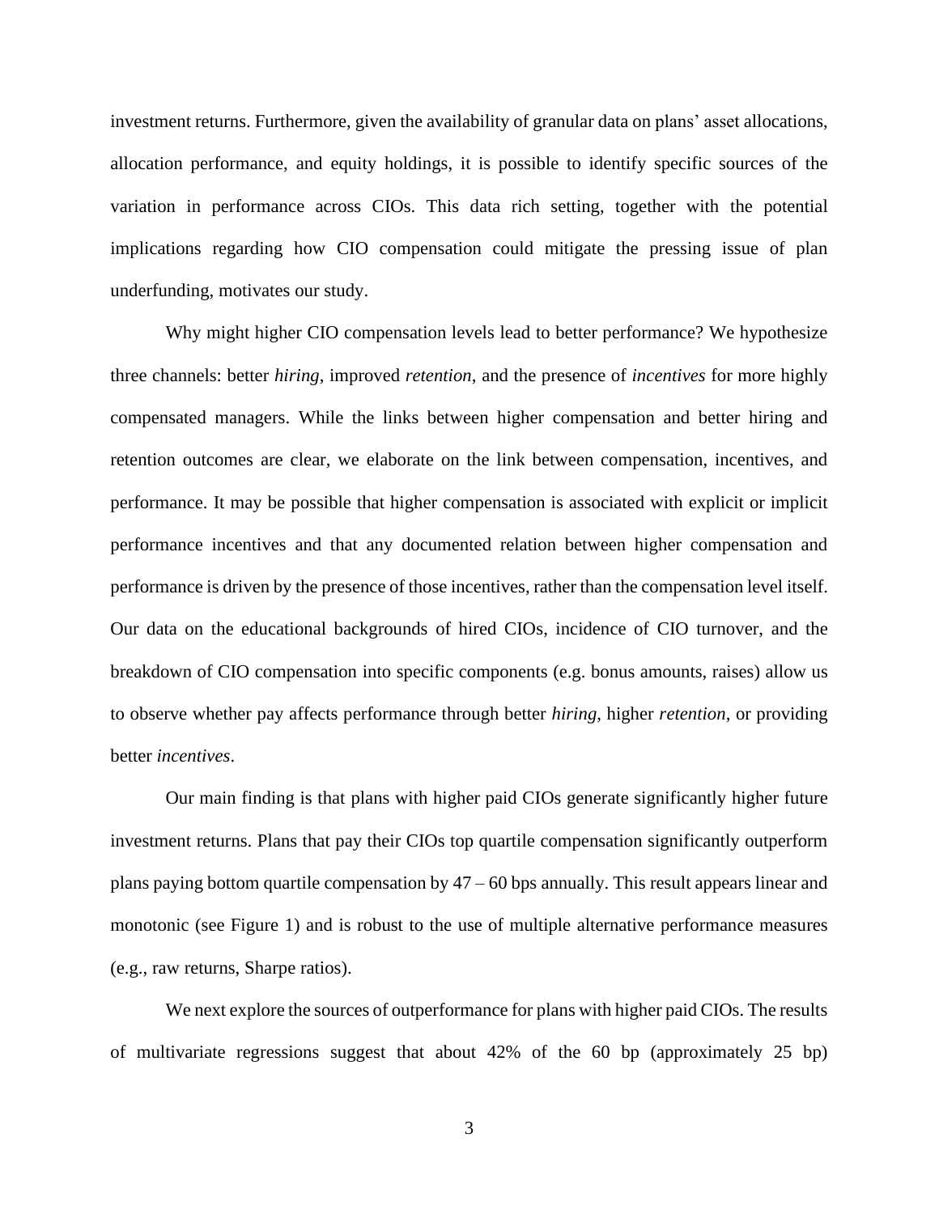investment returns. Furthermore, given the availability of granular data on plans' asset allocations, allocation performance, and equity holdings, it is possible to identify specific sources of the variation in performance across CIOs. This data rich setting, together with the potential implications regarding how CIO compensation could mitigate the pressing issue of plan underfunding, motivates our study.

Why might higher CIO compensation levels lead to better performance? We hypothesize three channels: better *hiring*, improved *retention*, and the presence of *incentives* for more highly compensated managers. While the links between higher compensation and better hiring and retention outcomes are clear, we elaborate on the link between compensation, incentives, and performance. It may be possible that higher compensation is associated with explicit or implicit performance incentives and that any documented relation between higher compensation and performance is driven by the presence of those incentives, rather than the compensation level itself. Our data on the educational backgrounds of hired CIOs, incidence of CIO turnover, and the breakdown of CIO compensation into specific components (e.g. bonus amounts, raises) allow us to observe whether pay affects performance through better *hiring*, higher *retention*, or providing better *incentives*.

Our main finding is that plans with higher paid CIOs generate significantly higher future investment returns. Plans that pay their CIOs top quartile compensation significantly outperform plans paying bottom quartile compensation by 47 – 60 bps annually. This result appears linear and monotonic (see Figure 1) and is robust to the use of multiple alternative performance measures (e.g., raw returns, Sharpe ratios).

We next explore the sources of outperformance for plans with higher paid CIOs. The results of multivariate regressions suggest that about 42% of the 60 bp (approximately 25 bp)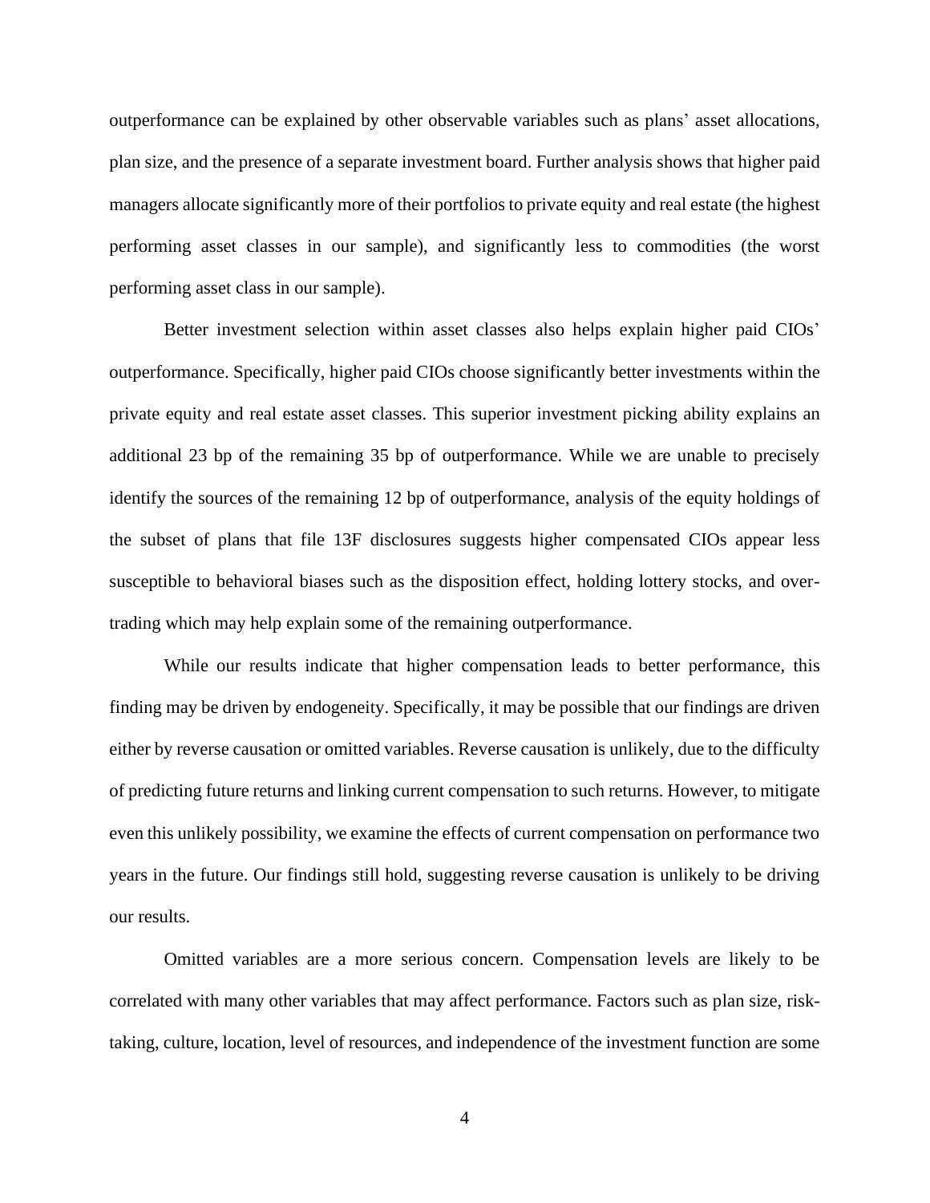outperformance can be explained by other observable variables such as plans' asset allocations, plan size, and the presence of a separate investment board. Further analysis shows that higher paid managers allocate significantly more of their portfolios to private equity and real estate (the highest performing asset classes in our sample), and significantly less to commodities (the worst performing asset class in our sample).

Better investment selection within asset classes also helps explain higher paid CIOs' outperformance. Specifically, higher paid CIOs choose significantly better investments within the private equity and real estate asset classes. This superior investment picking ability explains an additional 23 bp of the remaining 35 bp of outperformance. While we are unable to precisely identify the sources of the remaining 12 bp of outperformance, analysis of the equity holdings of the subset of plans that file 13F disclosures suggests higher compensated CIOs appear less susceptible to behavioral biases such as the disposition effect, holding lottery stocks, and over-trading which may help explain some of the remaining outperformance.

While our results indicate that higher compensation leads to better performance, this finding may be driven by endogeneity. Specifically, it may be possible that our findings are driven either by reverse causation or omitted variables. Reverse causation is unlikely, due to the difficulty of predicting future returns and linking current compensation to such returns. However, to mitigate even this unlikely possibility, we examine the effects of current compensation on performance two years in the future. Our findings still hold, suggesting reverse causation is unlikely to be driving our results.

Omitted variables are a more serious concern. Compensation levels are likely to be correlated with many other variables that may affect performance. Factors such as plan size, risk-taking, culture, location, level of resources, and independence of the investment function are some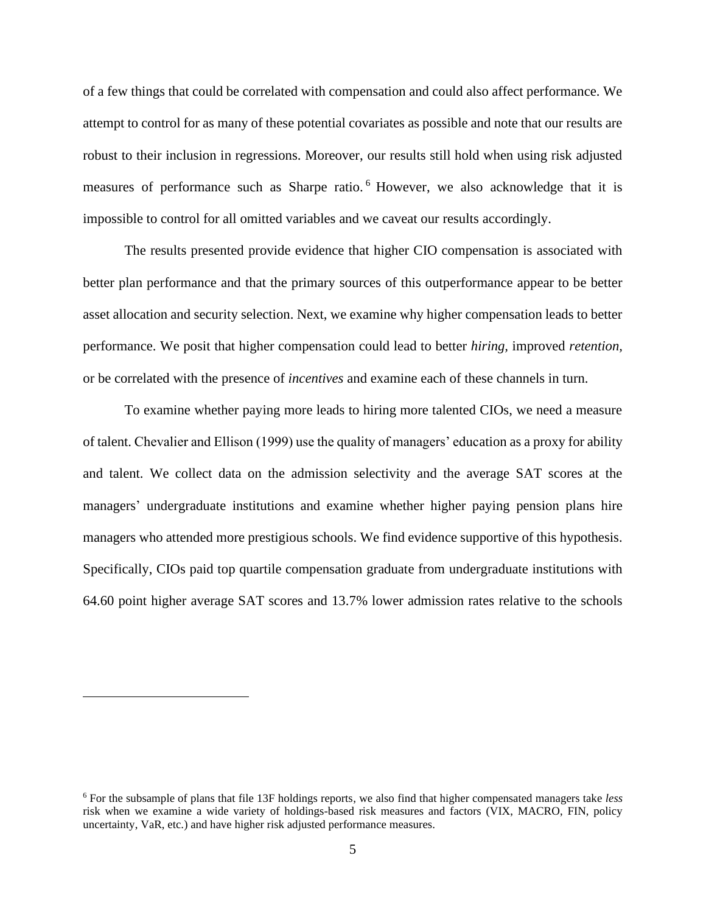of a few things that could be correlated with compensation and could also affect performance. We attempt to control for as many of these potential covariates as possible and note that our results are robust to their inclusion in regressions. Moreover, our results still hold when using risk adjusted measures of performance such as Sharpe ratio.[6] However, we also acknowledge that it is impossible to control for all omitted variables and we caveat our results accordingly.

The results presented provide evidence that higher CIO compensation is associated with better plan performance and that the primary sources of this outperformance appear to be better asset allocation and security selection. Next, we examine why higher compensation leads to better performance. We posit that higher compensation could lead to better *hiring,* improved *retention,* or be correlated with the presence of *incentives* and examine each of these channels in turn.

To examine whether paying more leads to hiring more talented CIOs, we need a measure of talent. Chevalier and Ellison (1999) use the quality of managers' education as a proxy for ability and talent. We collect data on the admission selectivity and the average SAT scores at the managers' undergraduate institutions and examine whether higher paying pension plans hire managers who attended more prestigious schools. We find evidence supportive of this hypothesis. Specifically, CIOs paid top quartile compensation graduate from undergraduate institutions with 64.60 point higher average SAT scores and 13.7% lower admission rates relative to the schools

[6] For the subsample of plans that file 13F holdings reports, we also find that higher compensated managers take *less* risk when we examine a wide variety of holdings-based risk measures and factors (VIX, MACRO, FIN, policy uncertainty, VaR, etc.) and have higher risk adjusted performance measures.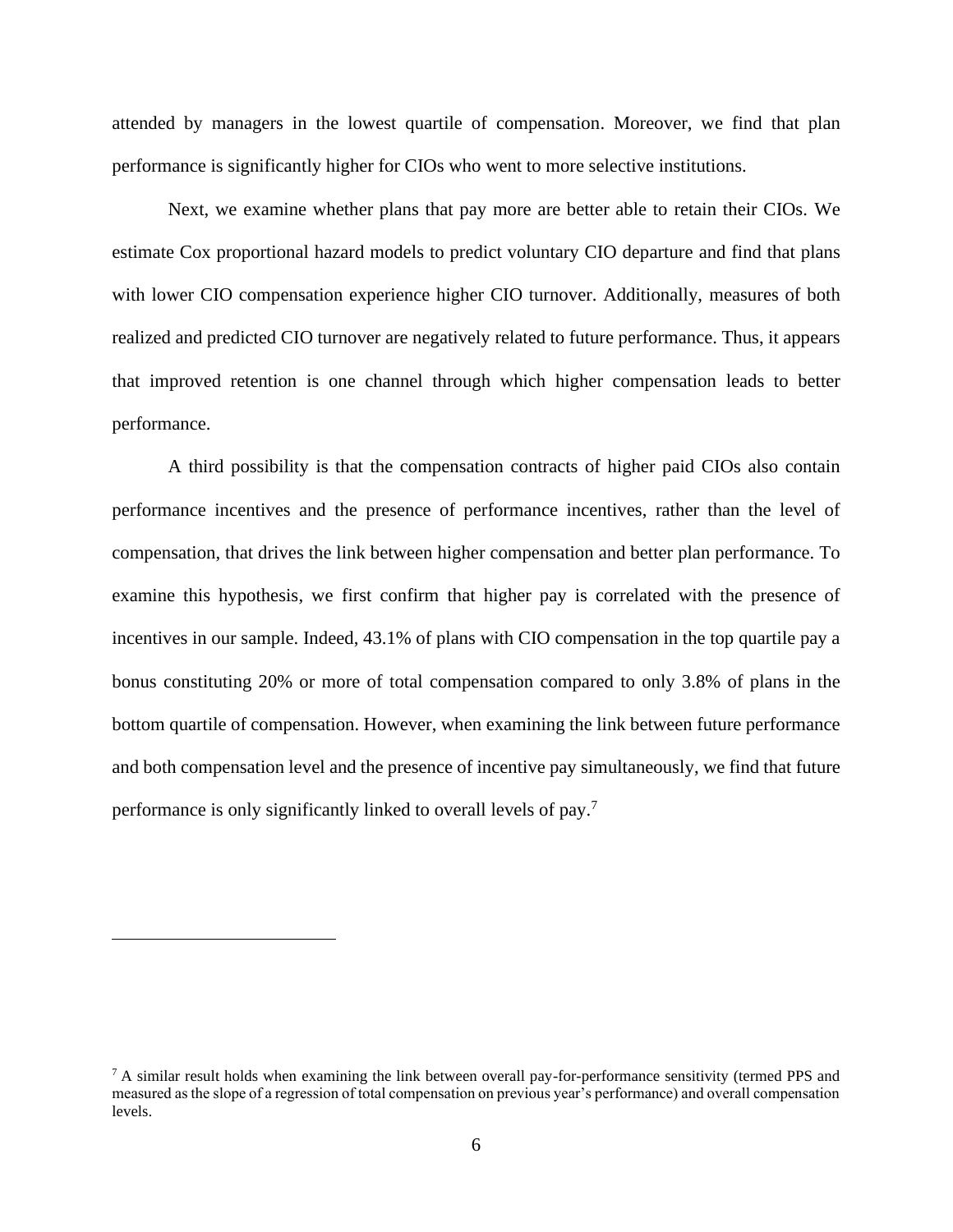attended by managers in the lowest quartile of compensation. Moreover, we find that plan performance is significantly higher for CIOs who went to more selective institutions.

Next, we examine whether plans that pay more are better able to retain their CIOs. We estimate Cox proportional hazard models to predict voluntary CIO departure and find that plans with lower CIO compensation experience higher CIO turnover. Additionally, measures of both realized and predicted CIO turnover are negatively related to future performance. Thus, it appears that improved retention is one channel through which higher compensation leads to better performance.

A third possibility is that the compensation contracts of higher paid CIOs also contain performance incentives and the presence of performance incentives, rather than the level of compensation, that drives the link between higher compensation and better plan performance. To examine this hypothesis, we first confirm that higher pay is correlated with the presence of incentives in our sample. Indeed, 43.1% of plans with CIO compensation in the top quartile pay a bonus constituting 20% or more of total compensation compared to only 3.8% of plans in the bottom quartile of compensation. However, when examining the link between future performance and both compensation level and the presence of incentive pay simultaneously, we find that future performance is only significantly linked to overall levels of pay.[7]

[7] A similar result holds when examining the link between overall pay-for-performance sensitivity (termed PPS and measured as the slope of a regression of total compensation on previous year's performance) and overall compensation levels.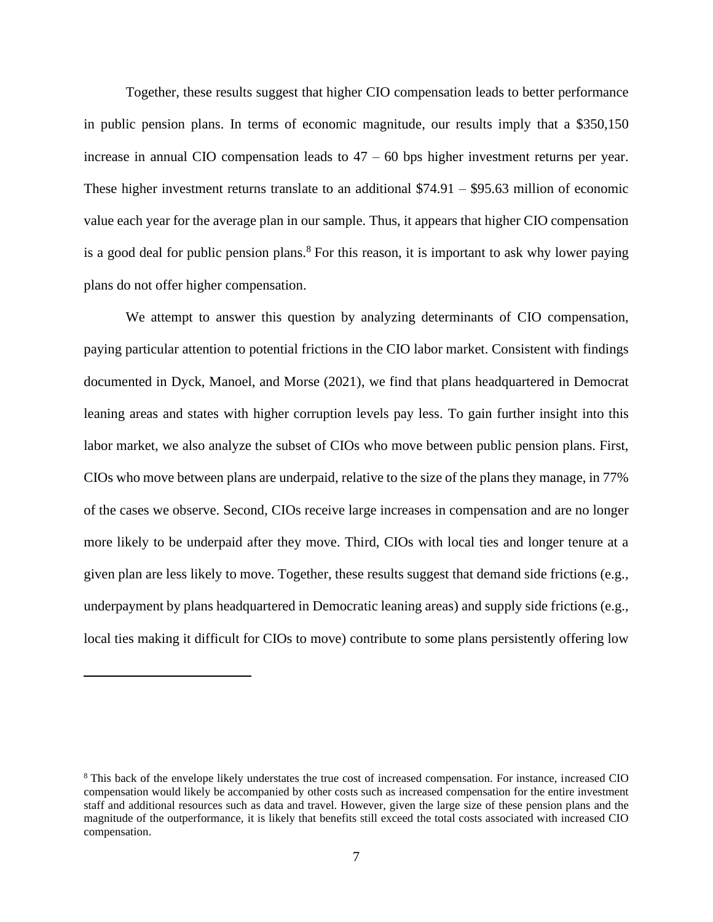Together, these results suggest that higher CIO compensation leads to better performance in public pension plans. In terms of economic magnitude, our results imply that a $350,150 increase in annual CIO compensation leads to 47 – 60 bps higher investment returns per year. These higher investment returns translate to an additional $74.91 – $95.63 million of economic value each year for the average plan in our sample. Thus, it appears that higher CIO compensation is a good deal for public pension plans.[8] For this reason, it is important to ask why lower paying plans do not offer higher compensation.

We attempt to answer this question by analyzing determinants of CIO compensation, paying particular attention to potential frictions in the CIO labor market. Consistent with findings documented in Dyck, Manoel, and Morse (2021), we find that plans headquartered in Democrat leaning areas and states with higher corruption levels pay less. To gain further insight into this labor market, we also analyze the subset of CIOs who move between public pension plans. First, CIOs who move between plans are underpaid, relative to the size of the plans they manage, in 77% of the cases we observe. Second, CIOs receive large increases in compensation and are no longer more likely to be underpaid after they move. Third, CIOs with local ties and longer tenure at a given plan are less likely to move. Together, these results suggest that demand side frictions (e.g., underpayment by plans headquartered in Democratic leaning areas) and supply side frictions (e.g., local ties making it difficult for CIOs to move) contribute to some plans persistently offering low

---

[8] This back of the envelope likely understates the true cost of increased compensation. For instance, increased CIO compensation would likely be accompanied by other costs such as increased compensation for the entire investment staff and additional resources such as data and travel. However, given the large size of these pension plans and the magnitude of the outperformance, it is likely that benefits still exceed the total costs associated with increased CIO compensation.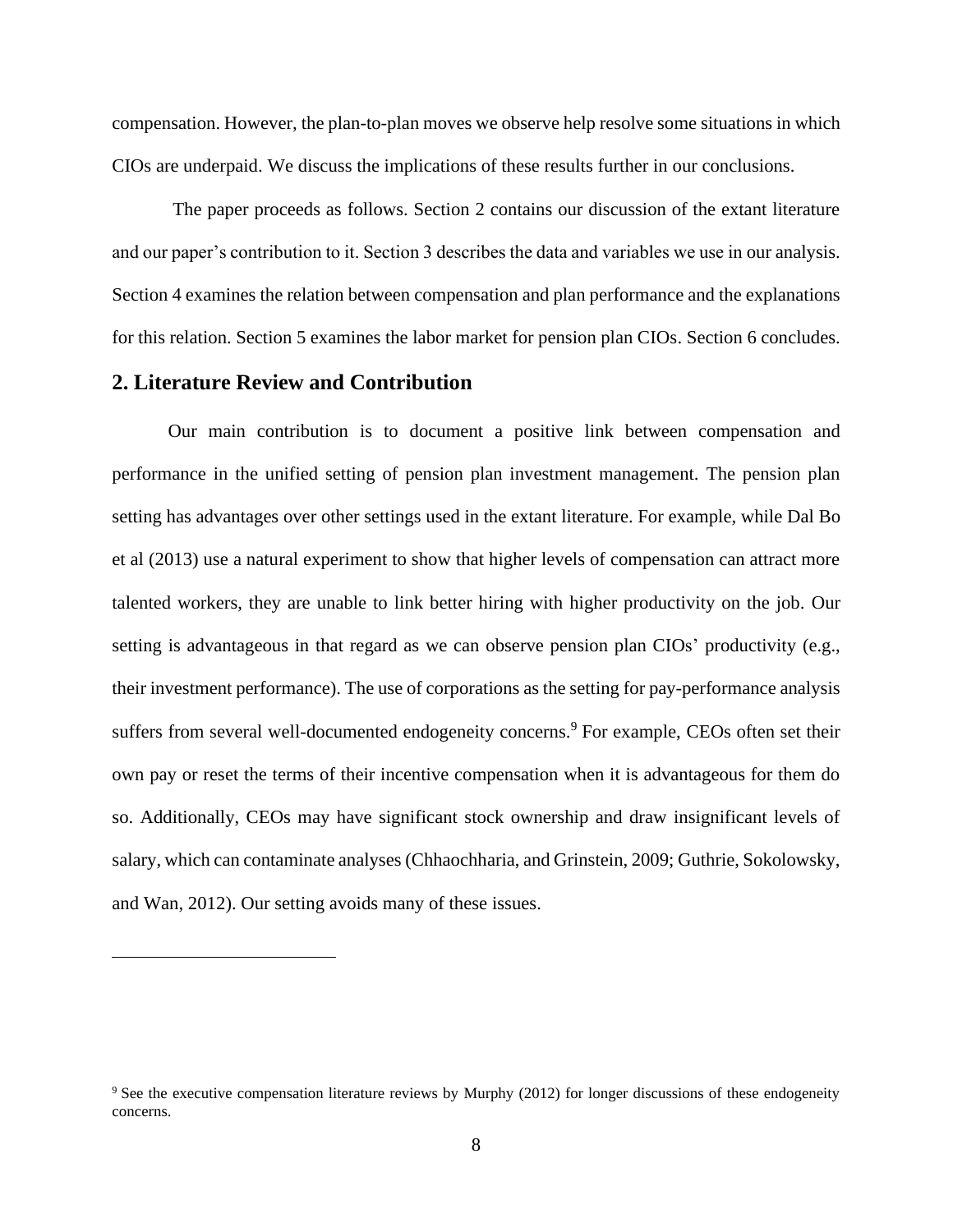compensation. However, the plan-to-plan moves we observe help resolve some situations in which CIOs are underpaid. We discuss the implications of these results further in our conclusions.

The paper proceeds as follows. Section 2 contains our discussion of the extant literature and our paper's contribution to it. Section 3 describes the data and variables we use in our analysis. Section 4 examines the relation between compensation and plan performance and the explanations for this relation. Section 5 examines the labor market for pension plan CIOs. Section 6 concludes.

## 2. Literature Review and Contribution

Our main contribution is to document a positive link between compensation and performance in the unified setting of pension plan investment management. The pension plan setting has advantages over other settings used in the extant literature. For example, while Dal Bo et al (2013) use a natural experiment to show that higher levels of compensation can attract more talented workers, they are unable to link better hiring with higher productivity on the job. Our setting is advantageous in that regard as we can observe pension plan CIOs' productivity (e.g., their investment performance). The use of corporations as the setting for pay-performance analysis suffers from several well-documented endogeneity concerns.[9] For example, CEOs often set their own pay or reset the terms of their incentive compensation when it is advantageous for them do so. Additionally, CEOs may have significant stock ownership and draw insignificant levels of salary, which can contaminate analyses (Chhaochharia, and Grinstein, 2009; Guthrie, Sokolowsky, and Wan, 2012). Our setting avoids many of these issues.

[9] See the executive compensation literature reviews by Murphy (2012) for longer discussions of these endogeneity concerns.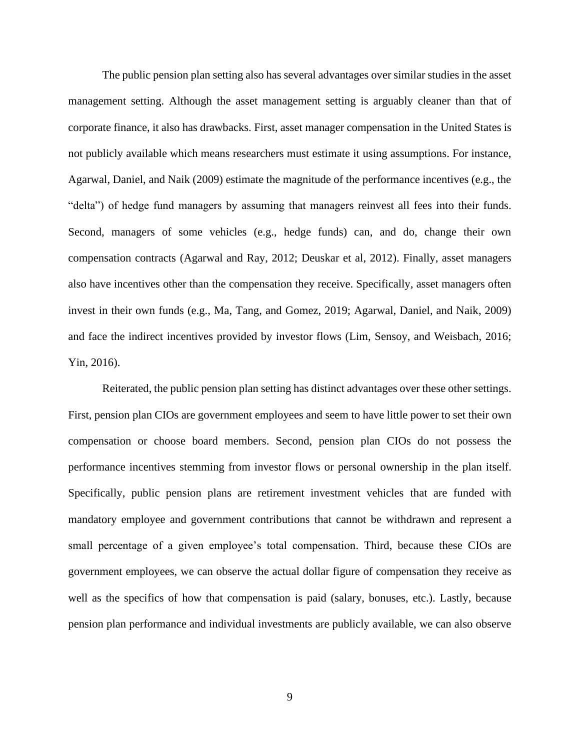The public pension plan setting also has several advantages over similar studies in the asset management setting. Although the asset management setting is arguably cleaner than that of corporate finance, it also has drawbacks. First, asset manager compensation in the United States is not publicly available which means researchers must estimate it using assumptions. For instance, Agarwal, Daniel, and Naik (2009) estimate the magnitude of the performance incentives (e.g., the "delta") of hedge fund managers by assuming that managers reinvest all fees into their funds. Second, managers of some vehicles (e.g., hedge funds) can, and do, change their own compensation contracts (Agarwal and Ray, 2012; Deuskar et al, 2012). Finally, asset managers also have incentives other than the compensation they receive. Specifically, asset managers often invest in their own funds (e.g., Ma, Tang, and Gomez, 2019; Agarwal, Daniel, and Naik, 2009) and face the indirect incentives provided by investor flows (Lim, Sensoy, and Weisbach, 2016; Yin, 2016).

Reiterated, the public pension plan setting has distinct advantages over these other settings. First, pension plan CIOs are government employees and seem to have little power to set their own compensation or choose board members. Second, pension plan CIOs do not possess the performance incentives stemming from investor flows or personal ownership in the plan itself. Specifically, public pension plans are retirement investment vehicles that are funded with mandatory employee and government contributions that cannot be withdrawn and represent a small percentage of a given employee's total compensation. Third, because these CIOs are government employees, we can observe the actual dollar figure of compensation they receive as well as the specifics of how that compensation is paid (salary, bonuses, etc.). Lastly, because pension plan performance and individual investments are publicly available, we can also observe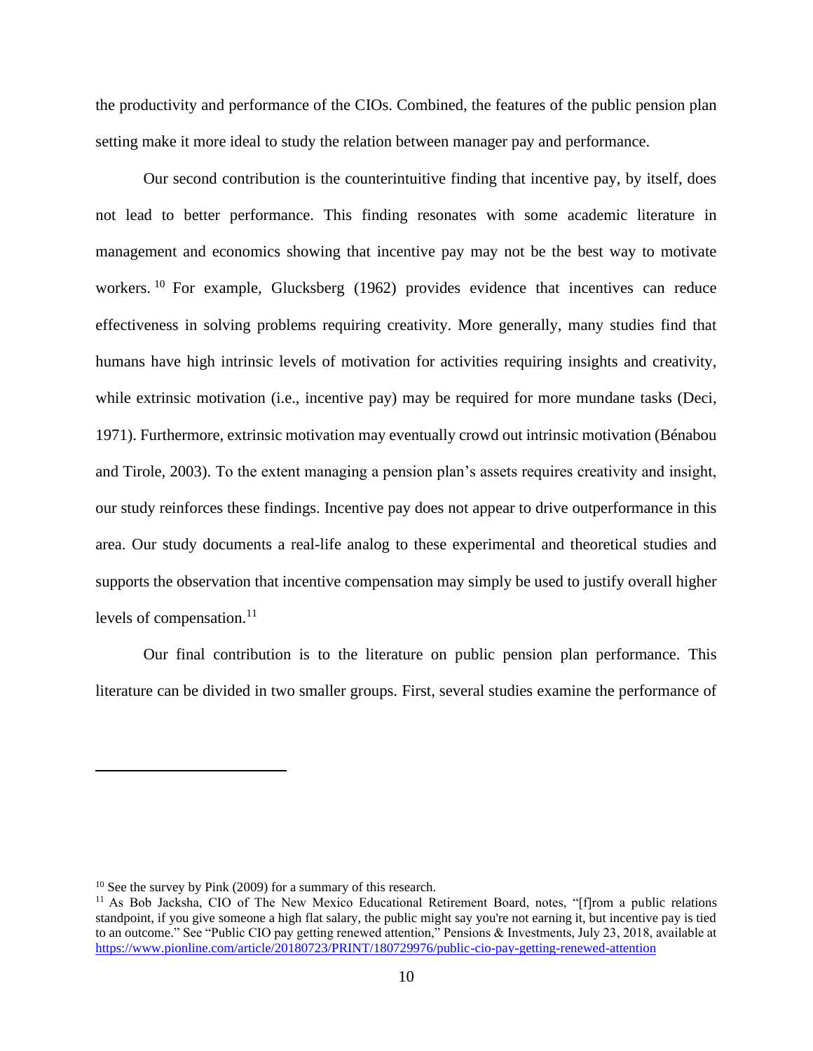the productivity and performance of the CIOs. Combined, the features of the public pension plan setting make it more ideal to study the relation between manager pay and performance.

Our second contribution is the counterintuitive finding that incentive pay, by itself, does not lead to better performance. This finding resonates with some academic literature in management and economics showing that incentive pay may not be the best way to motivate workers.[10] For example, Glucksberg (1962) provides evidence that incentives can reduce effectiveness in solving problems requiring creativity. More generally, many studies find that humans have high intrinsic levels of motivation for activities requiring insights and creativity, while extrinsic motivation (i.e., incentive pay) may be required for more mundane tasks (Deci, 1971). Furthermore, extrinsic motivation may eventually crowd out intrinsic motivation (Bénabou and Tirole, 2003). To the extent managing a pension plan's assets requires creativity and insight, our study reinforces these findings. Incentive pay does not appear to drive outperformance in this area. Our study documents a real-life analog to these experimental and theoretical studies and supports the observation that incentive compensation may simply be used to justify overall higher levels of compensation.[11]

Our final contribution is to the literature on public pension plan performance. This literature can be divided in two smaller groups. First, several studies examine the performance of

---

[10] See the survey by Pink (2009) for a summary of this research.

[11] As Bob Jacksha, CIO of The New Mexico Educational Retirement Board, notes, "[f]rom a public relations standpoint, if you give someone a high flat salary, the public might say you're not earning it, but incentive pay is tied to an outcome." See "Public CIO pay getting renewed attention," Pensions & Investments, July 23, 2018, available at https://www.pionline.com/article/20180723/PRINT/180729976/public-cio-pay-getting-renewed-attention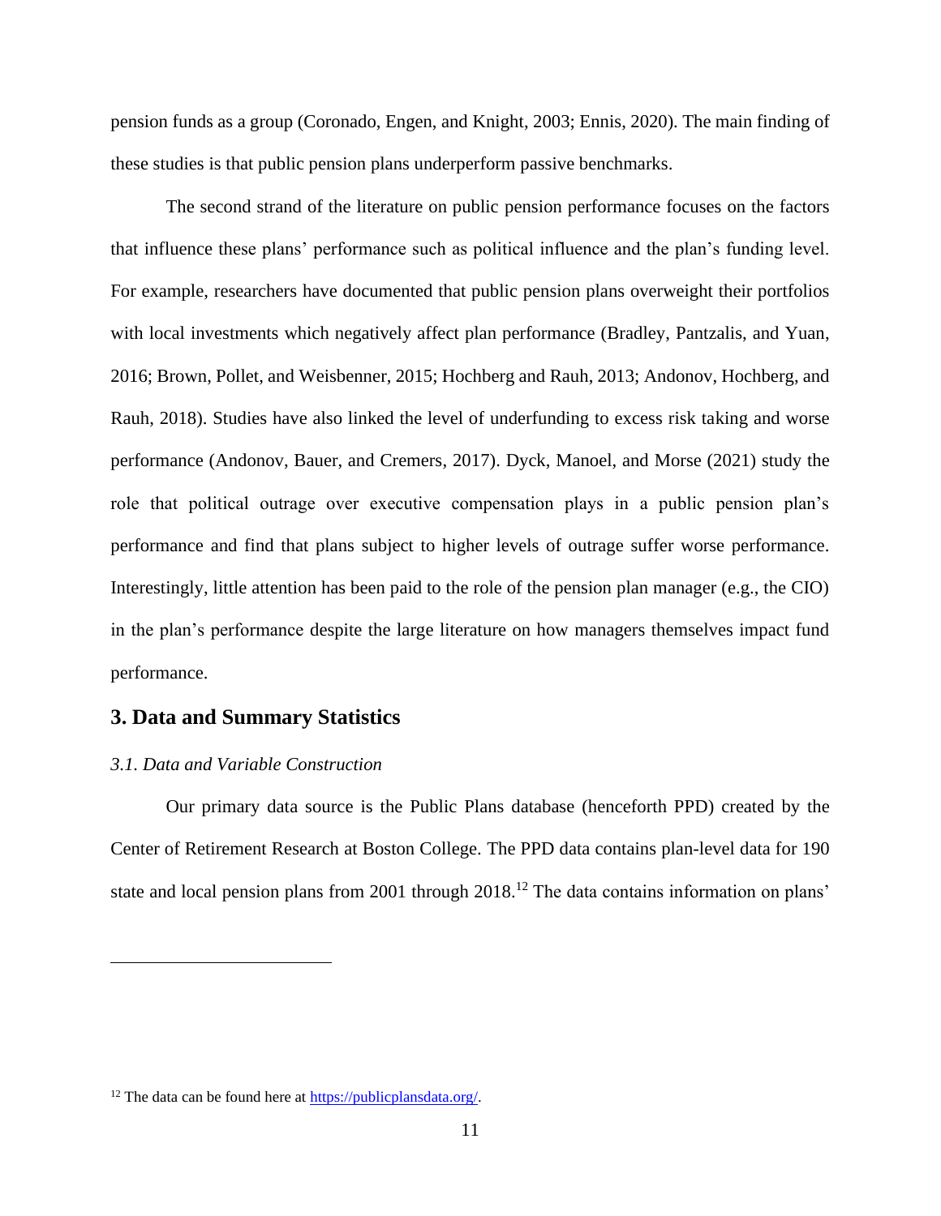pension funds as a group (Coronado, Engen, and Knight, 2003; Ennis, 2020). The main finding of these studies is that public pension plans underperform passive benchmarks.

The second strand of the literature on public pension performance focuses on the factors that influence these plans' performance such as political influence and the plan's funding level. For example, researchers have documented that public pension plans overweight their portfolios with local investments which negatively affect plan performance (Bradley, Pantzalis, and Yuan, 2016; Brown, Pollet, and Weisbenner, 2015; Hochberg and Rauh, 2013; Andonov, Hochberg, and Rauh, 2018). Studies have also linked the level of underfunding to excess risk taking and worse performance (Andonov, Bauer, and Cremers, 2017). Dyck, Manoel, and Morse (2021) study the role that political outrage over executive compensation plays in a public pension plan's performance and find that plans subject to higher levels of outrage suffer worse performance. Interestingly, little attention has been paid to the role of the pension plan manager (e.g., the CIO) in the plan's performance despite the large literature on how managers themselves impact fund performance.

## 3. Data and Summary Statistics

### *3.1. Data and Variable Construction*

Our primary data source is the Public Plans database (henceforth PPD) created by the Center of Retirement Research at Boston College. The PPD data contains plan-level data for 190 state and local pension plans from 2001 through 2018.[12] The data contains information on plans'

[12] The data can be found here at https://publicplansdata.org/.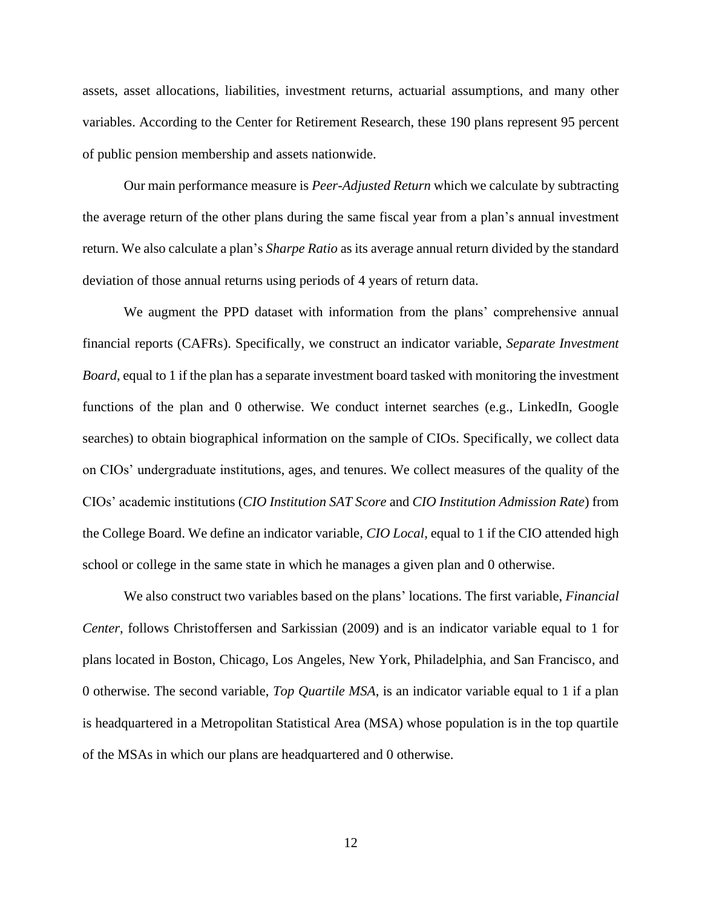assets, asset allocations, liabilities, investment returns, actuarial assumptions, and many other variables. According to the Center for Retirement Research, these 190 plans represent 95 percent of public pension membership and assets nationwide.

Our main performance measure is *Peer-Adjusted Return* which we calculate by subtracting the average return of the other plans during the same fiscal year from a plan's annual investment return. We also calculate a plan's *Sharpe Ratio* as its average annual return divided by the standard deviation of those annual returns using periods of 4 years of return data.

We augment the PPD dataset with information from the plans' comprehensive annual financial reports (CAFRs). Specifically, we construct an indicator variable, *Separate Investment Board*, equal to 1 if the plan has a separate investment board tasked with monitoring the investment functions of the plan and 0 otherwise. We conduct internet searches (e.g., LinkedIn, Google searches) to obtain biographical information on the sample of CIOs. Specifically, we collect data on CIOs' undergraduate institutions, ages, and tenures. We collect measures of the quality of the CIOs' academic institutions (*CIO Institution SAT Score* and *CIO Institution Admission Rate*) from the College Board. We define an indicator variable, *CIO Local*, equal to 1 if the CIO attended high school or college in the same state in which he manages a given plan and 0 otherwise.

We also construct two variables based on the plans' locations. The first variable, *Financial Center*, follows Christoffersen and Sarkissian (2009) and is an indicator variable equal to 1 for plans located in Boston, Chicago, Los Angeles, New York, Philadelphia, and San Francisco, and 0 otherwise. The second variable, *Top Quartile MSA*, is an indicator variable equal to 1 if a plan is headquartered in a Metropolitan Statistical Area (MSA) whose population is in the top quartile of the MSAs in which our plans are headquartered and 0 otherwise.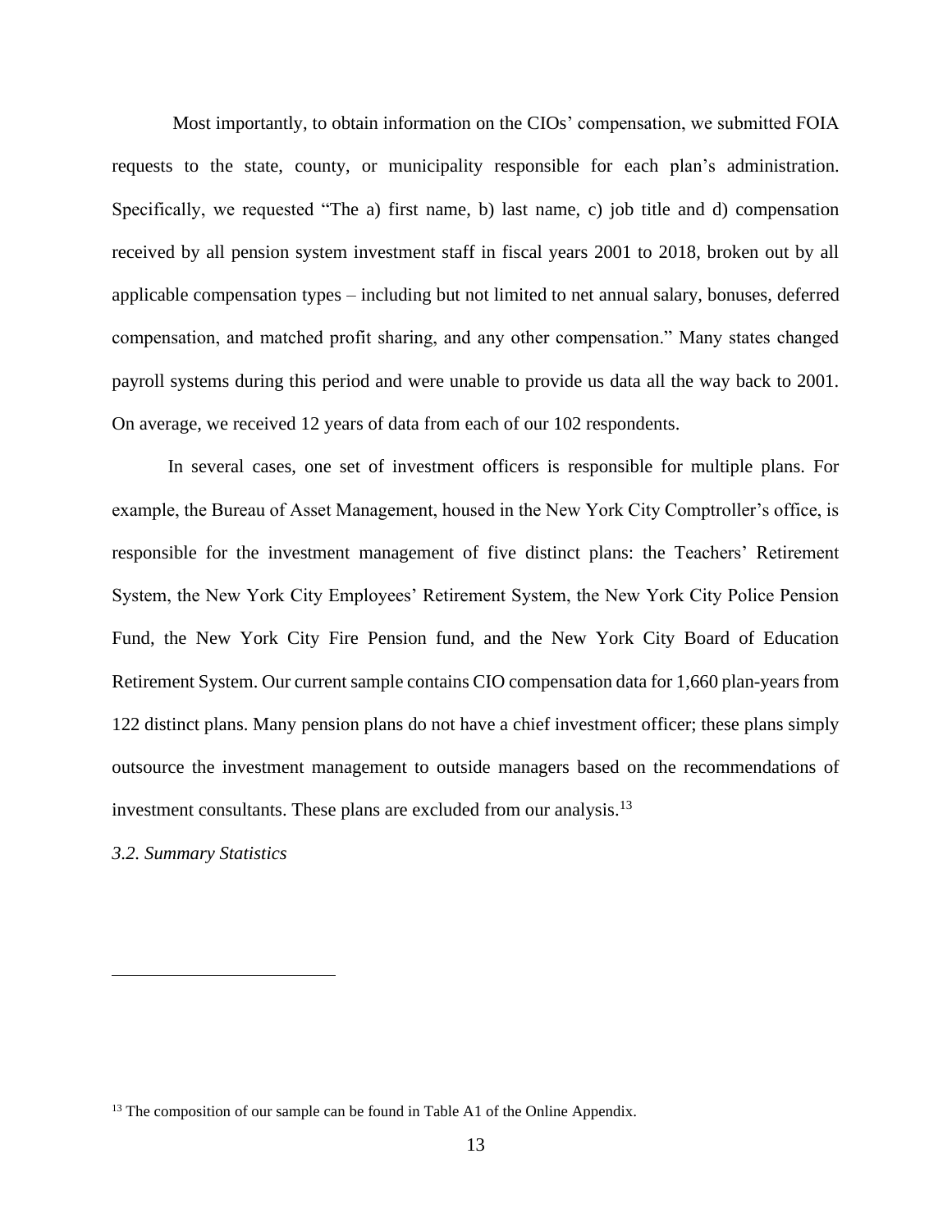Most importantly, to obtain information on the CIOs' compensation, we submitted FOIA requests to the state, county, or municipality responsible for each plan's administration. Specifically, we requested "The a) first name, b) last name, c) job title and d) compensation received by all pension system investment staff in fiscal years 2001 to 2018, broken out by all applicable compensation types – including but not limited to net annual salary, bonuses, deferred compensation, and matched profit sharing, and any other compensation." Many states changed payroll systems during this period and were unable to provide us data all the way back to 2001. On average, we received 12 years of data from each of our 102 respondents.

In several cases, one set of investment officers is responsible for multiple plans. For example, the Bureau of Asset Management, housed in the New York City Comptroller's office, is responsible for the investment management of five distinct plans: the Teachers' Retirement System, the New York City Employees' Retirement System, the New York City Police Pension Fund, the New York City Fire Pension fund, and the New York City Board of Education Retirement System. Our current sample contains CIO compensation data for 1,660 plan-years from 122 distinct plans. Many pension plans do not have a chief investment officer; these plans simply outsource the investment management to outside managers based on the recommendations of investment consultants. These plans are excluded from our analysis.[13]

*3.2. Summary Statistics*

[13] The composition of our sample can be found in Table A1 of the Online Appendix.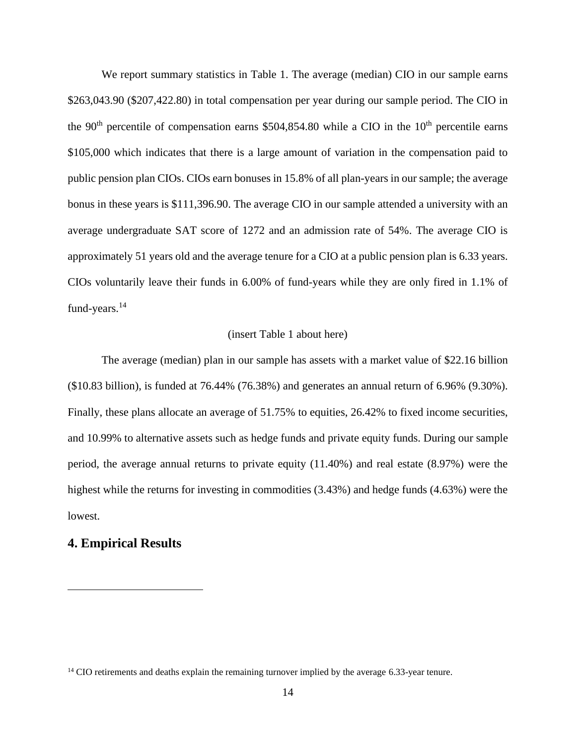We report summary statistics in Table 1. The average (median) CIO in our sample earns \$263,043.90 (\$207,422.80) in total compensation per year during our sample period. The CIO in the 90th percentile of compensation earns \$504,854.80 while a CIO in the 10th percentile earns \$105,000 which indicates that there is a large amount of variation in the compensation paid to public pension plan CIOs. CIOs earn bonuses in 15.8% of all plan-years in our sample; the average bonus in these years is \$111,396.90. The average CIO in our sample attended a university with an average undergraduate SAT score of 1272 and an admission rate of 54%. The average CIO is approximately 51 years old and the average tenure for a CIO at a public pension plan is 6.33 years. CIOs voluntarily leave their funds in 6.00% of fund-years while they are only fired in 1.1% of fund-years.[14]

(insert Table 1 about here)

The average (median) plan in our sample has assets with a market value of \$22.16 billion (\$10.83 billion), is funded at 76.44% (76.38%) and generates an annual return of 6.96% (9.30%). Finally, these plans allocate an average of 51.75% to equities, 26.42% to fixed income securities, and 10.99% to alternative assets such as hedge funds and private equity funds. During our sample period, the average annual returns to private equity (11.40%) and real estate (8.97%) were the highest while the returns for investing in commodities (3.43%) and hedge funds (4.63%) were the lowest.

## 4. Empirical Results

[14] CIO retirements and deaths explain the remaining turnover implied by the average 6.33-year tenure.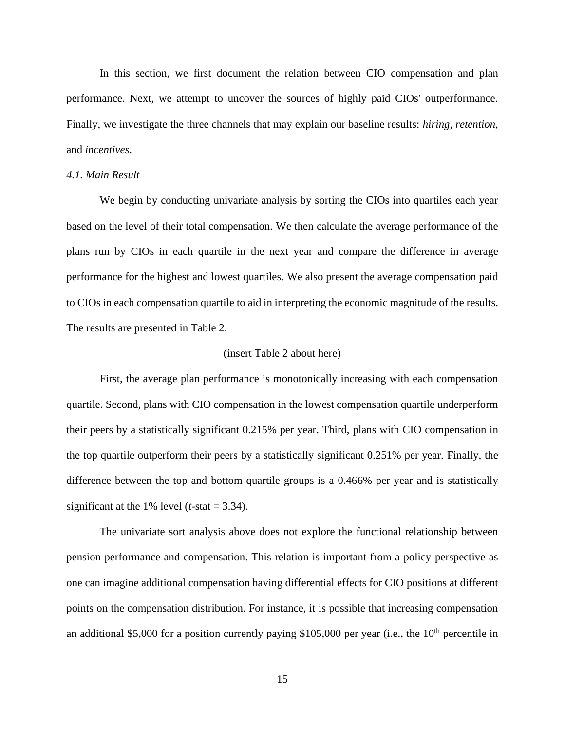In this section, we first document the relation between CIO compensation and plan performance. Next, we attempt to uncover the sources of highly paid CIOs' outperformance. Finally, we investigate the three channels that may explain our baseline results: *hiring*, *retention*, and *incentives*.

*4.1. Main Result*

We begin by conducting univariate analysis by sorting the CIOs into quartiles each year based on the level of their total compensation. We then calculate the average performance of the plans run by CIOs in each quartile in the next year and compare the difference in average performance for the highest and lowest quartiles. We also present the average compensation paid to CIOs in each compensation quartile to aid in interpreting the economic magnitude of the results. The results are presented in Table 2.

(insert Table 2 about here)

First, the average plan performance is monotonically increasing with each compensation quartile. Second, plans with CIO compensation in the lowest compensation quartile underperform their peers by a statistically significant 0.215% per year. Third, plans with CIO compensation in the top quartile outperform their peers by a statistically significant 0.251% per year. Finally, the difference between the top and bottom quartile groups is a 0.466% per year and is statistically significant at the 1% level (*t*-stat = 3.34).

The univariate sort analysis above does not explore the functional relationship between pension performance and compensation. This relation is important from a policy perspective as one can imagine additional compensation having differential effects for CIO positions at different points on the compensation distribution. For instance, it is possible that increasing compensation an additional \$5,000 for a position currently paying \$105,000 per year (i.e., the 10th percentile in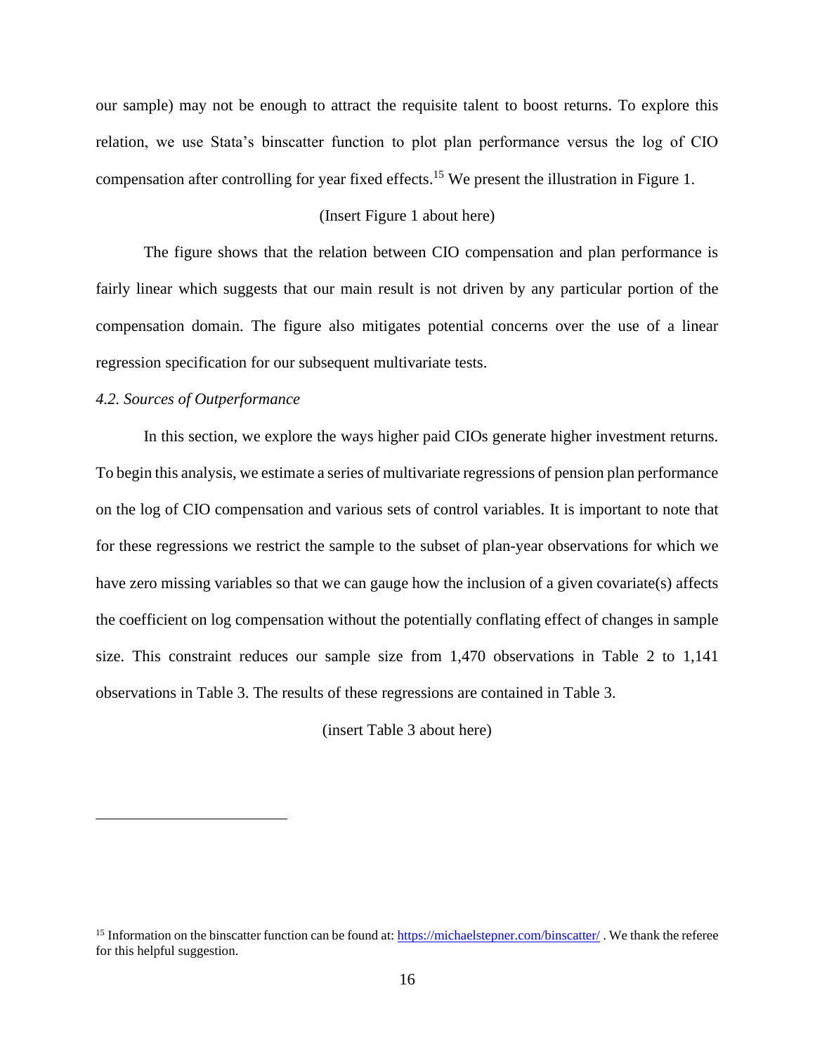our sample) may not be enough to attract the requisite talent to boost returns. To explore this relation, we use Stata's binscatter function to plot plan performance versus the log of CIO compensation after controlling for year fixed effects.[15] We present the illustration in Figure 1.

(Insert Figure 1 about here)

The figure shows that the relation between CIO compensation and plan performance is fairly linear which suggests that our main result is not driven by any particular portion of the compensation domain. The figure also mitigates potential concerns over the use of a linear regression specification for our subsequent multivariate tests.

*4.2. Sources of Outperformance*

In this section, we explore the ways higher paid CIOs generate higher investment returns. To begin this analysis, we estimate a series of multivariate regressions of pension plan performance on the log of CIO compensation and various sets of control variables. It is important to note that for these regressions we restrict the sample to the subset of plan-year observations for which we have zero missing variables so that we can gauge how the inclusion of a given covariate(s) affects the coefficient on log compensation without the potentially conflating effect of changes in sample size. This constraint reduces our sample size from 1,470 observations in Table 2 to 1,141 observations in Table 3. The results of these regressions are contained in Table 3.

(insert Table 3 about here)

[15] Information on the binscatter function can be found at: https://michaelstepner.com/binscatter/ . We thank the referee for this helpful suggestion.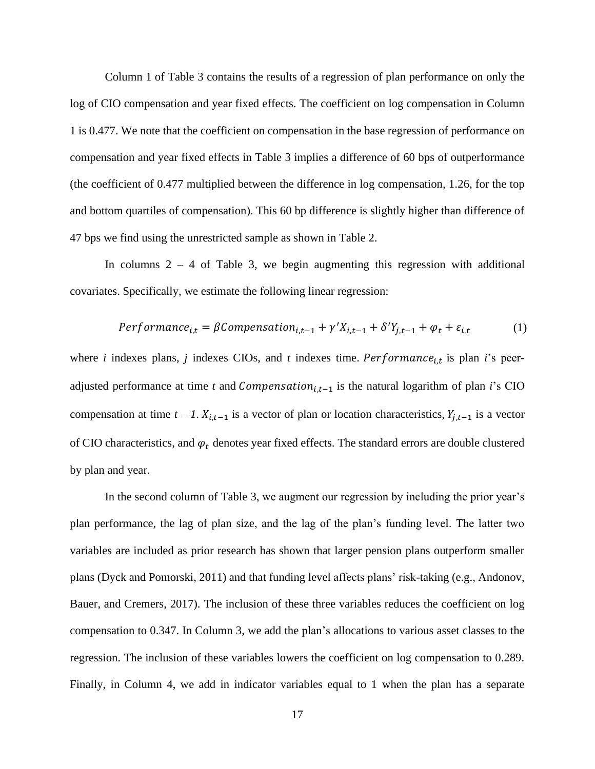Column 1 of Table 3 contains the results of a regression of plan performance on only the log of CIO compensation and year fixed effects. The coefficient on log compensation in Column 1 is 0.477. We note that the coefficient on compensation in the base regression of performance on compensation and year fixed effects in Table 3 implies a difference of 60 bps of outperformance (the coefficient of 0.477 multiplied between the difference in log compensation, 1.26, for the top and bottom quartiles of compensation). This 60 bp difference is slightly higher than difference of 47 bps we find using the unrestricted sample as shown in Table 2.

In columns 2 – 4 of Table 3, we begin augmenting this regression with additional covariates. Specifically, we estimate the following linear regression:

$$Performance_{i,t} = \beta Compensation_{i,t-1} + \gamma' X_{i,t-1} + \delta' Y_{j,t-1} + \varphi_t + \varepsilon_{i,t} \tag{1}$$

where *i* indexes plans, *j* indexes CIOs, and *t* indexes time. $Performance_{i,t}$ is plan *i*'s peer-adjusted performance at time *t* and $Compensation_{i,t-1}$ is the natural logarithm of plan *i*'s CIO compensation at time *t – 1*. $X_{i,t-1}$ is a vector of plan or location characteristics, $Y_{j,t-1}$ is a vector of CIO characteristics, and $\varphi_t$ denotes year fixed effects. The standard errors are double clustered by plan and year.

In the second column of Table 3, we augment our regression by including the prior year's plan performance, the lag of plan size, and the lag of the plan's funding level. The latter two variables are included as prior research has shown that larger pension plans outperform smaller plans (Dyck and Pomorski, 2011) and that funding level affects plans' risk-taking (e.g., Andonov, Bauer, and Cremers, 2017). The inclusion of these three variables reduces the coefficient on log compensation to 0.347. In Column 3, we add the plan's allocations to various asset classes to the regression. The inclusion of these variables lowers the coefficient on log compensation to 0.289. Finally, in Column 4, we add in indicator variables equal to 1 when the plan has a separate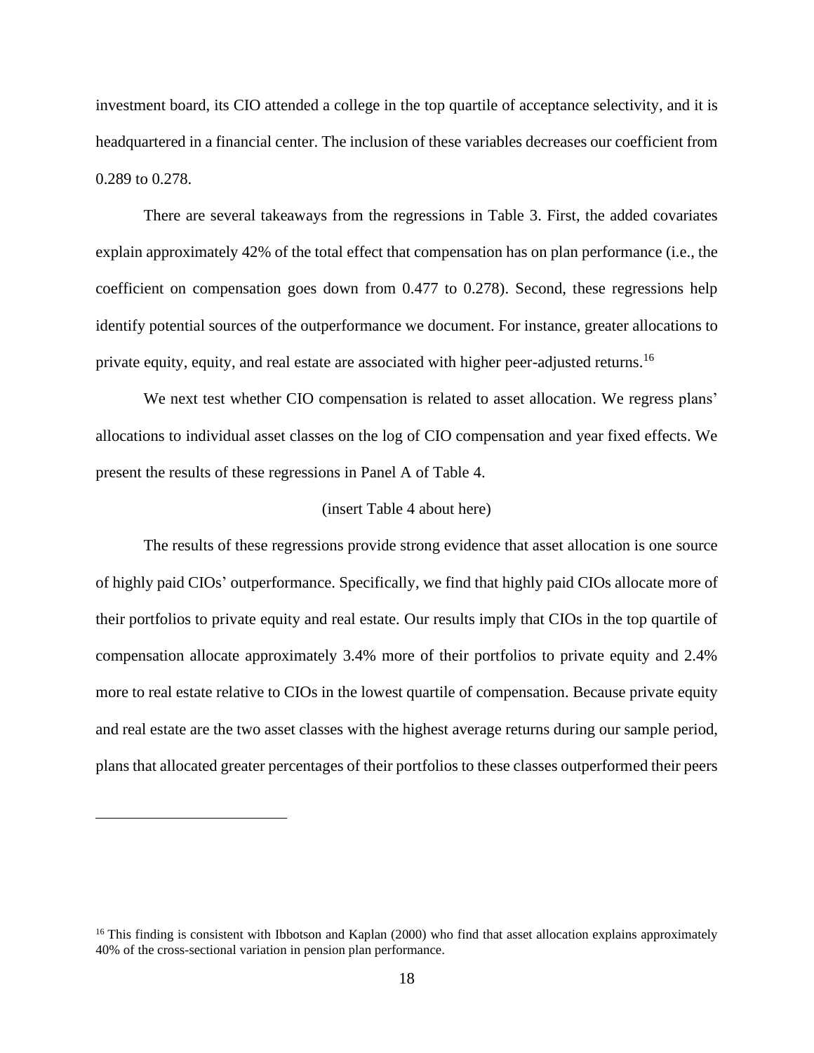investment board, its CIO attended a college in the top quartile of acceptance selectivity, and it is headquartered in a financial center. The inclusion of these variables decreases our coefficient from 0.289 to 0.278.

There are several takeaways from the regressions in Table 3. First, the added covariates explain approximately 42% of the total effect that compensation has on plan performance (i.e., the coefficient on compensation goes down from 0.477 to 0.278). Second, these regressions help identify potential sources of the outperformance we document. For instance, greater allocations to private equity, equity, and real estate are associated with higher peer-adjusted returns.[16]

We next test whether CIO compensation is related to asset allocation. We regress plans' allocations to individual asset classes on the log of CIO compensation and year fixed effects. We present the results of these regressions in Panel A of Table 4.

(insert Table 4 about here)

The results of these regressions provide strong evidence that asset allocation is one source of highly paid CIOs' outperformance. Specifically, we find that highly paid CIOs allocate more of their portfolios to private equity and real estate. Our results imply that CIOs in the top quartile of compensation allocate approximately 3.4% more of their portfolios to private equity and 2.4% more to real estate relative to CIOs in the lowest quartile of compensation. Because private equity and real estate are the two asset classes with the highest average returns during our sample period, plans that allocated greater percentages of their portfolios to these classes outperformed their peers

[16] This finding is consistent with Ibbotson and Kaplan (2000) who find that asset allocation explains approximately 40% of the cross-sectional variation in pension plan performance.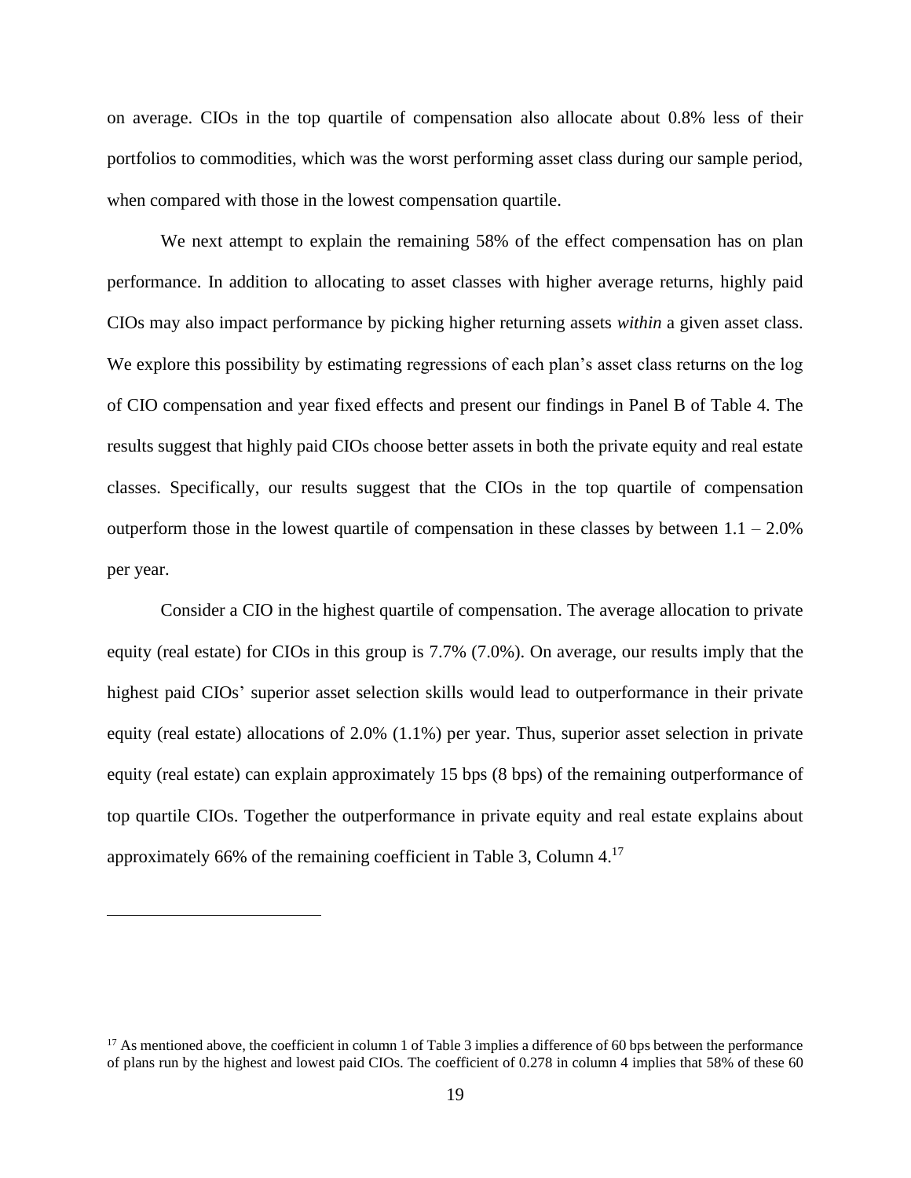on average. CIOs in the top quartile of compensation also allocate about 0.8% less of their portfolios to commodities, which was the worst performing asset class during our sample period, when compared with those in the lowest compensation quartile.

We next attempt to explain the remaining 58% of the effect compensation has on plan performance. In addition to allocating to asset classes with higher average returns, highly paid CIOs may also impact performance by picking higher returning assets *within* a given asset class. We explore this possibility by estimating regressions of each plan's asset class returns on the log of CIO compensation and year fixed effects and present our findings in Panel B of Table 4. The results suggest that highly paid CIOs choose better assets in both the private equity and real estate classes. Specifically, our results suggest that the CIOs in the top quartile of compensation outperform those in the lowest quartile of compensation in these classes by between 1.1 – 2.0% per year.

Consider a CIO in the highest quartile of compensation. The average allocation to private equity (real estate) for CIOs in this group is 7.7% (7.0%). On average, our results imply that the highest paid CIOs' superior asset selection skills would lead to outperformance in their private equity (real estate) allocations of 2.0% (1.1%) per year. Thus, superior asset selection in private equity (real estate) can explain approximately 15 bps (8 bps) of the remaining outperformance of top quartile CIOs. Together the outperformance in private equity and real estate explains about approximately 66% of the remaining coefficient in Table 3, Column 4.[17]

---

[17] As mentioned above, the coefficient in column 1 of Table 3 implies a difference of 60 bps between the performance of plans run by the highest and lowest paid CIOs. The coefficient of 0.278 in column 4 implies that 58% of these 60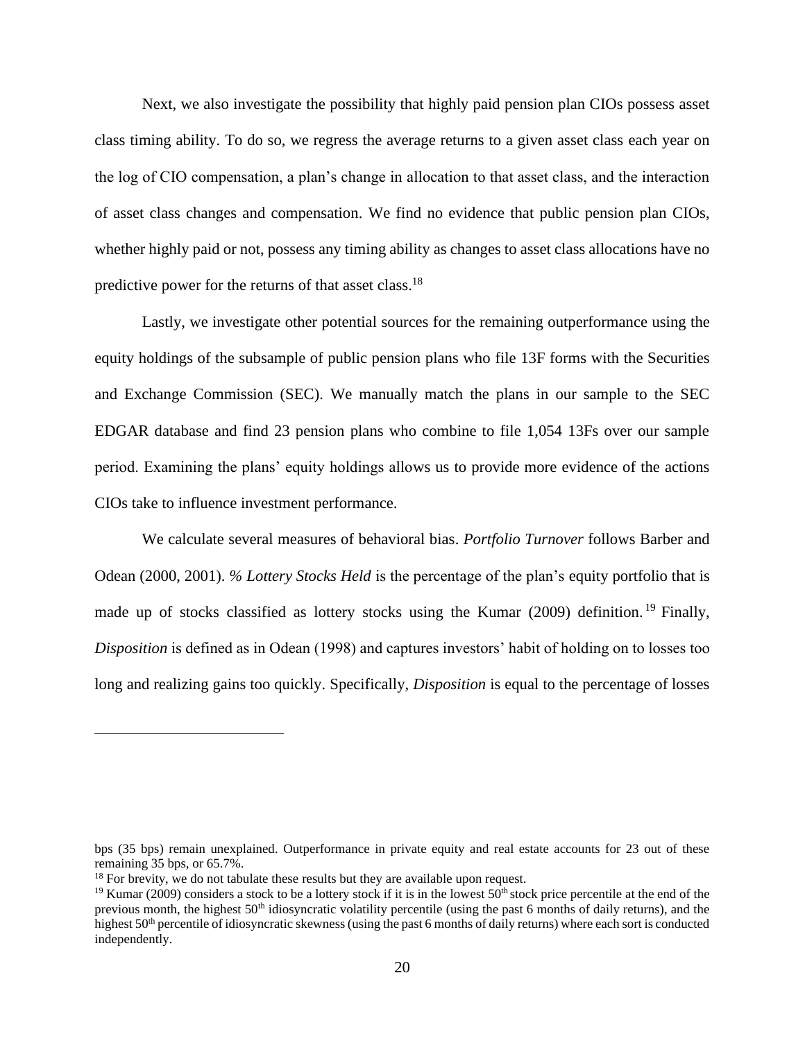Next, we also investigate the possibility that highly paid pension plan CIOs possess asset class timing ability. To do so, we regress the average returns to a given asset class each year on the log of CIO compensation, a plan's change in allocation to that asset class, and the interaction of asset class changes and compensation. We find no evidence that public pension plan CIOs, whether highly paid or not, possess any timing ability as changes to asset class allocations have no predictive power for the returns of that asset class.[18]

Lastly, we investigate other potential sources for the remaining outperformance using the equity holdings of the subsample of public pension plans who file 13F forms with the Securities and Exchange Commission (SEC). We manually match the plans in our sample to the SEC EDGAR database and find 23 pension plans who combine to file 1,054 13Fs over our sample period. Examining the plans' equity holdings allows us to provide more evidence of the actions CIOs take to influence investment performance.

We calculate several measures of behavioral bias. *Portfolio Turnover* follows Barber and Odean (2000, 2001). *% Lottery Stocks Held* is the percentage of the plan's equity portfolio that is made up of stocks classified as lottery stocks using the Kumar (2009) definition.[19] Finally, *Disposition* is defined as in Odean (1998) and captures investors' habit of holding on to losses too long and realizing gains too quickly. Specifically, *Disposition* is equal to the percentage of losses

---

bps (35 bps) remain unexplained. Outperformance in private equity and real estate accounts for 23 out of these remaining 35 bps, or 65.7%.

[18] For brevity, we do not tabulate these results but they are available upon request.

[19] Kumar (2009) considers a stock to be a lottery stock if it is in the lowest 50th stock price percentile at the end of the previous month, the highest 50th idiosyncratic volatility percentile (using the past 6 months of daily returns), and the highest 50th percentile of idiosyncratic skewness (using the past 6 months of daily returns) where each sort is conducted independently.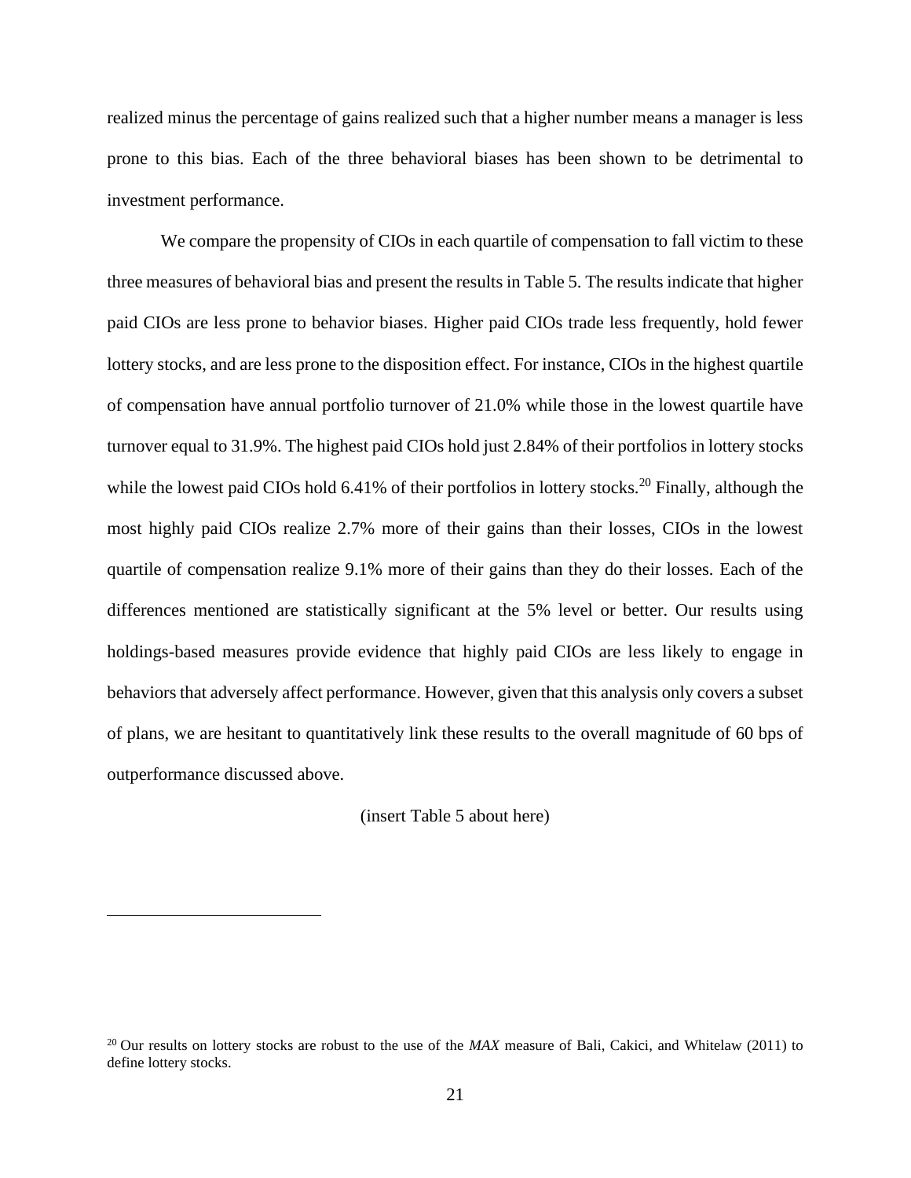realized minus the percentage of gains realized such that a higher number means a manager is less prone to this bias. Each of the three behavioral biases has been shown to be detrimental to investment performance.

We compare the propensity of CIOs in each quartile of compensation to fall victim to these three measures of behavioral bias and present the results in Table 5. The results indicate that higher paid CIOs are less prone to behavior biases. Higher paid CIOs trade less frequently, hold fewer lottery stocks, and are less prone to the disposition effect. For instance, CIOs in the highest quartile of compensation have annual portfolio turnover of 21.0% while those in the lowest quartile have turnover equal to 31.9%. The highest paid CIOs hold just 2.84% of their portfolios in lottery stocks while the lowest paid CIOs hold 6.41% of their portfolios in lottery stocks.[20] Finally, although the most highly paid CIOs realize 2.7% more of their gains than their losses, CIOs in the lowest quartile of compensation realize 9.1% more of their gains than they do their losses. Each of the differences mentioned are statistically significant at the 5% level or better. Our results using holdings-based measures provide evidence that highly paid CIOs are less likely to engage in behaviors that adversely affect performance. However, given that this analysis only covers a subset of plans, we are hesitant to quantitatively link these results to the overall magnitude of 60 bps of outperformance discussed above.

(insert Table 5 about here)

[20] Our results on lottery stocks are robust to the use of the *MAX* measure of Bali, Cakici, and Whitelaw (2011) to define lottery stocks.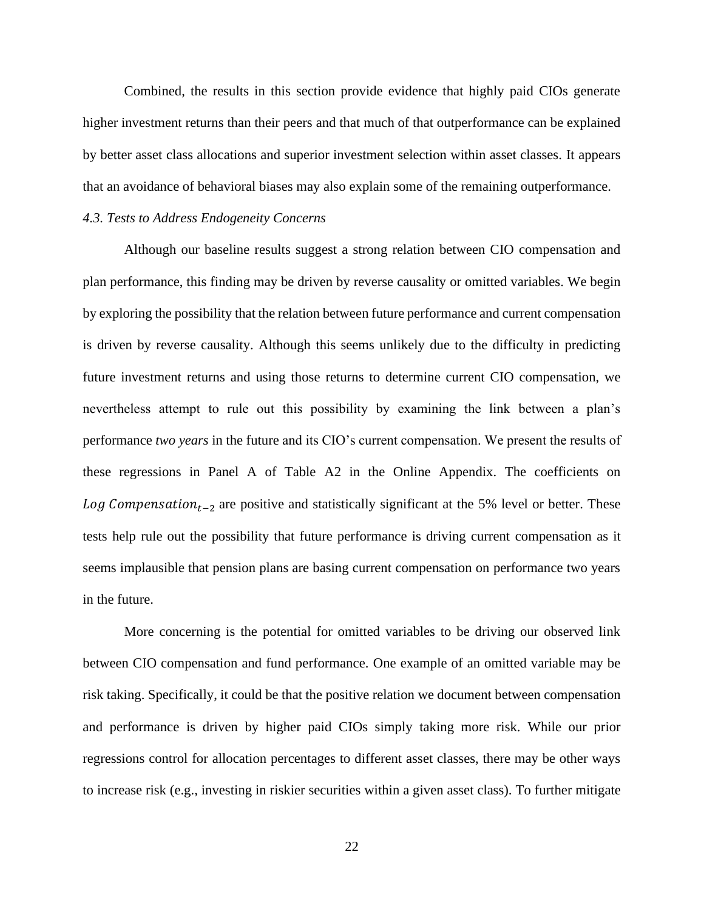Combined, the results in this section provide evidence that highly paid CIOs generate higher investment returns than their peers and that much of that outperformance can be explained by better asset class allocations and superior investment selection within asset classes. It appears that an avoidance of behavioral biases may also explain some of the remaining outperformance.

### *4.3. Tests to Address Endogeneity Concerns*

Although our baseline results suggest a strong relation between CIO compensation and plan performance, this finding may be driven by reverse causality or omitted variables. We begin by exploring the possibility that the relation between future performance and current compensation is driven by reverse causality. Although this seems unlikely due to the difficulty in predicting future investment returns and using those returns to determine current CIO compensation, we nevertheless attempt to rule out this possibility by examining the link between a plan's performance *two years* in the future and its CIO's current compensation. We present the results of these regressions in Panel A of Table A2 in the Online Appendix. The coefficients on $Log\ Compensation_{t-2}$ are positive and statistically significant at the 5% level or better. These tests help rule out the possibility that future performance is driving current compensation as it seems implausible that pension plans are basing current compensation on performance two years in the future.

More concerning is the potential for omitted variables to be driving our observed link between CIO compensation and fund performance. One example of an omitted variable may be risk taking. Specifically, it could be that the positive relation we document between compensation and performance is driven by higher paid CIOs simply taking more risk. While our prior regressions control for allocation percentages to different asset classes, there may be other ways to increase risk (e.g., investing in riskier securities within a given asset class). To further mitigate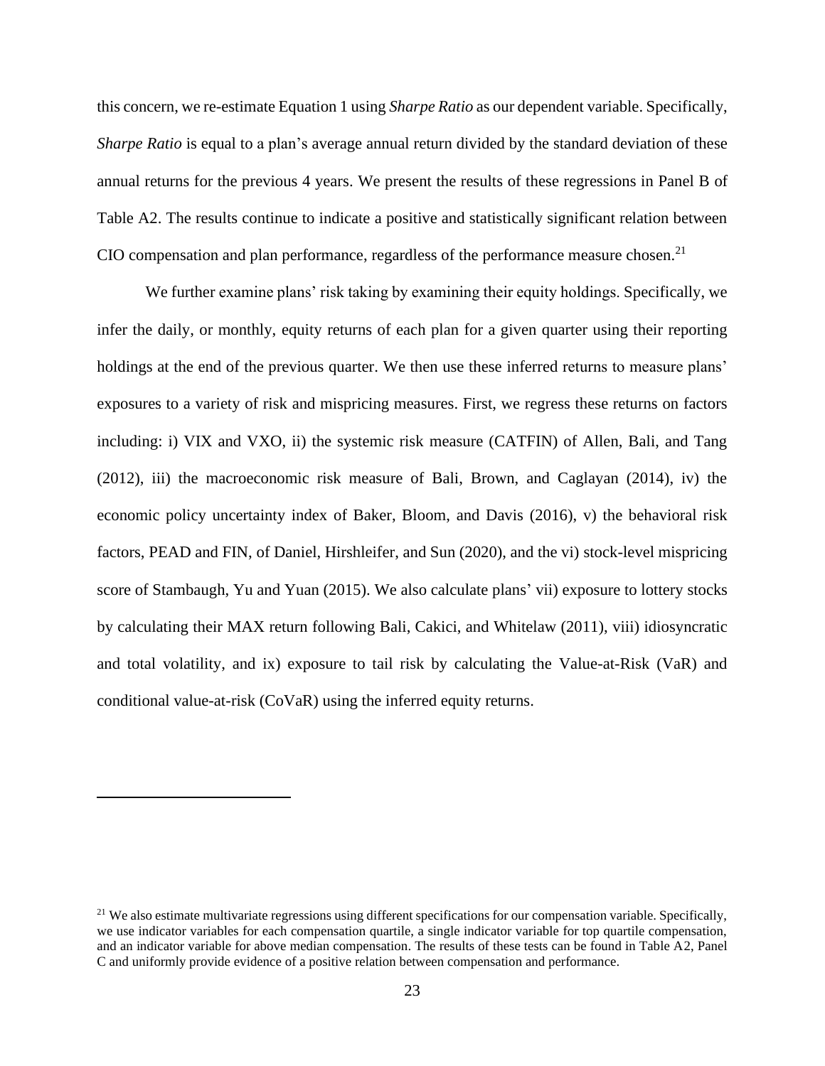this concern, we re-estimate Equation 1 using *Sharpe Ratio* as our dependent variable. Specifically, *Sharpe Ratio* is equal to a plan's average annual return divided by the standard deviation of these annual returns for the previous 4 years. We present the results of these regressions in Panel B of Table A2. The results continue to indicate a positive and statistically significant relation between CIO compensation and plan performance, regardless of the performance measure chosen.[21]

We further examine plans' risk taking by examining their equity holdings. Specifically, we infer the daily, or monthly, equity returns of each plan for a given quarter using their reporting holdings at the end of the previous quarter. We then use these inferred returns to measure plans' exposures to a variety of risk and mispricing measures. First, we regress these returns on factors including: i) VIX and VXO, ii) the systemic risk measure (CATFIN) of Allen, Bali, and Tang (2012), iii) the macroeconomic risk measure of Bali, Brown, and Caglayan (2014), iv) the economic policy uncertainty index of Baker, Bloom, and Davis (2016), v) the behavioral risk factors, PEAD and FIN, of Daniel, Hirshleifer, and Sun (2020), and the vi) stock-level mispricing score of Stambaugh, Yu and Yuan (2015). We also calculate plans' vii) exposure to lottery stocks by calculating their MAX return following Bali, Cakici, and Whitelaw (2011), viii) idiosyncratic and total volatility, and ix) exposure to tail risk by calculating the Value-at-Risk (VaR) and conditional value-at-risk (CoVaR) using the inferred equity returns.

---

[21] We also estimate multivariate regressions using different specifications for our compensation variable. Specifically, we use indicator variables for each compensation quartile, a single indicator variable for top quartile compensation, and an indicator variable for above median compensation. The results of these tests can be found in Table A2, Panel C and uniformly provide evidence of a positive relation between compensation and performance.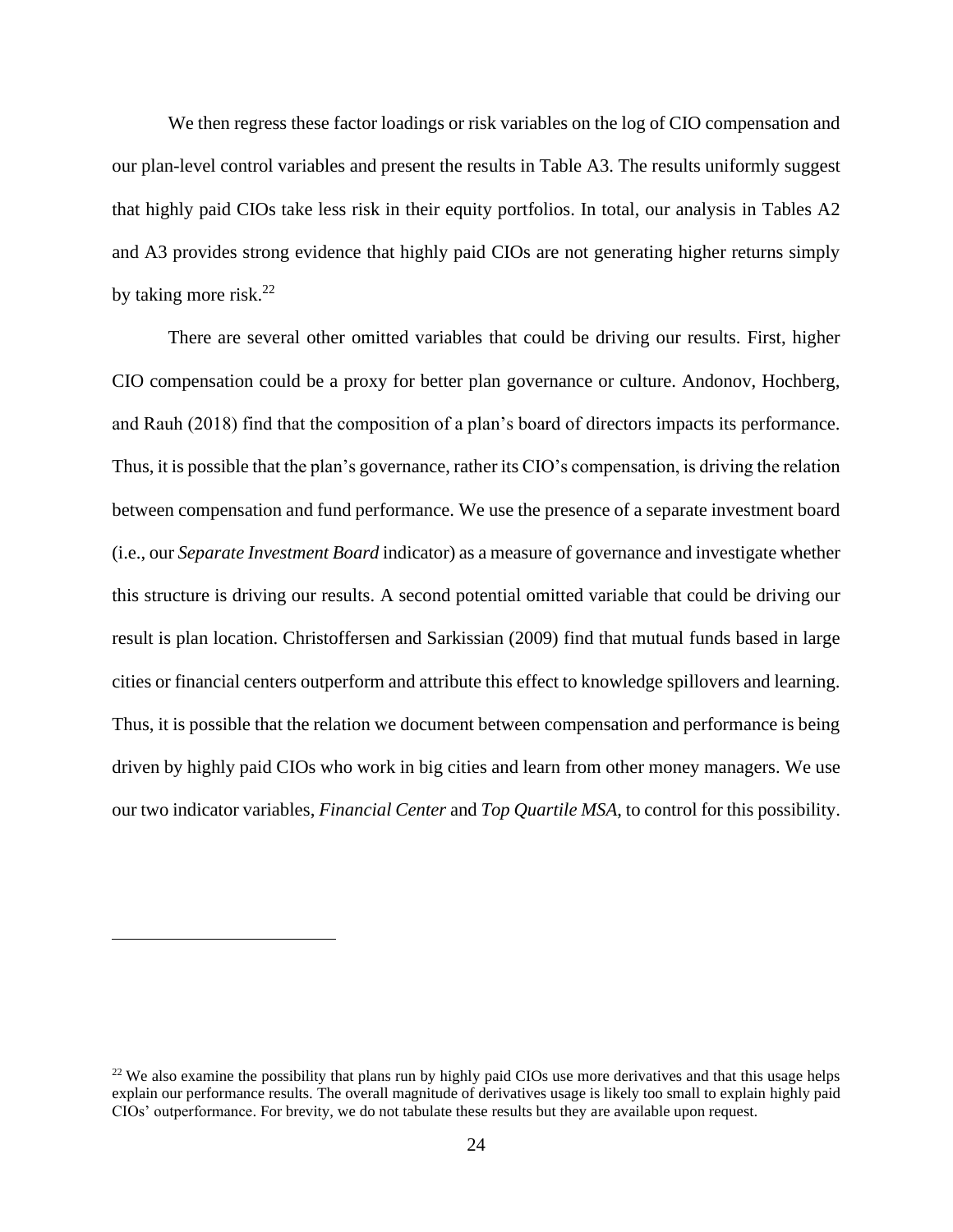We then regress these factor loadings or risk variables on the log of CIO compensation and our plan-level control variables and present the results in Table A3. The results uniformly suggest that highly paid CIOs take less risk in their equity portfolios. In total, our analysis in Tables A2 and A3 provides strong evidence that highly paid CIOs are not generating higher returns simply by taking more risk.[22]

There are several other omitted variables that could be driving our results. First, higher CIO compensation could be a proxy for better plan governance or culture. Andonov, Hochberg, and Rauh (2018) find that the composition of a plan's board of directors impacts its performance. Thus, it is possible that the plan's governance, rather its CIO's compensation, is driving the relation between compensation and fund performance. We use the presence of a separate investment board (i.e., our *Separate Investment Board* indicator) as a measure of governance and investigate whether this structure is driving our results. A second potential omitted variable that could be driving our result is plan location. Christoffersen and Sarkissian (2009) find that mutual funds based in large cities or financial centers outperform and attribute this effect to knowledge spillovers and learning. Thus, it is possible that the relation we document between compensation and performance is being driven by highly paid CIOs who work in big cities and learn from other money managers. We use our two indicator variables, *Financial Center* and *Top Quartile MSA*, to control for this possibility.

[22] We also examine the possibility that plans run by highly paid CIOs use more derivatives and that this usage helps explain our performance results. The overall magnitude of derivatives usage is likely too small to explain highly paid CIOs' outperformance. For brevity, we do not tabulate these results but they are available upon request.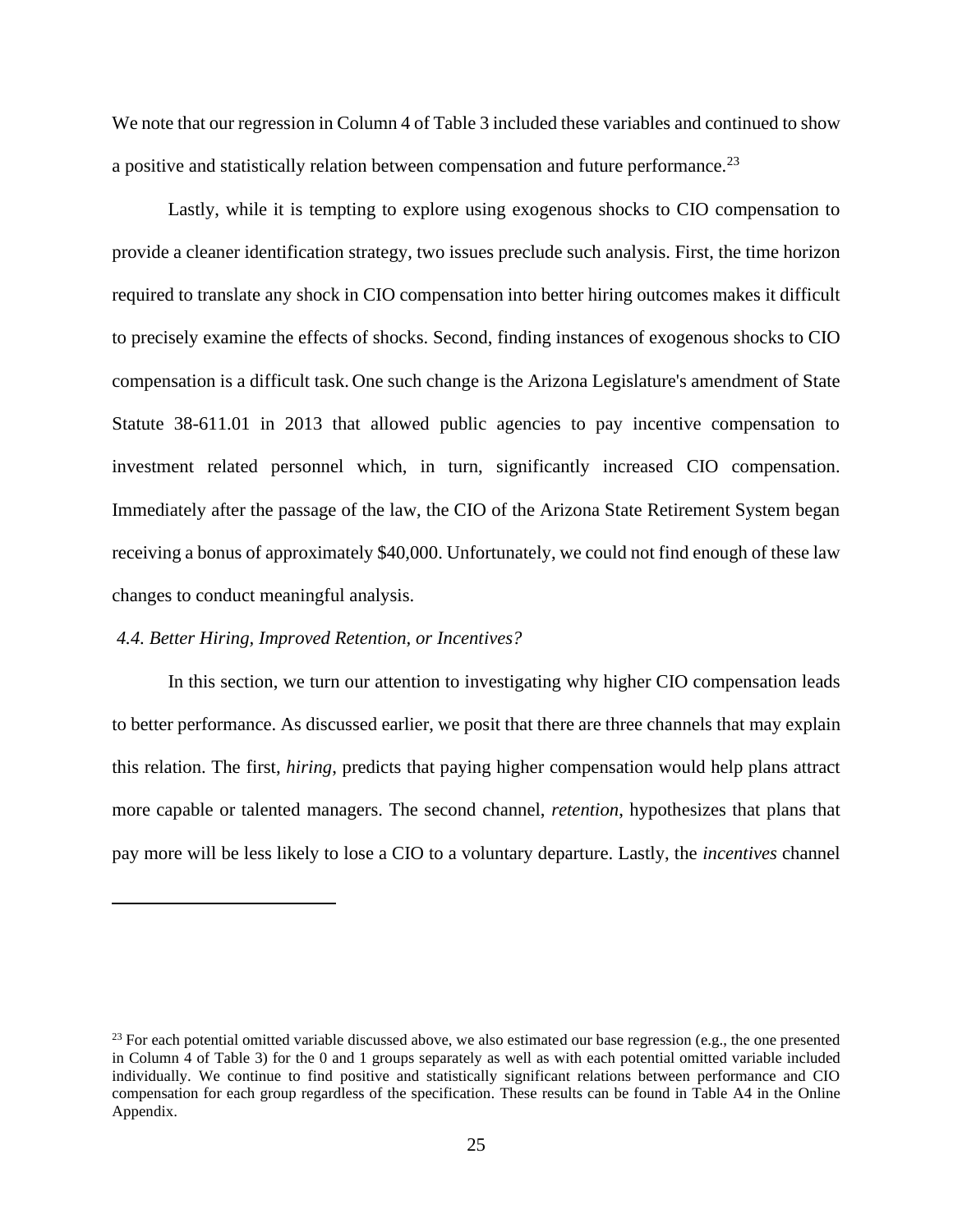We note that our regression in Column 4 of Table 3 included these variables and continued to show a positive and statistically relation between compensation and future performance.[23]

Lastly, while it is tempting to explore using exogenous shocks to CIO compensation to provide a cleaner identification strategy, two issues preclude such analysis. First, the time horizon required to translate any shock in CIO compensation into better hiring outcomes makes it difficult to precisely examine the effects of shocks. Second, finding instances of exogenous shocks to CIO compensation is a difficult task. One such change is the Arizona Legislature's amendment of State Statute 38-611.01 in 2013 that allowed public agencies to pay incentive compensation to investment related personnel which, in turn, significantly increased CIO compensation. Immediately after the passage of the law, the CIO of the Arizona State Retirement System began receiving a bonus of approximately $40,000. Unfortunately, we could not find enough of these law changes to conduct meaningful analysis.

### *4.4. Better Hiring, Improved Retention, or Incentives?*

In this section, we turn our attention to investigating why higher CIO compensation leads to better performance. As discussed earlier, we posit that there are three channels that may explain this relation. The first, *hiring*, predicts that paying higher compensation would help plans attract more capable or talented managers. The second channel, *retention*, hypothesizes that plans that pay more will be less likely to lose a CIO to a voluntary departure. Lastly, the *incentives* channel

---

[23] For each potential omitted variable discussed above, we also estimated our base regression (e.g., the one presented in Column 4 of Table 3) for the 0 and 1 groups separately as well as with each potential omitted variable included individually. We continue to find positive and statistically significant relations between performance and CIO compensation for each group regardless of the specification. These results can be found in Table A4 in the Online Appendix.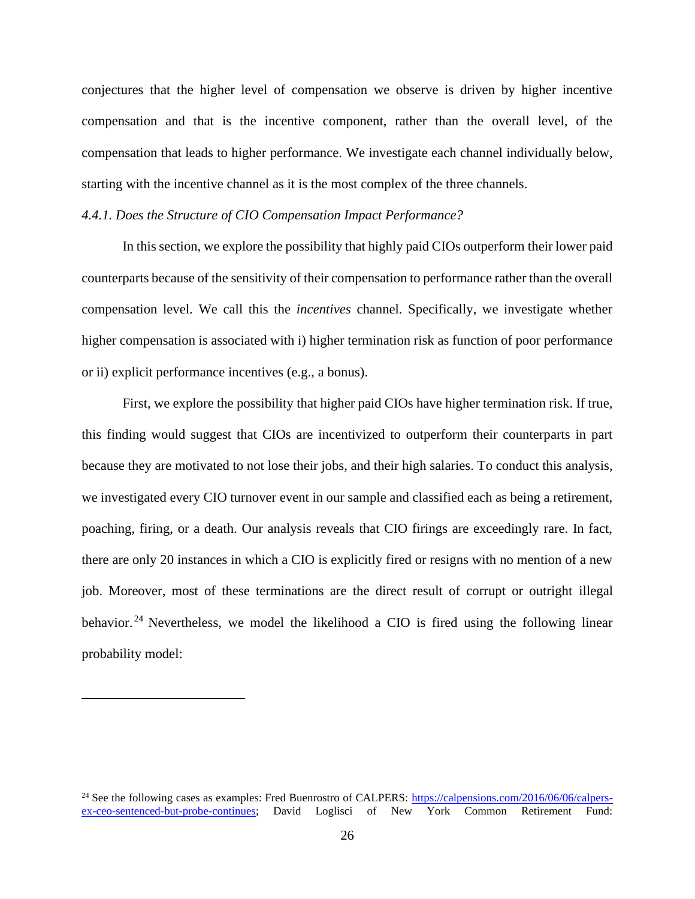conjectures that the higher level of compensation we observe is driven by higher incentive compensation and that is the incentive component, rather than the overall level, of the compensation that leads to higher performance. We investigate each channel individually below, starting with the incentive channel as it is the most complex of the three channels.

#### *4.4.1. Does the Structure of CIO Compensation Impact Performance?*

In this section, we explore the possibility that highly paid CIOs outperform their lower paid counterparts because of the sensitivity of their compensation to performance rather than the overall compensation level. We call this the *incentives* channel. Specifically, we investigate whether higher compensation is associated with i) higher termination risk as function of poor performance or ii) explicit performance incentives (e.g., a bonus).

First, we explore the possibility that higher paid CIOs have higher termination risk. If true, this finding would suggest that CIOs are incentivized to outperform their counterparts in part because they are motivated to not lose their jobs, and their high salaries. To conduct this analysis, we investigated every CIO turnover event in our sample and classified each as being a retirement, poaching, firing, or a death. Our analysis reveals that CIO firings are exceedingly rare. In fact, there are only 20 instances in which a CIO is explicitly fired or resigns with no mention of a new job. Moreover, most of these terminations are the direct result of corrupt or outright illegal behavior.[24] Nevertheless, we model the likelihood a CIO is fired using the following linear probability model:

---

[24] See the following cases as examples: Fred Buenrostro of CALPERS: https://calpensions.com/2016/06/06/calpers-ex-ceo-sentenced-but-probe-continues; David Loglisci of New York Common Retirement Fund: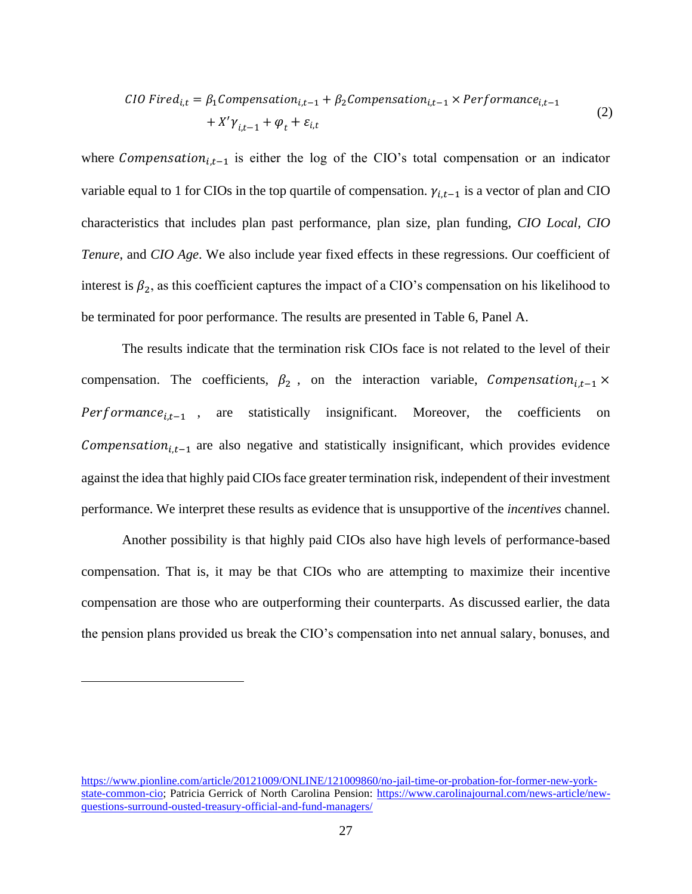$$CIO\ Fired_{i,t} = \beta_1 Compensation_{i,t-1} + \beta_2 Compensation_{i,t-1} \times Performance_{i,t-1} + X'\gamma_{i,t-1} + \varphi_t + \varepsilon_{i,t} \tag{2}$$

where $Compensation_{i,t-1}$ is either the log of the CIO's total compensation or an indicator variable equal to 1 for CIOs in the top quartile of compensation. $\gamma_{i,t-1}$ is a vector of plan and CIO characteristics that includes plan past performance, plan size, plan funding, *CIO Local*, *CIO Tenure*, and *CIO Age*. We also include year fixed effects in these regressions. Our coefficient of interest is $\beta_2$, as this coefficient captures the impact of a CIO's compensation on his likelihood to be terminated for poor performance. The results are presented in Table 6, Panel A.

The results indicate that the termination risk CIOs face is not related to the level of their compensation. The coefficients, $\beta_2$, on the interaction variable, $Compensation_{i,t-1} \times Performance_{i,t-1}$, are statistically insignificant. Moreover, the coefficients on $Compensation_{i,t-1}$ are also negative and statistically insignificant, which provides evidence against the idea that highly paid CIOs face greater termination risk, independent of their investment performance. We interpret these results as evidence that is unsupportive of the *incentives* channel.

Another possibility is that highly paid CIOs also have high levels of performance-based compensation. That is, it may be that CIOs who are attempting to maximize their incentive compensation are those who are outperforming their counterparts. As discussed earlier, the data the pension plans provided us break the CIO's compensation into net annual salary, bonuses, and

---

https://www.pionline.com/article/20121009/ONLINE/121009860/no-jail-time-or-probation-for-former-new-york-state-common-cio; Patricia Gerrick of North Carolina Pension: https://www.carolinajournal.com/news-article/new-questions-surround-ousted-treasury-official-and-fund-managers/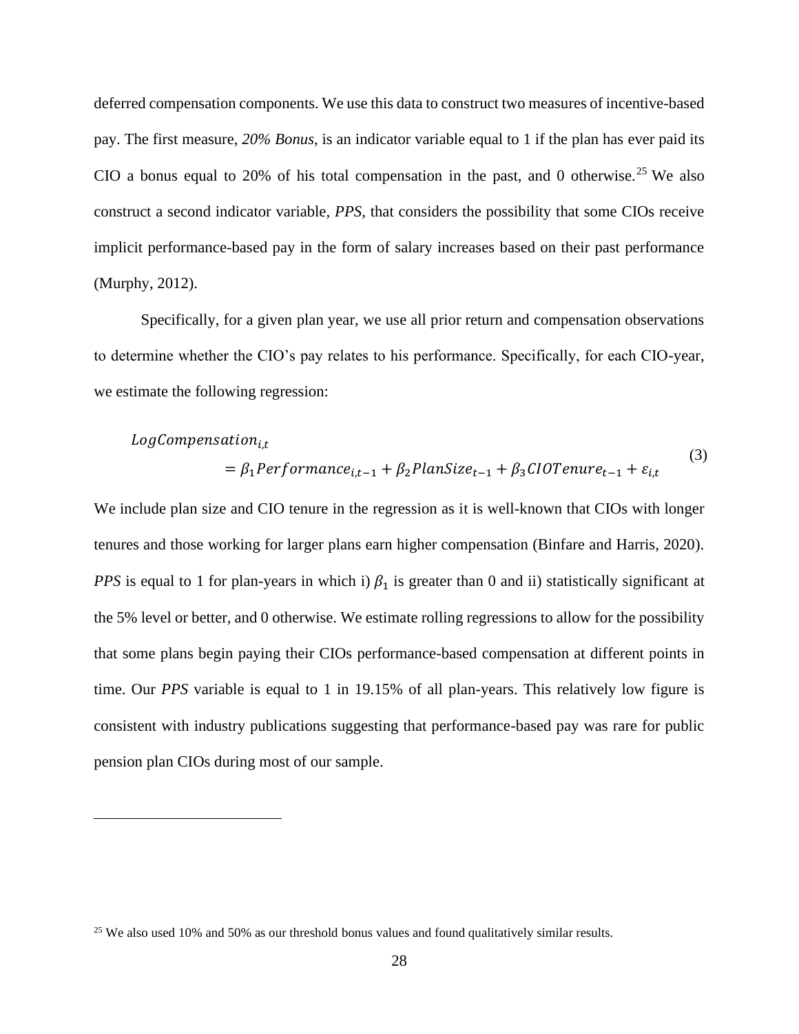deferred compensation components. We use this data to construct two measures of incentive-based pay. The first measure, *20% Bonus*, is an indicator variable equal to 1 if the plan has ever paid its CIO a bonus equal to 20% of his total compensation in the past, and 0 otherwise.[25] We also construct a second indicator variable, *PPS*, that considers the possibility that some CIOs receive implicit performance-based pay in the form of salary increases based on their past performance (Murphy, 2012).

Specifically, for a given plan year, we use all prior return and compensation observations to determine whether the CIO's pay relates to his performance. Specifically, for each CIO-year, we estimate the following regression:

$$LogCompensation_{i,t} = \beta_1 Performance_{i,t-1} + \beta_2 PlanSize_{t-1} + \beta_3 CIOTenure_{t-1} + \varepsilon_{i,t} \quad (3)$$

We include plan size and CIO tenure in the regression as it is well-known that CIOs with longer tenures and those working for larger plans earn higher compensation (Binfare and Harris, 2020). *PPS* is equal to 1 for plan-years in which i) $\beta_1$ is greater than 0 and ii) statistically significant at the 5% level or better, and 0 otherwise. We estimate rolling regressions to allow for the possibility that some plans begin paying their CIOs performance-based compensation at different points in time. Our *PPS* variable is equal to 1 in 19.15% of all plan-years. This relatively low figure is consistent with industry publications suggesting that performance-based pay was rare for public pension plan CIOs during most of our sample.

---

[25] We also used 10% and 50% as our threshold bonus values and found qualitatively similar results.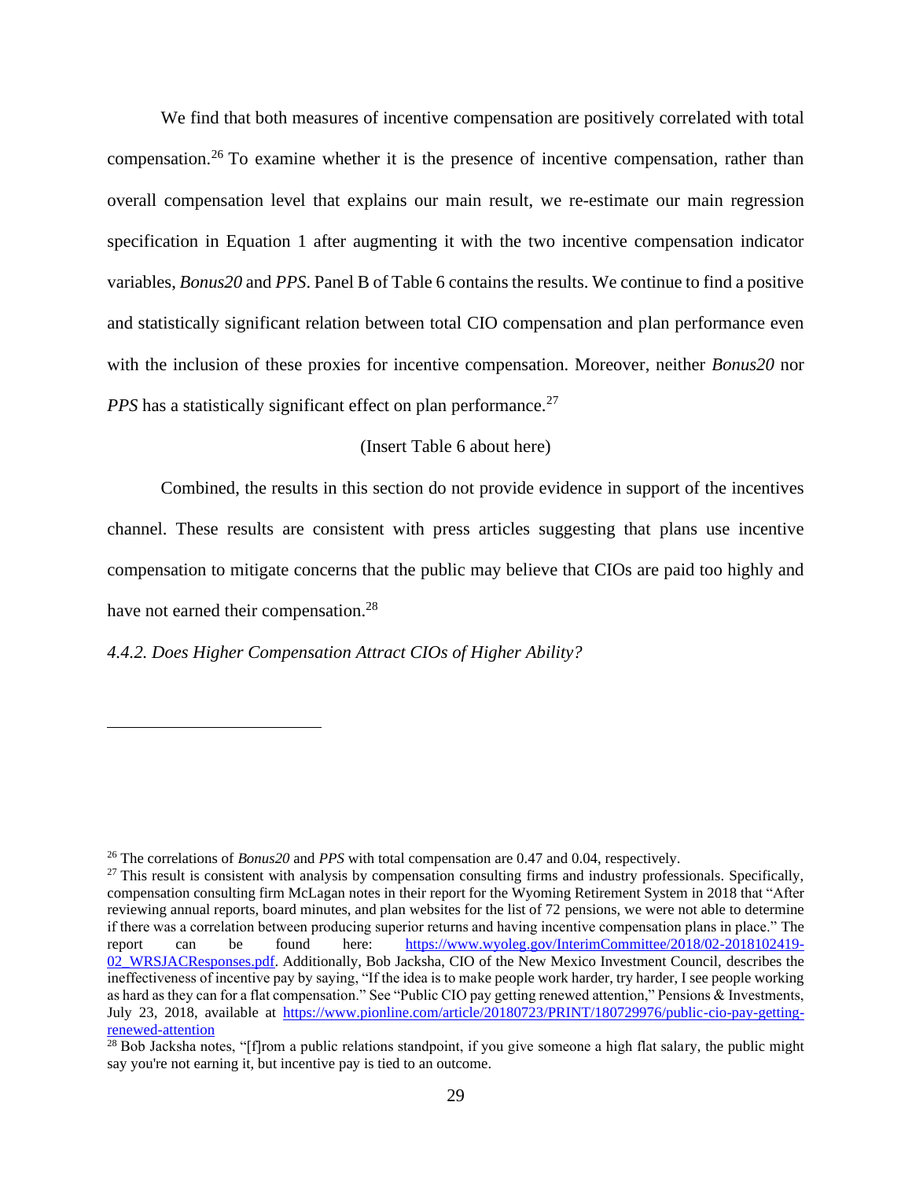We find that both measures of incentive compensation are positively correlated with total compensation.[26] To examine whether it is the presence of incentive compensation, rather than overall compensation level that explains our main result, we re-estimate our main regression specification in Equation 1 after augmenting it with the two incentive compensation indicator variables, *Bonus20* and *PPS*. Panel B of Table 6 contains the results. We continue to find a positive and statistically significant relation between total CIO compensation and plan performance even with the inclusion of these proxies for incentive compensation. Moreover, neither *Bonus20* nor *PPS* has a statistically significant effect on plan performance.[27]

(Insert Table 6 about here)

Combined, the results in this section do not provide evidence in support of the incentives channel. These results are consistent with press articles suggesting that plans use incentive compensation to mitigate concerns that the public may believe that CIOs are paid too highly and have not earned their compensation.[28]

*4.4.2. Does Higher Compensation Attract CIOs of Higher Ability?*

---

[26] The correlations of *Bonus20* and *PPS* with total compensation are 0.47 and 0.04, respectively.

[27] This result is consistent with analysis by compensation consulting firms and industry professionals. Specifically, compensation consulting firm McLagan notes in their report for the Wyoming Retirement System in 2018 that "After reviewing annual reports, board minutes, and plan websites for the list of 72 pensions, we were not able to determine if there was a correlation between producing superior returns and having incentive compensation plans in place." The report can be found here: https://www.wyoleg.gov/InterimCommittee/2018/02-2018102419-02_WRSJACResponses.pdf. Additionally, Bob Jacksha, CIO of the New Mexico Investment Council, describes the ineffectiveness of incentive pay by saying, "If the idea is to make people work harder, try harder, I see people working as hard as they can for a flat compensation." See "Public CIO pay getting renewed attention," Pensions & Investments, July 23, 2018, available at https://www.pionline.com/article/20180723/PRINT/180729976/public-cio-pay-getting-renewed-attention

[28] Bob Jacksha notes, "[f]rom a public relations standpoint, if you give someone a high flat salary, the public might say you're not earning it, but incentive pay is tied to an outcome.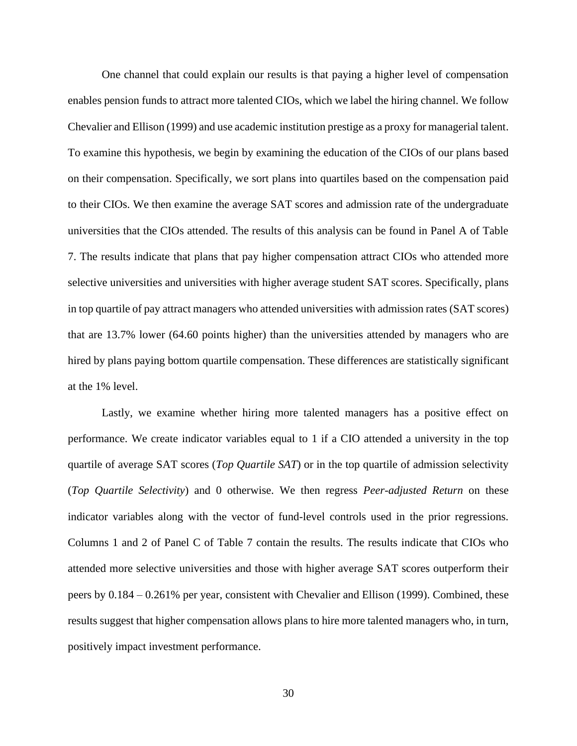One channel that could explain our results is that paying a higher level of compensation enables pension funds to attract more talented CIOs, which we label the hiring channel. We follow Chevalier and Ellison (1999) and use academic institution prestige as a proxy for managerial talent. To examine this hypothesis, we begin by examining the education of the CIOs of our plans based on their compensation. Specifically, we sort plans into quartiles based on the compensation paid to their CIOs. We then examine the average SAT scores and admission rate of the undergraduate universities that the CIOs attended. The results of this analysis can be found in Panel A of Table 7. The results indicate that plans that pay higher compensation attract CIOs who attended more selective universities and universities with higher average student SAT scores. Specifically, plans in top quartile of pay attract managers who attended universities with admission rates (SAT scores) that are 13.7% lower (64.60 points higher) than the universities attended by managers who are hired by plans paying bottom quartile compensation. These differences are statistically significant at the 1% level.

Lastly, we examine whether hiring more talented managers has a positive effect on performance. We create indicator variables equal to 1 if a CIO attended a university in the top quartile of average SAT scores (*Top Quartile SAT*) or in the top quartile of admission selectivity (*Top Quartile Selectivity*) and 0 otherwise. We then regress *Peer-adjusted Return* on these indicator variables along with the vector of fund-level controls used in the prior regressions. Columns 1 and 2 of Panel C of Table 7 contain the results. The results indicate that CIOs who attended more selective universities and those with higher average SAT scores outperform their peers by 0.184 – 0.261% per year, consistent with Chevalier and Ellison (1999). Combined, these results suggest that higher compensation allows plans to hire more talented managers who, in turn, positively impact investment performance.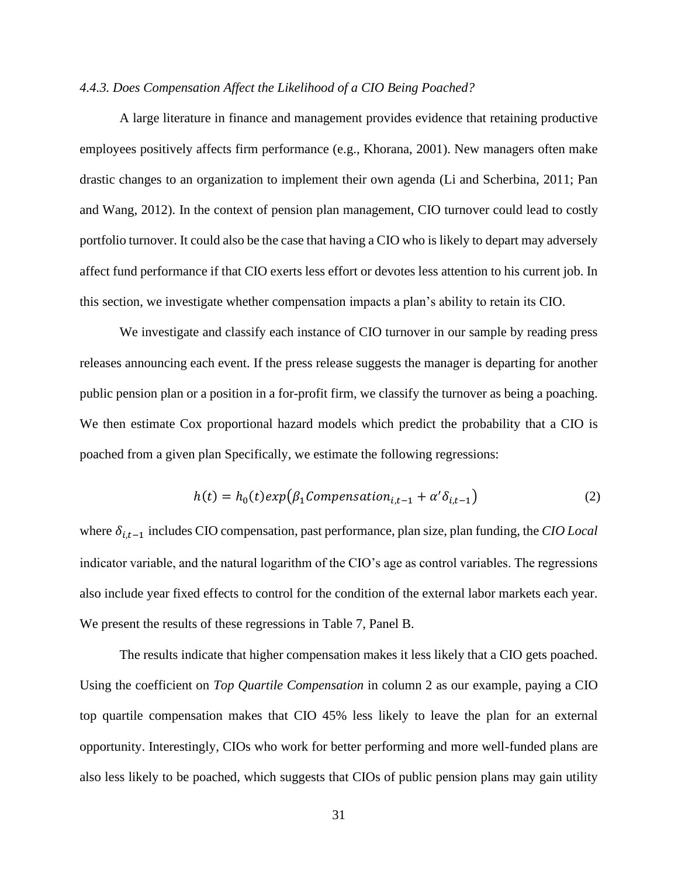### *4.4.3. Does Compensation Affect the Likelihood of a CIO Being Poached?*

A large literature in finance and management provides evidence that retaining productive employees positively affects firm performance (e.g., Khorana, 2001). New managers often make drastic changes to an organization to implement their own agenda (Li and Scherbina, 2011; Pan and Wang, 2012). In the context of pension plan management, CIO turnover could lead to costly portfolio turnover. It could also be the case that having a CIO who is likely to depart may adversely affect fund performance if that CIO exerts less effort or devotes less attention to his current job. In this section, we investigate whether compensation impacts a plan's ability to retain its CIO.

We investigate and classify each instance of CIO turnover in our sample by reading press releases announcing each event. If the press release suggests the manager is departing for another public pension plan or a position in a for-profit firm, we classify the turnover as being a poaching. We then estimate Cox proportional hazard models which predict the probability that a CIO is poached from a given plan Specifically, we estimate the following regressions:

$$h(t) = h_0(t)exp\left(\beta_1 Compensation_{i,t-1} + \alpha'\delta_{i,t-1}\right) \tag{2}$$

where $\delta_{i,t-1}$ includes CIO compensation, past performance, plan size, plan funding, the *CIO Local* indicator variable, and the natural logarithm of the CIO's age as control variables. The regressions also include year fixed effects to control for the condition of the external labor markets each year. We present the results of these regressions in Table 7, Panel B.

The results indicate that higher compensation makes it less likely that a CIO gets poached. Using the coefficient on *Top Quartile Compensation* in column 2 as our example, paying a CIO top quartile compensation makes that CIO 45% less likely to leave the plan for an external opportunity. Interestingly, CIOs who work for better performing and more well-funded plans are also less likely to be poached, which suggests that CIOs of public pension plans may gain utility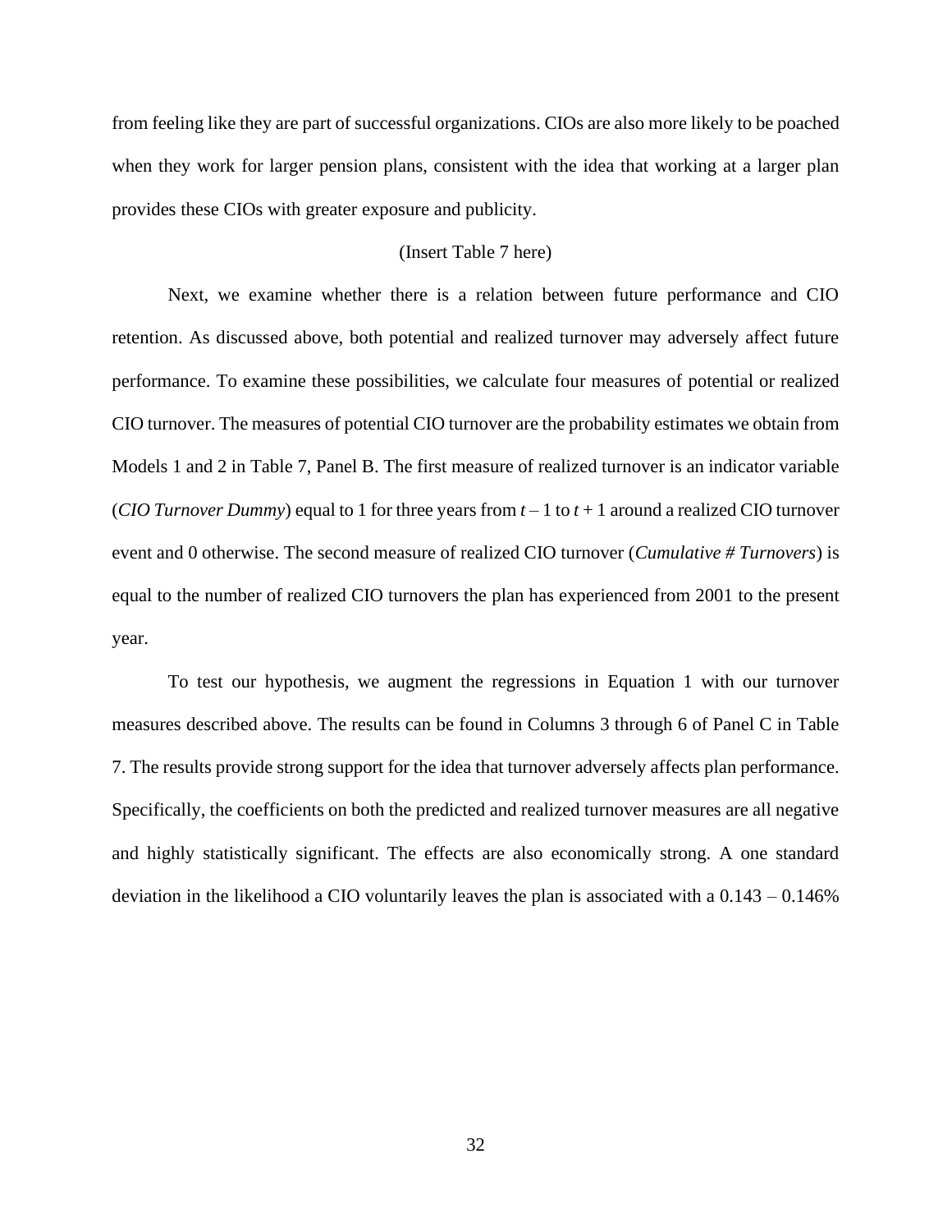from feeling like they are part of successful organizations. CIOs are also more likely to be poached when they work for larger pension plans, consistent with the idea that working at a larger plan provides these CIOs with greater exposure and publicity.

(Insert Table 7 here)

Next, we examine whether there is a relation between future performance and CIO retention. As discussed above, both potential and realized turnover may adversely affect future performance. To examine these possibilities, we calculate four measures of potential or realized CIO turnover. The measures of potential CIO turnover are the probability estimates we obtain from Models 1 and 2 in Table 7, Panel B. The first measure of realized turnover is an indicator variable (*CIO Turnover Dummy*) equal to 1 for three years from $t - 1$ to $t + 1$ around a realized CIO turnover event and 0 otherwise. The second measure of realized CIO turnover (*Cumulative # Turnovers*) is equal to the number of realized CIO turnovers the plan has experienced from 2001 to the present year.

To test our hypothesis, we augment the regressions in Equation 1 with our turnover measures described above. The results can be found in Columns 3 through 6 of Panel C in Table 7. The results provide strong support for the idea that turnover adversely affects plan performance. Specifically, the coefficients on both the predicted and realized turnover measures are all negative and highly statistically significant. The effects are also economically strong. A one standard deviation in the likelihood a CIO voluntarily leaves the plan is associated with a 0.143 – 0.146%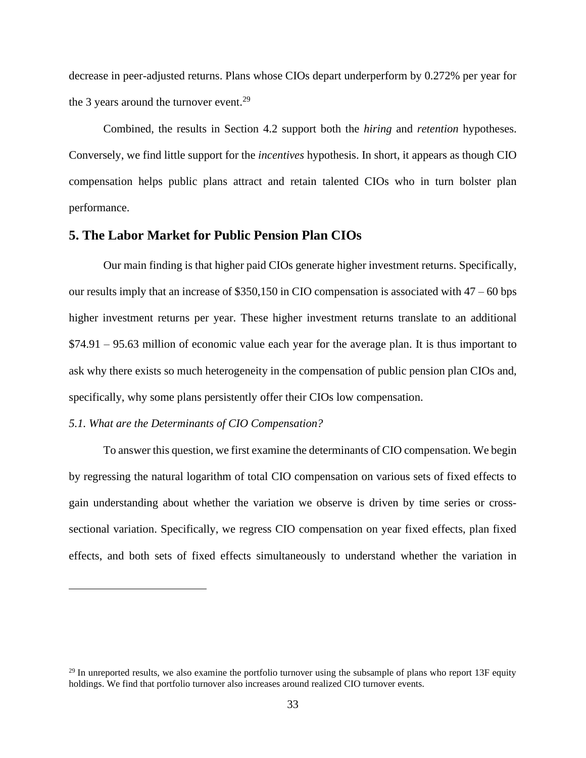decrease in peer-adjusted returns. Plans whose CIOs depart underperform by 0.272% per year for the 3 years around the turnover event.[29]

Combined, the results in Section 4.2 support both the *hiring* and *retention* hypotheses. Conversely, we find little support for the *incentives* hypothesis. In short, it appears as though CIO compensation helps public plans attract and retain talented CIOs who in turn bolster plan performance.

## 5. The Labor Market for Public Pension Plan CIOs

Our main finding is that higher paid CIOs generate higher investment returns. Specifically, our results imply that an increase of $350,150 in CIO compensation is associated with 47 – 60 bps higher investment returns per year. These higher investment returns translate to an additional $74.91 – 95.63 million of economic value each year for the average plan. It is thus important to ask why there exists so much heterogeneity in the compensation of public pension plan CIOs and, specifically, why some plans persistently offer their CIOs low compensation.

### *5.1. What are the Determinants of CIO Compensation?*

To answer this question, we first examine the determinants of CIO compensation. We begin by regressing the natural logarithm of total CIO compensation on various sets of fixed effects to gain understanding about whether the variation we observe is driven by time series or cross-sectional variation. Specifically, we regress CIO compensation on year fixed effects, plan fixed effects, and both sets of fixed effects simultaneously to understand whether the variation in

[29] In unreported results, we also examine the portfolio turnover using the subsample of plans who report 13F equity holdings. We find that portfolio turnover also increases around realized CIO turnover events.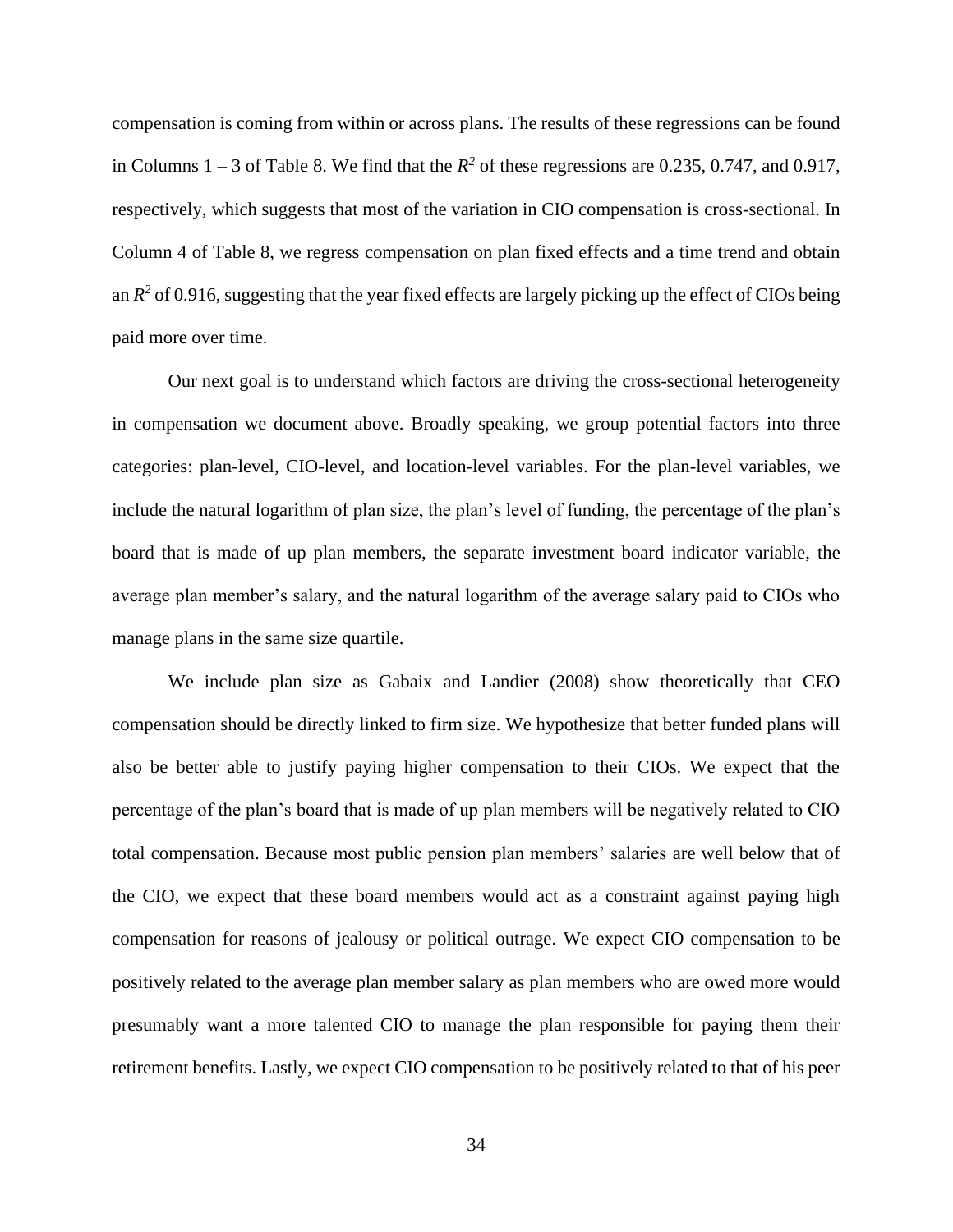compensation is coming from within or across plans. The results of these regressions can be found in Columns 1 – 3 of Table 8. We find that the $R^2$ of these regressions are 0.235, 0.747, and 0.917, respectively, which suggests that most of the variation in CIO compensation is cross-sectional. In Column 4 of Table 8, we regress compensation on plan fixed effects and a time trend and obtain an $R^2$ of 0.916, suggesting that the year fixed effects are largely picking up the effect of CIOs being paid more over time.

Our next goal is to understand which factors are driving the cross-sectional heterogeneity in compensation we document above. Broadly speaking, we group potential factors into three categories: plan-level, CIO-level, and location-level variables. For the plan-level variables, we include the natural logarithm of plan size, the plan's level of funding, the percentage of the plan's board that is made of up plan members, the separate investment board indicator variable, the average plan member's salary, and the natural logarithm of the average salary paid to CIOs who manage plans in the same size quartile.

We include plan size as Gabaix and Landier (2008) show theoretically that CEO compensation should be directly linked to firm size. We hypothesize that better funded plans will also be better able to justify paying higher compensation to their CIOs. We expect that the percentage of the plan's board that is made of up plan members will be negatively related to CIO total compensation. Because most public pension plan members' salaries are well below that of the CIO, we expect that these board members would act as a constraint against paying high compensation for reasons of jealousy or political outrage. We expect CIO compensation to be positively related to the average plan member salary as plan members who are owed more would presumably want a more talented CIO to manage the plan responsible for paying them their retirement benefits. Lastly, we expect CIO compensation to be positively related to that of his peer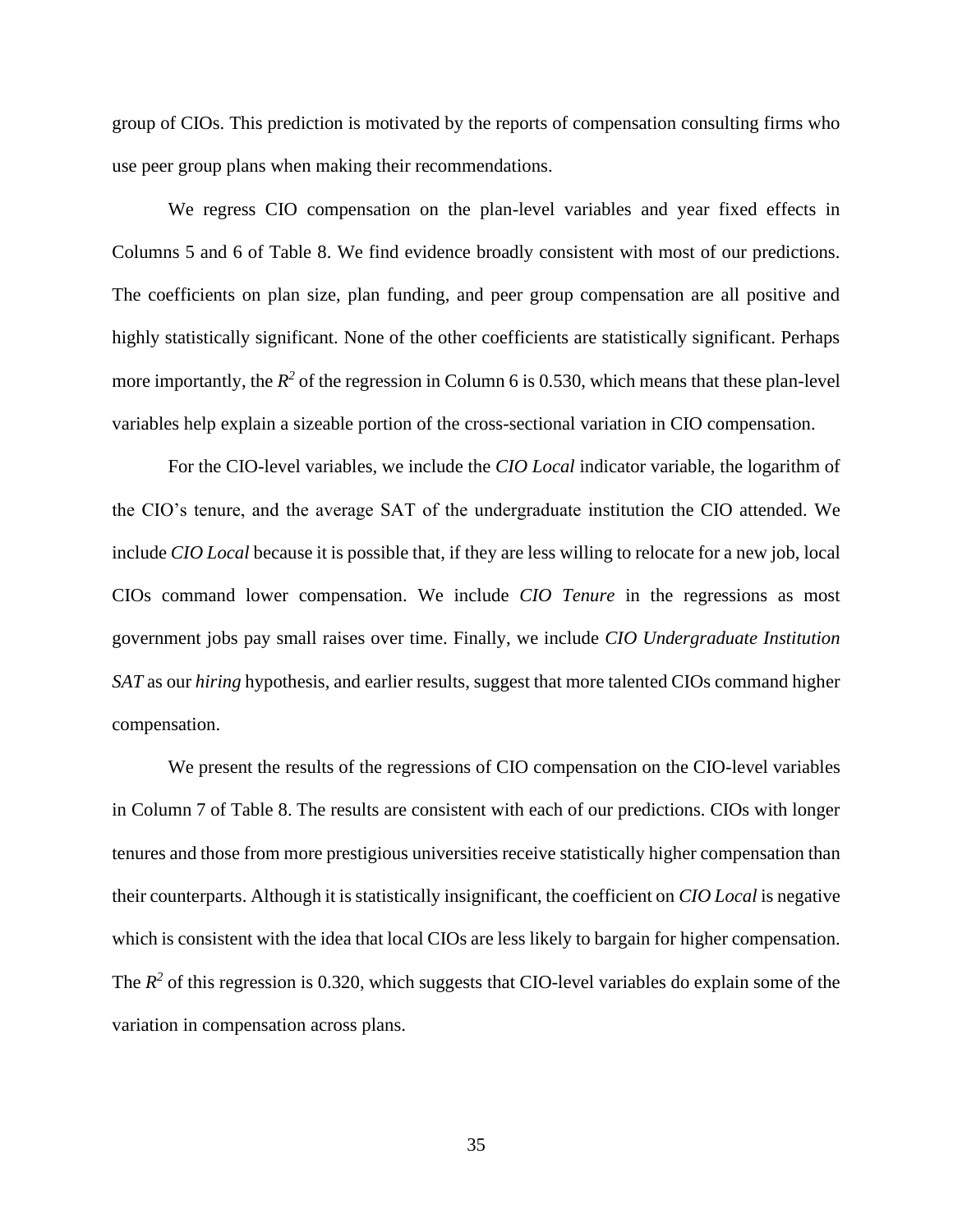group of CIOs. This prediction is motivated by the reports of compensation consulting firms who use peer group plans when making their recommendations.

We regress CIO compensation on the plan-level variables and year fixed effects in Columns 5 and 6 of Table 8. We find evidence broadly consistent with most of our predictions. The coefficients on plan size, plan funding, and peer group compensation are all positive and highly statistically significant. None of the other coefficients are statistically significant. Perhaps more importantly, the $R^2$ of the regression in Column 6 is 0.530, which means that these plan-level variables help explain a sizeable portion of the cross-sectional variation in CIO compensation.

For the CIO-level variables, we include the *CIO Local* indicator variable, the logarithm of the CIO's tenure, and the average SAT of the undergraduate institution the CIO attended. We include *CIO Local* because it is possible that, if they are less willing to relocate for a new job, local CIOs command lower compensation. We include *CIO Tenure* in the regressions as most government jobs pay small raises over time. Finally, we include *CIO Undergraduate Institution SAT* as our *hiring* hypothesis, and earlier results, suggest that more talented CIOs command higher compensation.

We present the results of the regressions of CIO compensation on the CIO-level variables in Column 7 of Table 8. The results are consistent with each of our predictions. CIOs with longer tenures and those from more prestigious universities receive statistically higher compensation than their counterparts. Although it is statistically insignificant, the coefficient on *CIO Local* is negative which is consistent with the idea that local CIOs are less likely to bargain for higher compensation. The $R^2$ of this regression is 0.320, which suggests that CIO-level variables do explain some of the variation in compensation across plans.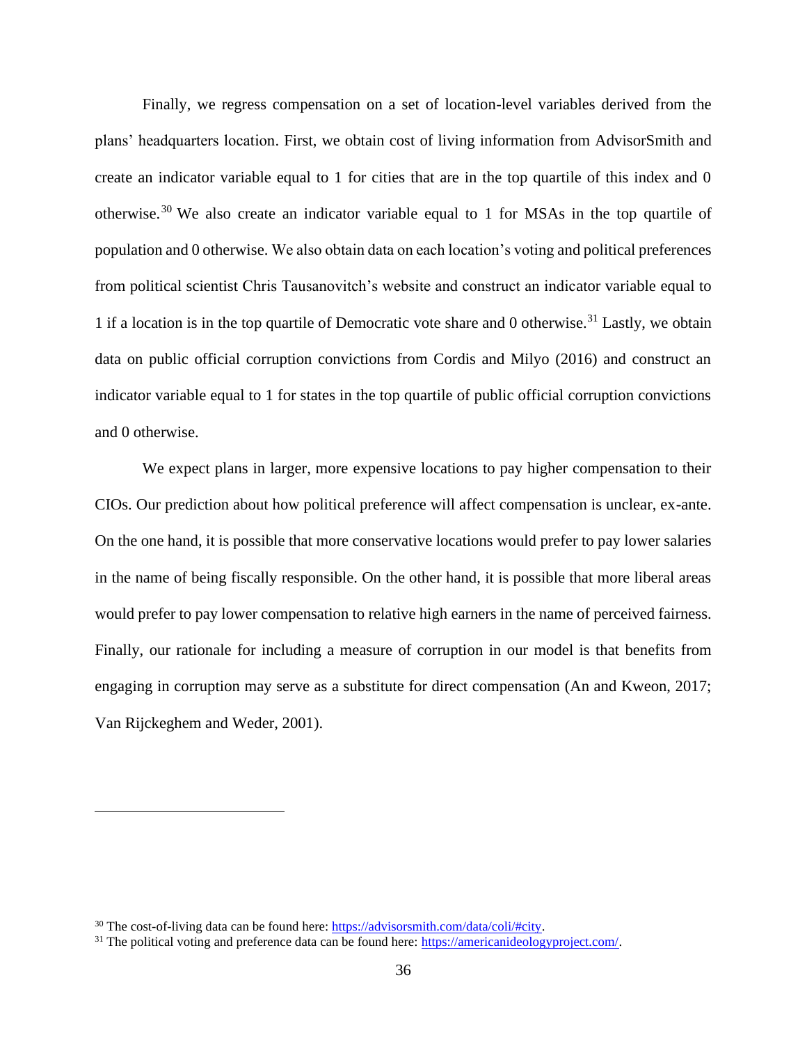Finally, we regress compensation on a set of location-level variables derived from the plans' headquarters location. First, we obtain cost of living information from AdvisorSmith and create an indicator variable equal to 1 for cities that are in the top quartile of this index and 0 otherwise.[30] We also create an indicator variable equal to 1 for MSAs in the top quartile of population and 0 otherwise. We also obtain data on each location's voting and political preferences from political scientist Chris Tausanovitch's website and construct an indicator variable equal to 1 if a location is in the top quartile of Democratic vote share and 0 otherwise.[31] Lastly, we obtain data on public official corruption convictions from Cordis and Milyo (2016) and construct an indicator variable equal to 1 for states in the top quartile of public official corruption convictions and 0 otherwise.

We expect plans in larger, more expensive locations to pay higher compensation to their CIOs. Our prediction about how political preference will affect compensation is unclear, ex-ante. On the one hand, it is possible that more conservative locations would prefer to pay lower salaries in the name of being fiscally responsible. On the other hand, it is possible that more liberal areas would prefer to pay lower compensation to relative high earners in the name of perceived fairness. Finally, our rationale for including a measure of corruption in our model is that benefits from engaging in corruption may serve as a substitute for direct compensation (An and Kweon, 2017; Van Rijckeghem and Weder, 2001).

---

[30] The cost-of-living data can be found here: https://advisorsmith.com/data/coli/#city.

[31] The political voting and preference data can be found here: https://americanideologyproject.com/.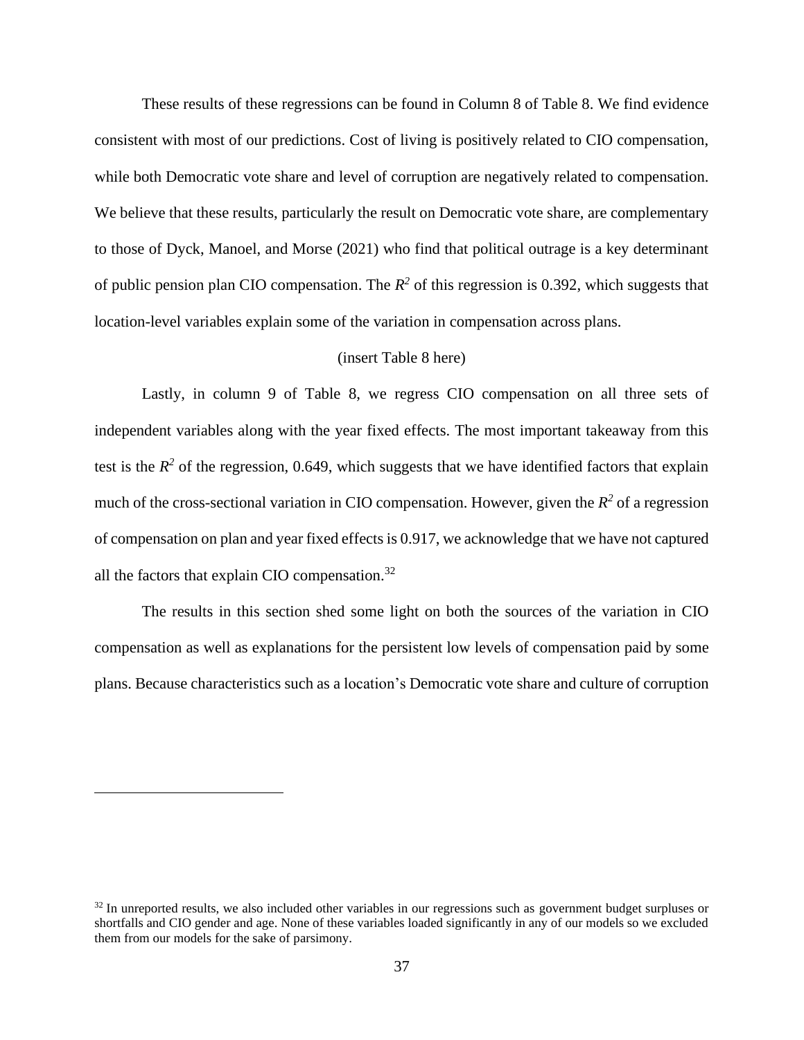These results of these regressions can be found in Column 8 of Table 8. We find evidence consistent with most of our predictions. Cost of living is positively related to CIO compensation, while both Democratic vote share and level of corruption are negatively related to compensation. We believe that these results, particularly the result on Democratic vote share, are complementary to those of Dyck, Manoel, and Morse (2021) who find that political outrage is a key determinant of public pension plan CIO compensation. The $R^2$ of this regression is 0.392, which suggests that location-level variables explain some of the variation in compensation across plans.

(insert Table 8 here)

Lastly, in column 9 of Table 8, we regress CIO compensation on all three sets of independent variables along with the year fixed effects. The most important takeaway from this test is the $R^2$ of the regression, 0.649, which suggests that we have identified factors that explain much of the cross-sectional variation in CIO compensation. However, given the $R^2$ of a regression of compensation on plan and year fixed effects is 0.917, we acknowledge that we have not captured all the factors that explain CIO compensation.[32]

The results in this section shed some light on both the sources of the variation in CIO compensation as well as explanations for the persistent low levels of compensation paid by some plans. Because characteristics such as a location's Democratic vote share and culture of corruption

---

[32] In unreported results, we also included other variables in our regressions such as government budget surpluses or shortfalls and CIO gender and age. None of these variables loaded significantly in any of our models so we excluded them from our models for the sake of parsimony.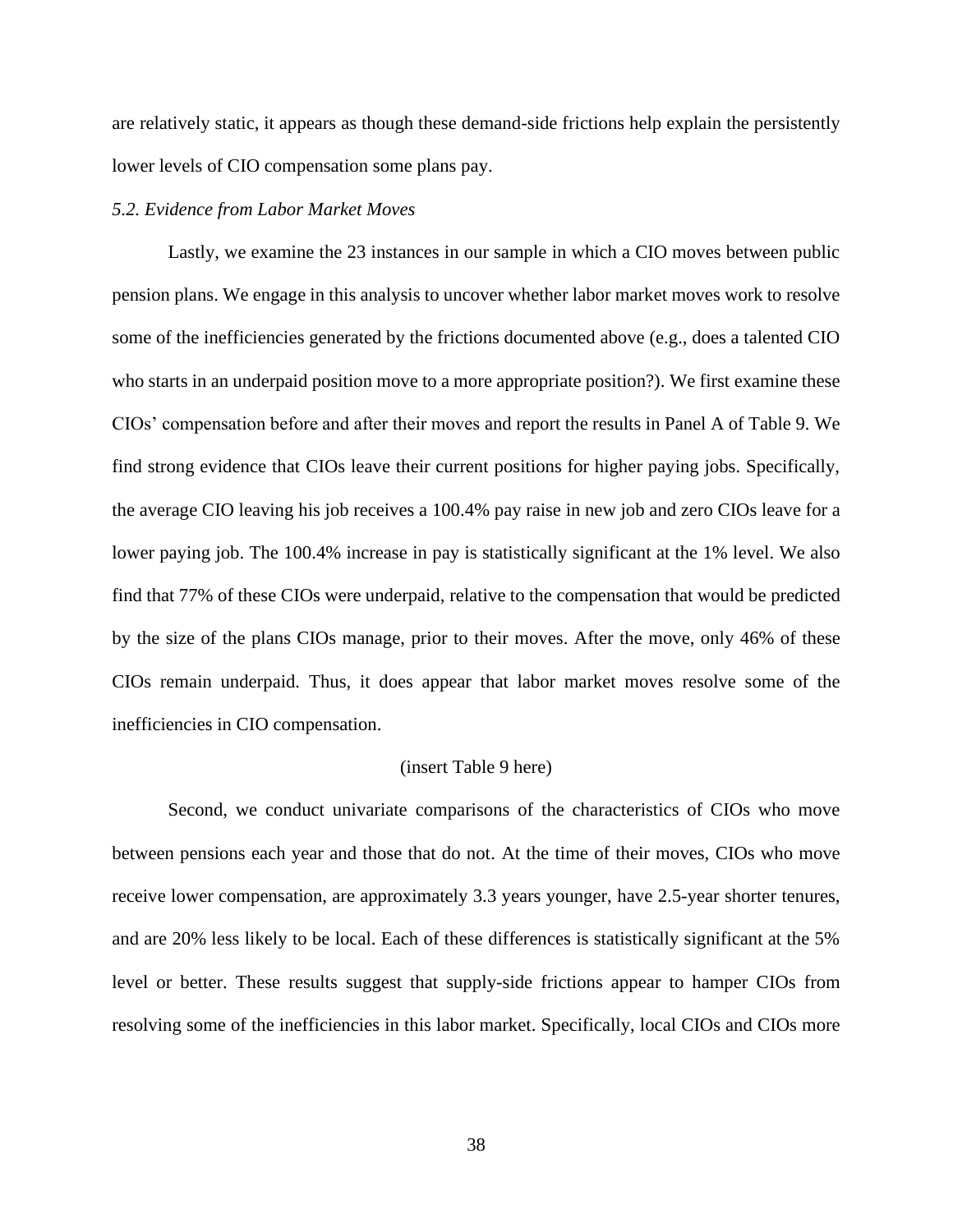are relatively static, it appears as though these demand-side frictions help explain the persistently lower levels of CIO compensation some plans pay.

### *5.2. Evidence from Labor Market Moves*

Lastly, we examine the 23 instances in our sample in which a CIO moves between public pension plans. We engage in this analysis to uncover whether labor market moves work to resolve some of the inefficiencies generated by the frictions documented above (e.g., does a talented CIO who starts in an underpaid position move to a more appropriate position?). We first examine these CIOs' compensation before and after their moves and report the results in Panel A of Table 9. We find strong evidence that CIOs leave their current positions for higher paying jobs. Specifically, the average CIO leaving his job receives a 100.4% pay raise in new job and zero CIOs leave for a lower paying job. The 100.4% increase in pay is statistically significant at the 1% level. We also find that 77% of these CIOs were underpaid, relative to the compensation that would be predicted by the size of the plans CIOs manage, prior to their moves. After the move, only 46% of these CIOs remain underpaid. Thus, it does appear that labor market moves resolve some of the inefficiencies in CIO compensation.

(insert Table 9 here)

Second, we conduct univariate comparisons of the characteristics of CIOs who move between pensions each year and those that do not. At the time of their moves, CIOs who move receive lower compensation, are approximately 3.3 years younger, have 2.5-year shorter tenures, and are 20% less likely to be local. Each of these differences is statistically significant at the 5% level or better. These results suggest that supply-side frictions appear to hamper CIOs from resolving some of the inefficiencies in this labor market. Specifically, local CIOs and CIOs more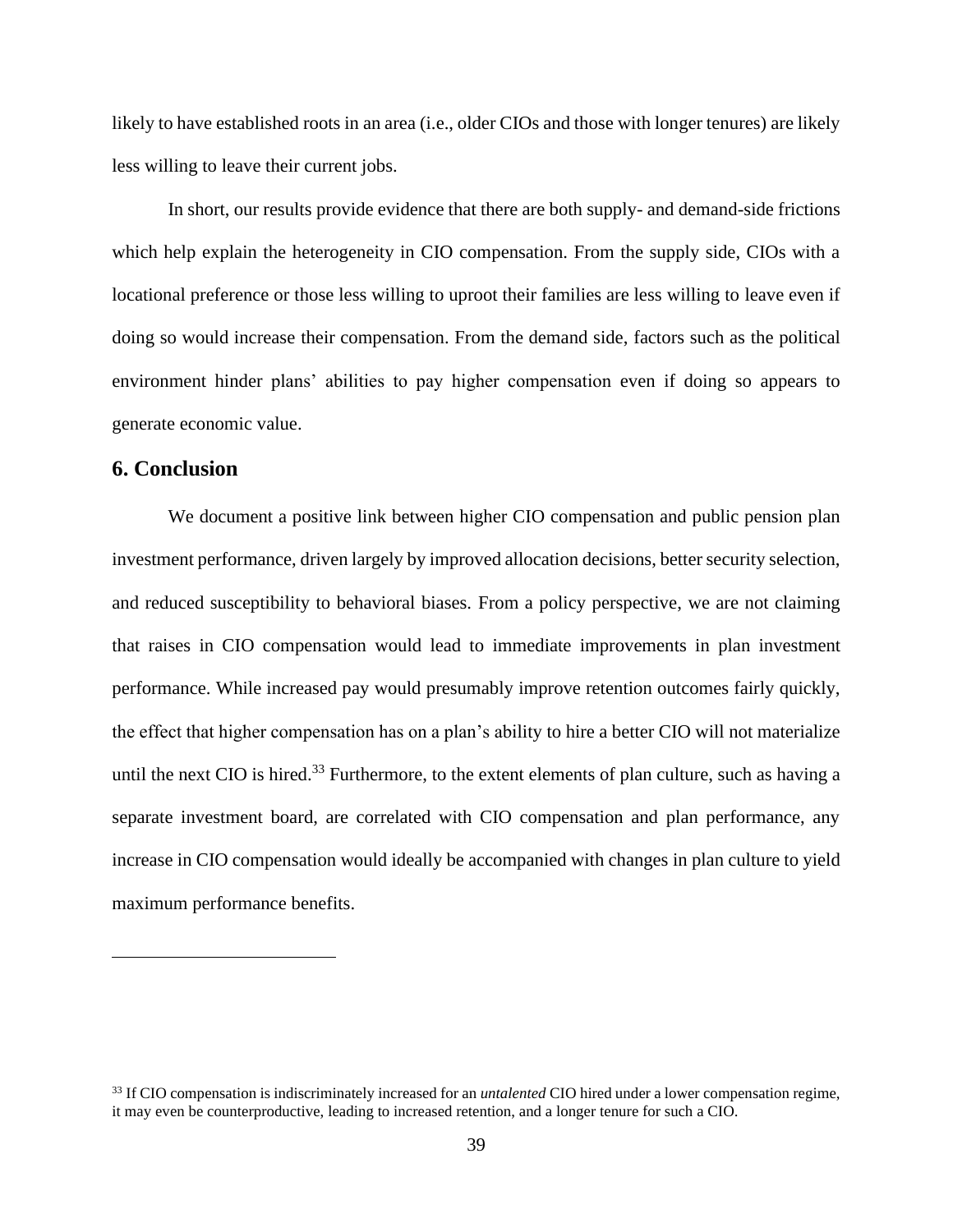likely to have established roots in an area (i.e., older CIOs and those with longer tenures) are likely less willing to leave their current jobs.

In short, our results provide evidence that there are both supply- and demand-side frictions which help explain the heterogeneity in CIO compensation. From the supply side, CIOs with a locational preference or those less willing to uproot their families are less willing to leave even if doing so would increase their compensation. From the demand side, factors such as the political environment hinder plans' abilities to pay higher compensation even if doing so appears to generate economic value.

## 6. Conclusion

We document a positive link between higher CIO compensation and public pension plan investment performance, driven largely by improved allocation decisions, better security selection, and reduced susceptibility to behavioral biases. From a policy perspective, we are not claiming that raises in CIO compensation would lead to immediate improvements in plan investment performance. While increased pay would presumably improve retention outcomes fairly quickly, the effect that higher compensation has on a plan's ability to hire a better CIO will not materialize until the next CIO is hired.[33] Furthermore, to the extent elements of plan culture, such as having a separate investment board, are correlated with CIO compensation and plan performance, any increase in CIO compensation would ideally be accompanied with changes in plan culture to yield maximum performance benefits.

---

[33] If CIO compensation is indiscriminately increased for an *untalented* CIO hired under a lower compensation regime, it may even be counterproductive, leading to increased retention, and a longer tenure for such a CIO.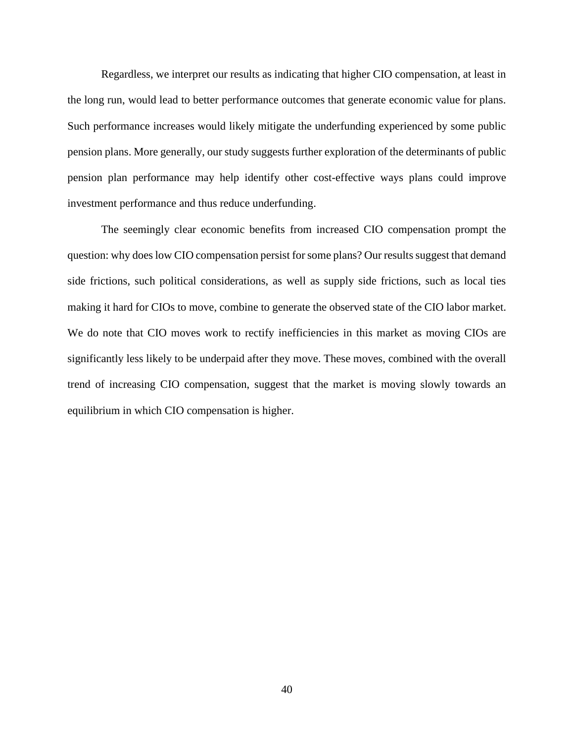Regardless, we interpret our results as indicating that higher CIO compensation, at least in the long run, would lead to better performance outcomes that generate economic value for plans. Such performance increases would likely mitigate the underfunding experienced by some public pension plans. More generally, our study suggests further exploration of the determinants of public pension plan performance may help identify other cost-effective ways plans could improve investment performance and thus reduce underfunding.

The seemingly clear economic benefits from increased CIO compensation prompt the question: why does low CIO compensation persist for some plans? Our results suggest that demand side frictions, such political considerations, as well as supply side frictions, such as local ties making it hard for CIOs to move, combine to generate the observed state of the CIO labor market. We do note that CIO moves work to rectify inefficiencies in this market as moving CIOs are significantly less likely to be underpaid after they move. These moves, combined with the overall trend of increasing CIO compensation, suggest that the market is moving slowly towards an equilibrium in which CIO compensation is higher.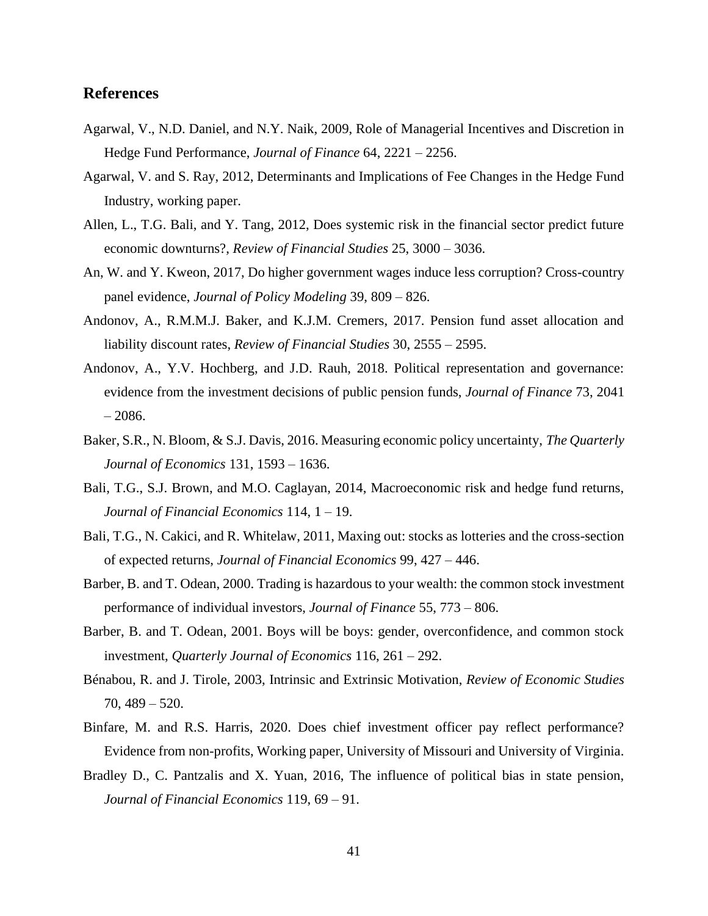## References

Agarwal, V., N.D. Daniel, and N.Y. Naik, 2009, Role of Managerial Incentives and Discretion in Hedge Fund Performance, *Journal of Finance* 64, 2221 – 2256.

Agarwal, V. and S. Ray, 2012, Determinants and Implications of Fee Changes in the Hedge Fund Industry, working paper.

Allen, L., T.G. Bali, and Y. Tang, 2012, Does systemic risk in the financial sector predict future economic downturns?, *Review of Financial Studies* 25, 3000 – 3036.

An, W. and Y. Kweon, 2017, Do higher government wages induce less corruption? Cross-country panel evidence, *Journal of Policy Modeling* 39, 809 – 826.

Andonov, A., R.M.M.J. Baker, and K.J.M. Cremers, 2017. Pension fund asset allocation and liability discount rates, *Review of Financial Studies* 30, 2555 – 2595.

Andonov, A., Y.V. Hochberg, and J.D. Rauh, 2018. Political representation and governance: evidence from the investment decisions of public pension funds, *Journal of Finance* 73, 2041 – 2086.

Baker, S.R., N. Bloom, & S.J. Davis, 2016. Measuring economic policy uncertainty, *The Quarterly Journal of Economics* 131, 1593 – 1636.

Bali, T.G., S.J. Brown, and M.O. Caglayan, 2014, Macroeconomic risk and hedge fund returns, *Journal of Financial Economics* 114, 1 – 19.

Bali, T.G., N. Cakici, and R. Whitelaw, 2011, Maxing out: stocks as lotteries and the cross-section of expected returns, *Journal of Financial Economics* 99, 427 – 446.

Barber, B. and T. Odean, 2000. Trading is hazardous to your wealth: the common stock investment performance of individual investors, *Journal of Finance* 55, 773 – 806.

Barber, B. and T. Odean, 2001. Boys will be boys: gender, overconfidence, and common stock investment, *Quarterly Journal of Economics* 116, 261 – 292.

Bénabou, R. and J. Tirole, 2003, Intrinsic and Extrinsic Motivation, *Review of Economic Studies* 70, 489 – 520.

Binfare, M. and R.S. Harris, 2020. Does chief investment officer pay reflect performance? Evidence from non-profits, Working paper, University of Missouri and University of Virginia.

Bradley D., C. Pantzalis and X. Yuan, 2016, The influence of political bias in state pension, *Journal of Financial Economics* 119, 69 – 91.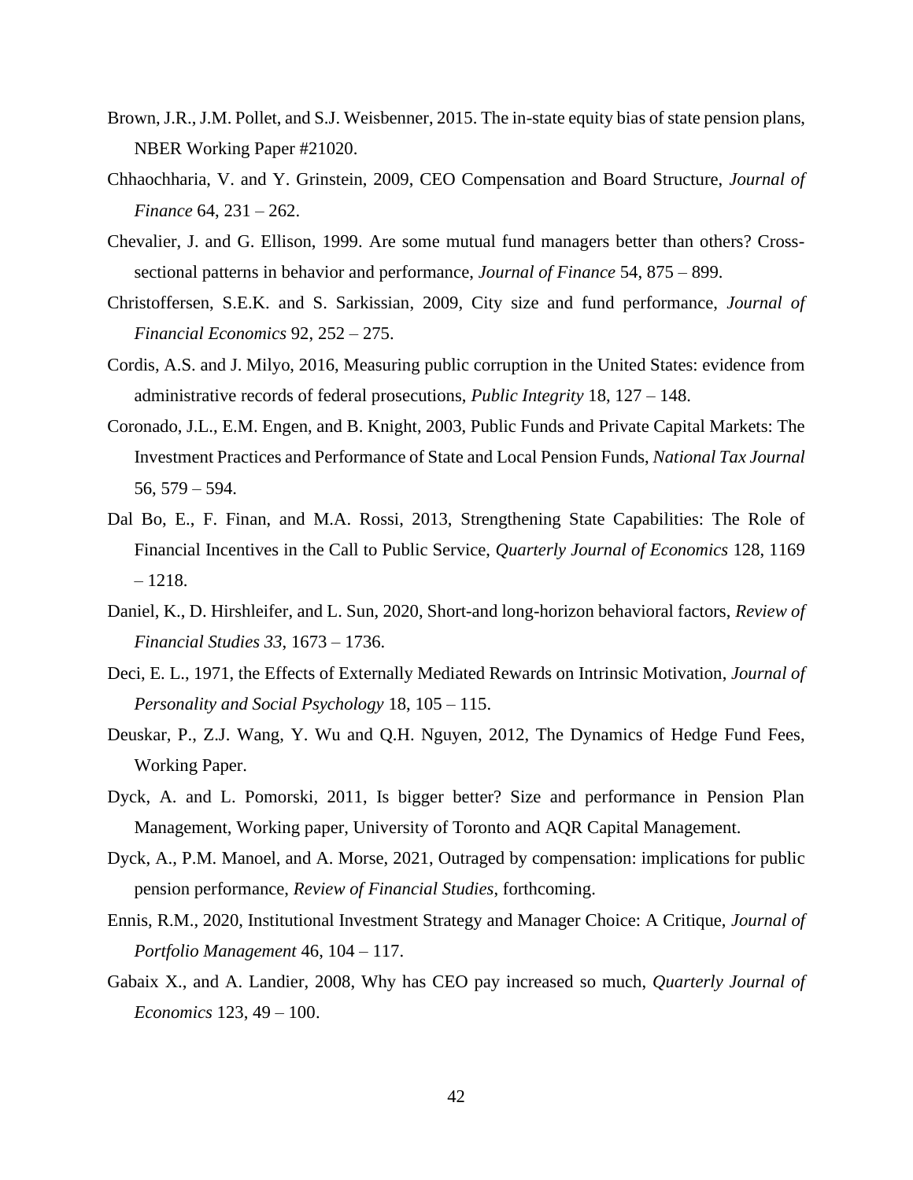Brown, J.R., J.M. Pollet, and S.J. Weisbenner, 2015. The in-state equity bias of state pension plans, NBER Working Paper #21020.

Chhaochharia, V. and Y. Grinstein, 2009, CEO Compensation and Board Structure, *Journal of Finance* 64, 231 – 262.

Chevalier, J. and G. Ellison, 1999. Are some mutual fund managers better than others? Cross-sectional patterns in behavior and performance, *Journal of Finance* 54, 875 – 899.

Christoffersen, S.E.K. and S. Sarkissian, 2009, City size and fund performance, *Journal of Financial Economics* 92, 252 – 275.

Cordis, A.S. and J. Milyo, 2016, Measuring public corruption in the United States: evidence from administrative records of federal prosecutions, *Public Integrity* 18, 127 – 148.

Coronado, J.L., E.M. Engen, and B. Knight, 2003, Public Funds and Private Capital Markets: The Investment Practices and Performance of State and Local Pension Funds, *National Tax Journal* 56, 579 – 594.

Dal Bo, E., F. Finan, and M.A. Rossi, 2013, Strengthening State Capabilities: The Role of Financial Incentives in the Call to Public Service, *Quarterly Journal of Economics* 128, 1169 – 1218.

Daniel, K., D. Hirshleifer, and L. Sun, 2020, Short-and long-horizon behavioral factors, *Review of Financial Studies 33*, 1673 – 1736.

Deci, E. L., 1971, the Effects of Externally Mediated Rewards on Intrinsic Motivation, *Journal of Personality and Social Psychology* 18, 105 – 115.

Deuskar, P., Z.J. Wang, Y. Wu and Q.H. Nguyen, 2012, The Dynamics of Hedge Fund Fees, Working Paper.

Dyck, A. and L. Pomorski, 2011, Is bigger better? Size and performance in Pension Plan Management, Working paper, University of Toronto and AQR Capital Management.

Dyck, A., P.M. Manoel, and A. Morse, 2021, Outraged by compensation: implications for public pension performance, *Review of Financial Studies*, forthcoming.

Ennis, R.M., 2020, Institutional Investment Strategy and Manager Choice: A Critique, *Journal of Portfolio Management* 46, 104 – 117.

Gabaix X., and A. Landier, 2008, Why has CEO pay increased so much, *Quarterly Journal of Economics* 123, 49 – 100.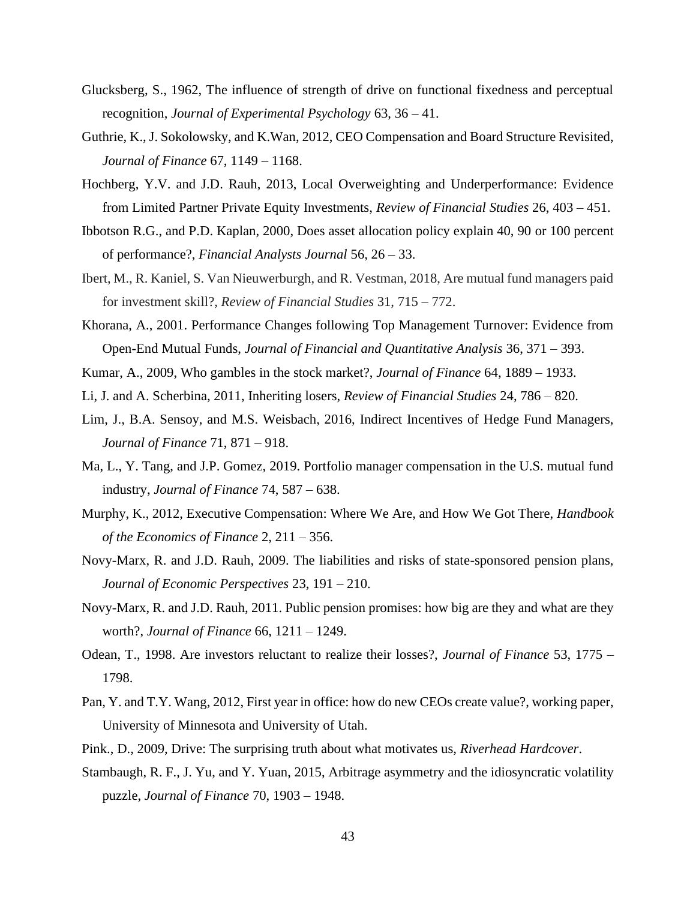Glucksberg, S., 1962, The influence of strength of drive on functional fixedness and perceptual recognition, *Journal of Experimental Psychology* 63, 36 – 41.

Guthrie, K., J. Sokolowsky, and K.Wan, 2012, CEO Compensation and Board Structure Revisited, *Journal of Finance* 67, 1149 – 1168.

Hochberg, Y.V. and J.D. Rauh, 2013, Local Overweighting and Underperformance: Evidence from Limited Partner Private Equity Investments, *Review of Financial Studies* 26, 403 – 451.

Ibbotson R.G., and P.D. Kaplan, 2000, Does asset allocation policy explain 40, 90 or 100 percent of performance?, *Financial Analysts Journal* 56, 26 – 33.

Ibert, M., R. Kaniel, S. Van Nieuwerburgh, and R. Vestman, 2018, Are mutual fund managers paid for investment skill?, *Review of Financial Studies* 31, 715 – 772.

Khorana, A., 2001. Performance Changes following Top Management Turnover: Evidence from Open-End Mutual Funds, *Journal of Financial and Quantitative Analysis* 36, 371 – 393.

Kumar, A., 2009, Who gambles in the stock market?, *Journal of Finance* 64, 1889 – 1933.

Li, J. and A. Scherbina, 2011, Inheriting losers, *Review of Financial Studies* 24, 786 – 820.

Lim, J., B.A. Sensoy, and M.S. Weisbach, 2016, Indirect Incentives of Hedge Fund Managers, *Journal of Finance* 71, 871 – 918.

Ma, L., Y. Tang, and J.P. Gomez, 2019. Portfolio manager compensation in the U.S. mutual fund industry, *Journal of Finance* 74, 587 – 638.

Murphy, K., 2012, Executive Compensation: Where We Are, and How We Got There, *Handbook of the Economics of Finance* 2, 211 – 356.

Novy-Marx, R. and J.D. Rauh, 2009. The liabilities and risks of state-sponsored pension plans, *Journal of Economic Perspectives* 23, 191 – 210.

Novy-Marx, R. and J.D. Rauh, 2011. Public pension promises: how big are they and what are they worth?, *Journal of Finance* 66, 1211 – 1249.

Odean, T., 1998. Are investors reluctant to realize their losses?, *Journal of Finance* 53, 1775 – 1798.

Pan, Y. and T.Y. Wang, 2012, First year in office: how do new CEOs create value?, working paper, University of Minnesota and University of Utah.

Pink., D., 2009, Drive: The surprising truth about what motivates us, *Riverhead Hardcover*.

Stambaugh, R. F., J. Yu, and Y. Yuan, 2015, Arbitrage asymmetry and the idiosyncratic volatility puzzle, *Journal of Finance* 70, 1903 – 1948.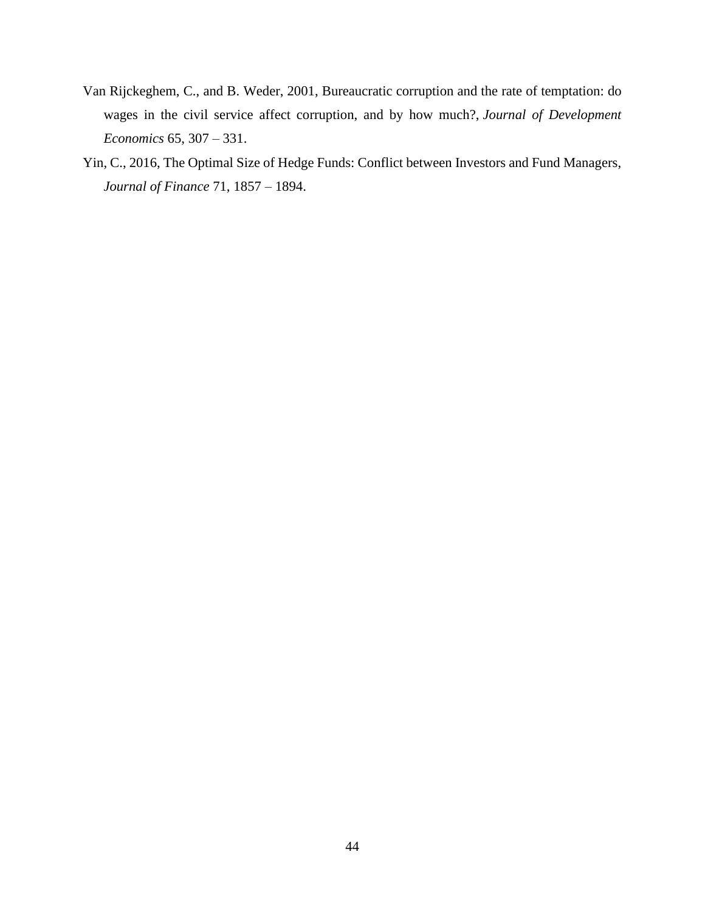Van Rijckeghem, C., and B. Weder, 2001, Bureaucratic corruption and the rate of temptation: do wages in the civil service affect corruption, and by how much?, *Journal of Development Economics* 65, 307 – 331.

Yin, C., 2016, The Optimal Size of Hedge Funds: Conflict between Investors and Fund Managers, *Journal of Finance* 71, 1857 – 1894.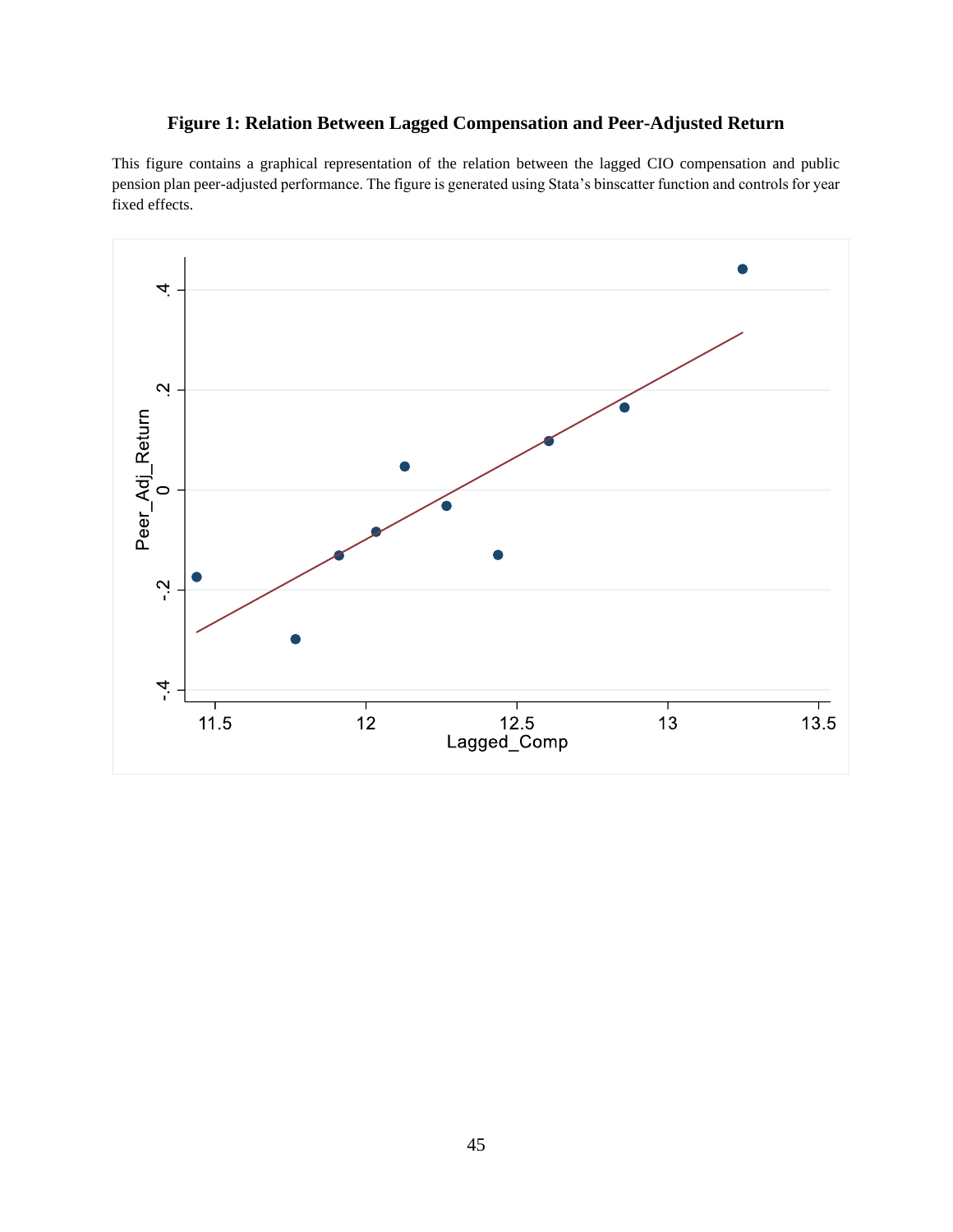**Figure 1: Relation Between Lagged Compensation and Peer-Adjusted Return**

This figure contains a graphical representation of the relation between the lagged CIO compensation and public pension plan peer-adjusted performance. The figure is generated using Stata's binscatter function and controls for year fixed effects.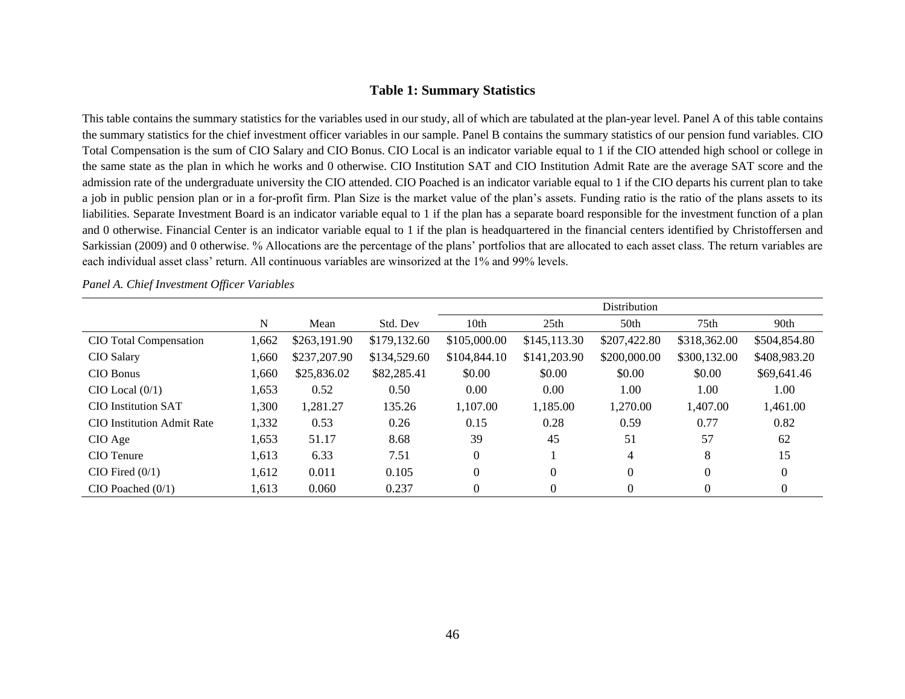## Table 1: Summary Statistics

This table contains the summary statistics for the variables used in our study, all of which are tabulated at the plan-year level. Panel A of this table contains the summary statistics for the chief investment officer variables in our sample. Panel B contains the summary statistics of our pension fund variables. CIO Total Compensation is the sum of CIO Salary and CIO Bonus. CIO Local is an indicator variable equal to 1 if the CIO attended high school or college in the same state as the plan in which he works and 0 otherwise. CIO Institution SAT and CIO Institution Admit Rate are the average SAT score and the admission rate of the undergraduate university the CIO attended. CIO Poached is an indicator variable equal to 1 if the CIO departs his current plan to take a job in public pension plan or in a for-profit firm. Plan Size is the market value of the plan's assets. Funding ratio is the ratio of the plans assets to its liabilities. Separate Investment Board is an indicator variable equal to 1 if the plan has a separate board responsible for the investment function of a plan and 0 otherwise. Financial Center is an indicator variable equal to 1 if the plan is headquartered in the financial centers identified by Christoffersen and Sarkissian (2009) and 0 otherwise. % Allocations are the percentage of the plans' portfolios that are allocated to each asset class. The return variables are each individual asset class' return. All continuous variables are winsorized at the 1% and 99% levels.

*Panel A. Chief Investment Officer Variables*

| | | | | Distribution | | | | |
|---|---|---|---|---|---|---|---|---|
| | N | Mean | Std. Dev | 10th | 25th | 50th | 75th | 90th |
| CIO Total Compensation | 1,662 | $263,191.90 | $179,132.60 | $105,000.00 | $145,113.30 | $207,422.80 | $318,362.00 | $504,854.80 |
| CIO Salary | 1,660 | $237,207.90 | $134,529.60 | $104,844.10 | $141,203.90 | $200,000.00 | $300,132.00 | $408,983.20 |
| CIO Bonus | 1,660 | $25,836.02 | $82,285.41 | $0.00 | $0.00 | $0.00 | $0.00 | $69,641.46 |
| CIO Local (0/1) | 1,653 | 0.52 | 0.50 | 0.00 | 0.00 | 1.00 | 1.00 | 1.00 |
| CIO Institution SAT | 1,300 | 1,281.27 | 135.26 | 1,107.00 | 1,185.00 | 1,270.00 | 1,407.00 | 1,461.00 |
| CIO Institution Admit Rate | 1,332 | 0.53 | 0.26 | 0.15 | 0.28 | 0.59 | 0.77 | 0.82 |
| CIO Age | 1,653 | 51.17 | 8.68 | 39 | 45 | 51 | 57 | 62 |
| CIO Tenure | 1,613 | 6.33 | 7.51 | 0 | 1 | 4 | 8 | 15 |
| CIO Fired (0/1) | 1,612 | 0.011 | 0.105 | 0 | 0 | 0 | 0 | 0 |
| CIO Poached (0/1) | 1,613 | 0.060 | 0.237 | 0 | 0 | 0 | 0 | 0 |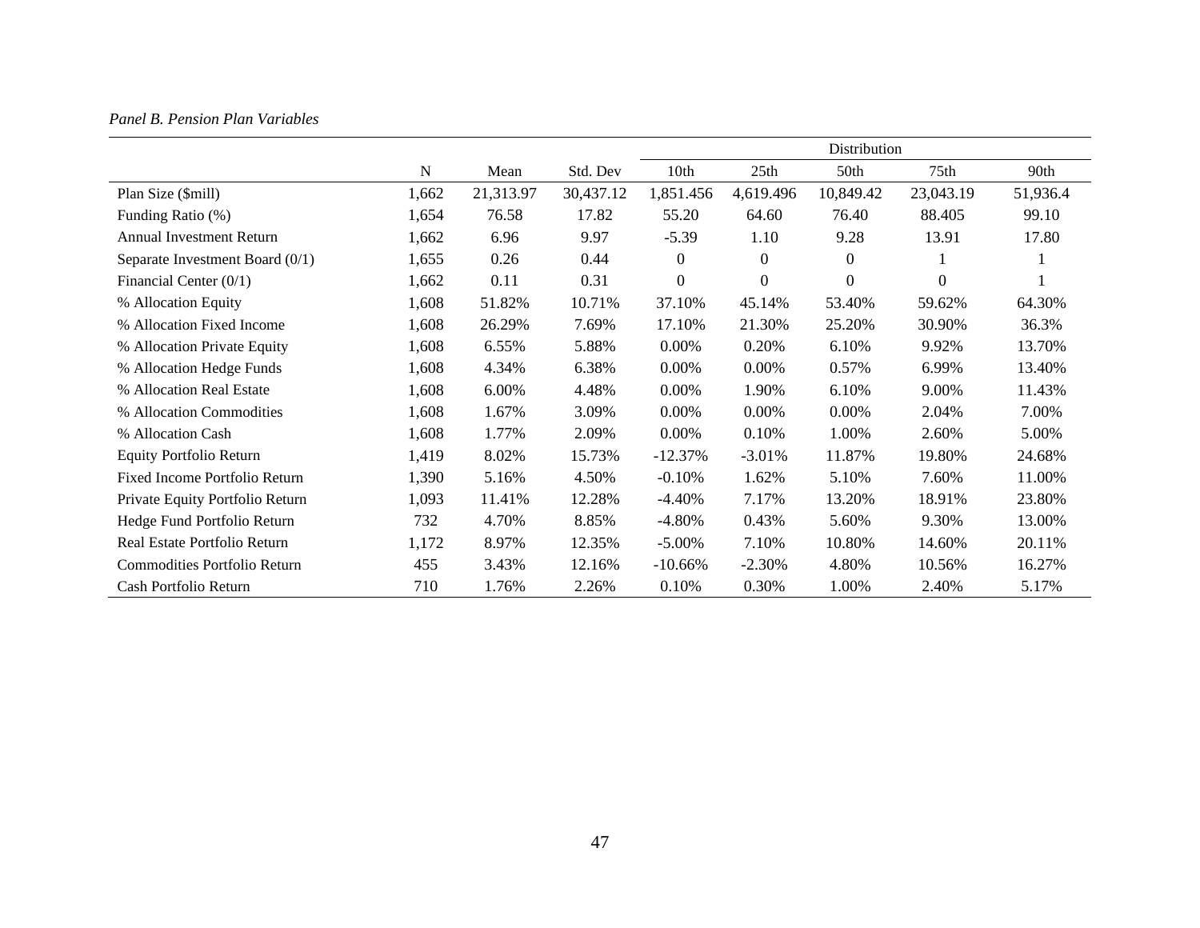*Panel B. Pension Plan Variables*

| | N | Mean | Std. Dev | Distribution | | | | |
|---|---|---|---|---|---|---|---|---|
| | | | | 10th | 25th | 50th | 75th | 90th |
| Plan Size ($mill) | 1,662 | 21,313.97 | 30,437.12 | 1,851.456 | 4,619.496 | 10,849.42 | 23,043.19 | 51,936.4 |
| Funding Ratio (%) | 1,654 | 76.58 | 17.82 | 55.20 | 64.60 | 76.40 | 88.405 | 99.10 |
| Annual Investment Return | 1,662 | 6.96 | 9.97 | -5.39 | 1.10 | 9.28 | 13.91 | 17.80 |
| Separate Investment Board (0/1) | 1,655 | 0.26 | 0.44 | 0 | 0 | 0 | 1 | 1 |
| Financial Center (0/1) | 1,662 | 0.11 | 0.31 | 0 | 0 | 0 | 0 | 1 |
| % Allocation Equity | 1,608 | 51.82% | 10.71% | 37.10% | 45.14% | 53.40% | 59.62% | 64.30% |
| % Allocation Fixed Income | 1,608 | 26.29% | 7.69% | 17.10% | 21.30% | 25.20% | 30.90% | 36.3% |
| % Allocation Private Equity | 1,608 | 6.55% | 5.88% | 0.00% | 0.20% | 6.10% | 9.92% | 13.70% |
| % Allocation Hedge Funds | 1,608 | 4.34% | 6.38% | 0.00% | 0.00% | 0.57% | 6.99% | 13.40% |
| % Allocation Real Estate | 1,608 | 6.00% | 4.48% | 0.00% | 1.90% | 6.10% | 9.00% | 11.43% |
| % Allocation Commodities | 1,608 | 1.67% | 3.09% | 0.00% | 0.00% | 0.00% | 2.04% | 7.00% |
| % Allocation Cash | 1,608 | 1.77% | 2.09% | 0.00% | 0.10% | 1.00% | 2.60% | 5.00% |
| Equity Portfolio Return | 1,419 | 8.02% | 15.73% | -12.37% | -3.01% | 11.87% | 19.80% | 24.68% |
| Fixed Income Portfolio Return | 1,390 | 5.16% | 4.50% | -0.10% | 1.62% | 5.10% | 7.60% | 11.00% |
| Private Equity Portfolio Return | 1,093 | 11.41% | 12.28% | -4.40% | 7.17% | 13.20% | 18.91% | 23.80% |
| Hedge Fund Portfolio Return | 732 | 4.70% | 8.85% | -4.80% | 0.43% | 5.60% | 9.30% | 13.00% |
| Real Estate Portfolio Return | 1,172 | 8.97% | 12.35% | -5.00% | 7.10% | 10.80% | 14.60% | 20.11% |
| Commodities Portfolio Return | 455 | 3.43% | 12.16% | -10.66% | -2.30% | 4.80% | 10.56% | 16.27% |
| Cash Portfolio Return | 710 | 1.76% | 2.26% | 0.10% | 0.30% | 1.00% | 2.40% | 5.17% |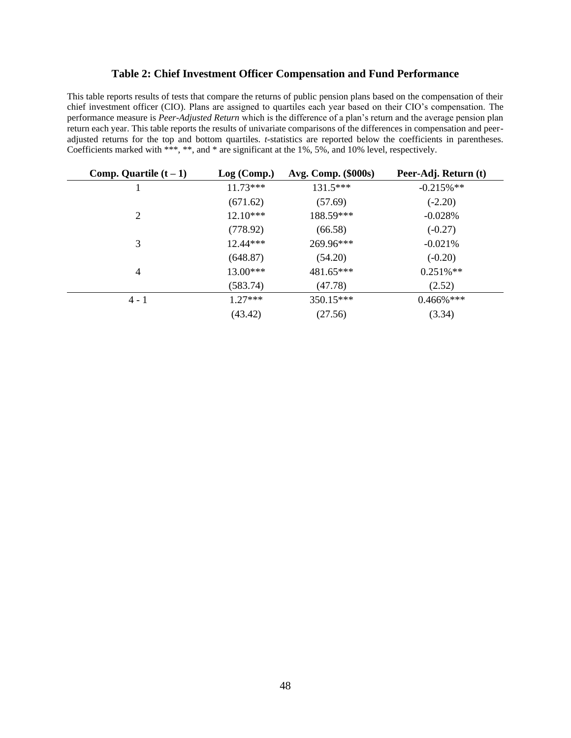### Table 2: Chief Investment Officer Compensation and Fund Performance

This table reports results of tests that compare the returns of public pension plans based on the compensation of their chief investment officer (CIO). Plans are assigned to quartiles each year based on their CIO's compensation. The performance measure is *Peer-Adjusted Return* which is the difference of a plan's return and the average pension plan return each year. This table reports the results of univariate comparisons of the differences in compensation and peer-adjusted returns for the top and bottom quartiles. *t*-statistics are reported below the coefficients in parentheses. Coefficients marked with \*\*\*, \*\*, and \* are significant at the 1%, 5%, and 10% level, respectively.

| Comp. Quartile (t – 1) | Log (Comp.) | Avg. Comp. ($000s) | Peer-Adj. Return (t) |
|---|---|---|---|
| 1 | 11.73*** | 131.5*** | -0.215%** |
| | (671.62) | (57.69) | (-2.20) |
| 2 | 12.10*** | 188.59*** | -0.028% |
| | (778.92) | (66.58) | (-0.27) |
| 3 | 12.44*** | 269.96*** | -0.021% |
| | (648.87) | (54.20) | (-0.20) |
| 4 | 13.00*** | 481.65*** | 0.251%** |
| | (583.74) | (47.78) | (2.52) |
| 4 - 1 | 1.27*** | 350.15*** | 0.466%*** |
| | (43.42) | (27.56) | (3.34) |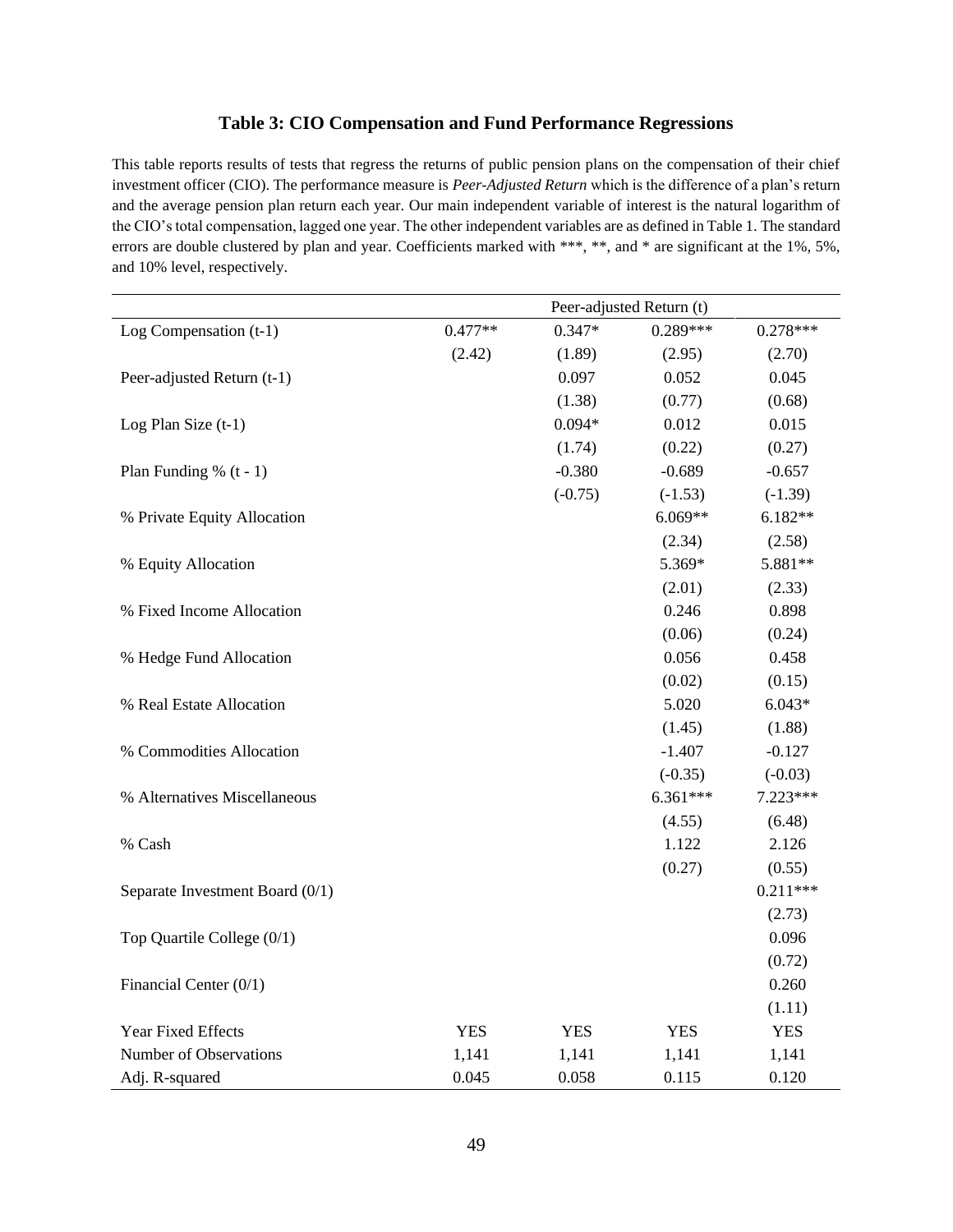# Table 3: CIO Compensation and Fund Performance Regressions

This table reports results of tests that regress the returns of public pension plans on the compensation of their chief investment officer (CIO). The performance measure is *Peer-Adjusted Return* which is the difference of a plan's return and the average pension plan return each year. Our main independent variable of interest is the natural logarithm of the CIO's total compensation, lagged one year. The other independent variables are as defined in Table 1. The standard errors are double clustered by plan and year. Coefficients marked with \*\*\*, \*\*, and \* are significant at the 1%, 5%, and 10% level, respectively.

| | Peer-adjusted Return (t) | | | |
|---|---|---|---|---|
| Log Compensation (t-1) | 0.477** | 0.347* | 0.289*** | 0.278*** |
| | (2.42) | (1.89) | (2.95) | (2.70) |
| Peer-adjusted Return (t-1) | | 0.097 | 0.052 | 0.045 |
| | | (1.38) | (0.77) | (0.68) |
| Log Plan Size (t-1) | | 0.094* | 0.012 | 0.015 |
| | | (1.74) | (0.22) | (0.27) |
| Plan Funding % (t - 1) | | -0.380 | -0.689 | -0.657 |
| | | (-0.75) | (-1.53) | (-1.39) |
| % Private Equity Allocation | | | 6.069** | 6.182** |
| | | | (2.34) | (2.58) |
| % Equity Allocation | | | 5.369* | 5.881** |
| | | | (2.01) | (2.33) |
| % Fixed Income Allocation | | | 0.246 | 0.898 |
| | | | (0.06) | (0.24) |
| % Hedge Fund Allocation | | | 0.056 | 0.458 |
| | | | (0.02) | (0.15) |
| % Real Estate Allocation | | | 5.020 | 6.043* |
| | | | (1.45) | (1.88) |
| % Commodities Allocation | | | -1.407 | -0.127 |
| | | | (-0.35) | (-0.03) |
| % Alternatives Miscellaneous | | | 6.361*** | 7.223*** |
| | | | (4.55) | (6.48) |
| % Cash | | | 1.122 | 2.126 |
| | | | (0.27) | (0.55) |
| Separate Investment Board (0/1) | | | | 0.211*** |
| | | | | (2.73) |
| Top Quartile College (0/1) | | | | 0.096 |
| | | | | (0.72) |
| Financial Center (0/1) | | | | 0.260 |
| | | | | (1.11) |
| Year Fixed Effects | YES | YES | YES | YES |
| Number of Observations | 1,141 | 1,141 | 1,141 | 1,141 |
| Adj. R-squared | 0.045 | 0.058 | 0.115 | 0.120 |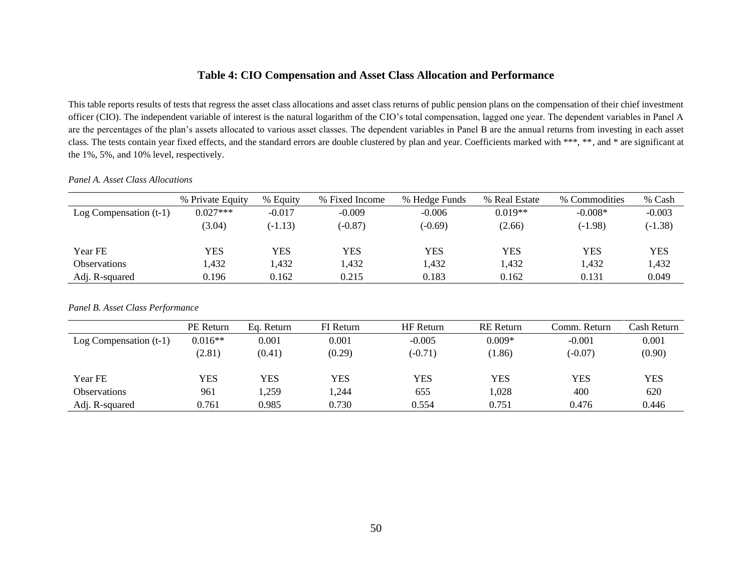### Table 4: CIO Compensation and Asset Class Allocation and Performance

This table reports results of tests that regress the asset class allocations and asset class returns of public pension plans on the compensation of their chief investment officer (CIO). The independent variable of interest is the natural logarithm of the CIO's total compensation, lagged one year. The dependent variables in Panel A are the percentages of the plan's assets allocated to various asset classes. The dependent variables in Panel B are the annual returns from investing in each asset class. The tests contain year fixed effects, and the standard errors are double clustered by plan and year. Coefficients marked with ***, **, and * are significant at the 1%, 5%, and 10% level, respectively.

*Panel A. Asset Class Allocations*

| | % Private Equity | % Equity | % Fixed Income | % Hedge Funds | % Real Estate | % Commodities | % Cash |
|---|---|---|---|---|---|---|---|
| Log Compensation (t-1) | 0.027*** | -0.017 | -0.009 | -0.006 | 0.019** | -0.008* | -0.003 |
| | (3.04) | (-1.13) | (-0.87) | (-0.69) | (2.66) | (-1.98) | (-1.38) |
| | | | | | | | |
| Year FE | YES | YES | YES | YES | YES | YES | YES |
| Observations | 1,432 | 1,432 | 1,432 | 1,432 | 1,432 | 1,432 | 1,432 |
| Adj. R-squared | 0.196 | 0.162 | 0.215 | 0.183 | 0.162 | 0.131 | 0.049 |

*Panel B. Asset Class Performance*

| | PE Return | Eq. Return | FI Return | HF Return | RE Return | Comm. Return | Cash Return |
|---|---|---|---|---|---|---|---|
| Log Compensation (t-1) | 0.016** | 0.001 | 0.001 | -0.005 | 0.009* | -0.001 | 0.001 |
| | (2.81) | (0.41) | (0.29) | (-0.71) | (1.86) | (-0.07) | (0.90) |
| | | | | | | | |
| Year FE | YES | YES | YES | YES | YES | YES | YES |
| Observations | 961 | 1,259 | 1,244 | 655 | 1,028 | 400 | 620 |
| Adj. R-squared | 0.761 | 0.985 | 0.730 | 0.554 | 0.751 | 0.476 | 0.446 |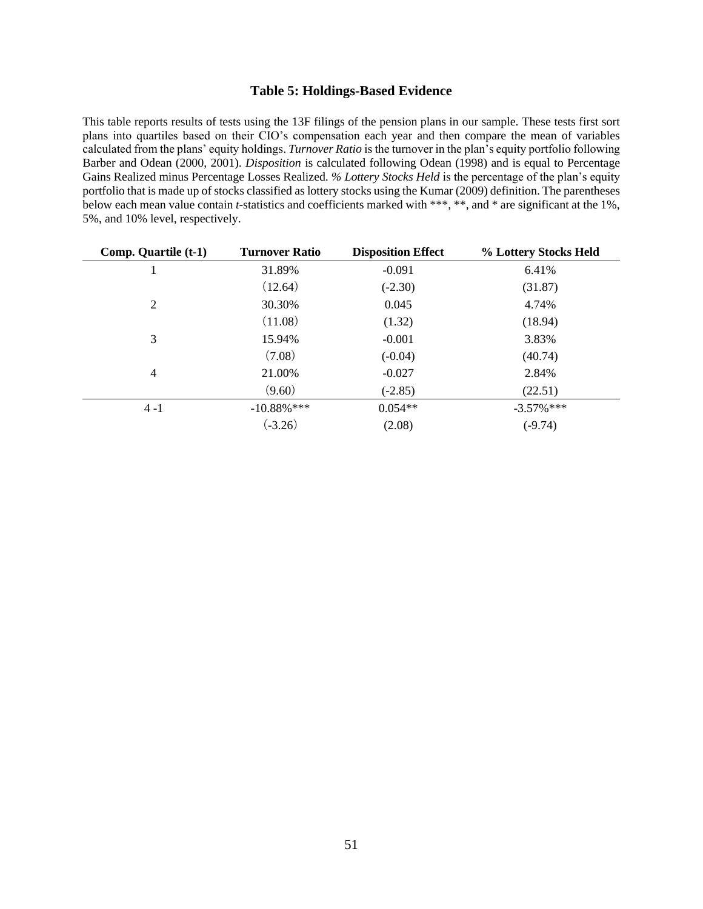### Table 5: Holdings-Based Evidence

This table reports results of tests using the 13F filings of the pension plans in our sample. These tests first sort plans into quartiles based on their CIO's compensation each year and then compare the mean of variables calculated from the plans' equity holdings. *Turnover Ratio* is the turnover in the plan's equity portfolio following Barber and Odean (2000, 2001). *Disposition* is calculated following Odean (1998) and is equal to Percentage Gains Realized minus Percentage Losses Realized. *% Lottery Stocks Held* is the percentage of the plan's equity portfolio that is made up of stocks classified as lottery stocks using the Kumar (2009) definition. The parentheses below each mean value contain *t*-statistics and coefficients marked with ***, **, and * are significant at the 1%, 5%, and 10% level, respectively.

| Comp. Quartile (t-1) | Turnover Ratio | Disposition Effect | % Lottery Stocks Held |
|---|---|---|---|
| 1 | 31.89% | -0.091 | 6.41% |
| | (12.64) | (-2.30) | (31.87) |
| 2 | 30.30% | 0.045 | 4.74% |
| | (11.08) | (1.32) | (18.94) |
| 3 | 15.94% | -0.001 | 3.83% |
| | (7.08) | (-0.04) | (40.74) |
| 4 | 21.00% | -0.027 | 2.84% |
| | (9.60) | (-2.85) | (22.51) |
| 4 -1 | -10.88%*** | 0.054** | -3.57%*** |
| | (-3.26) | (2.08) | (-9.74) |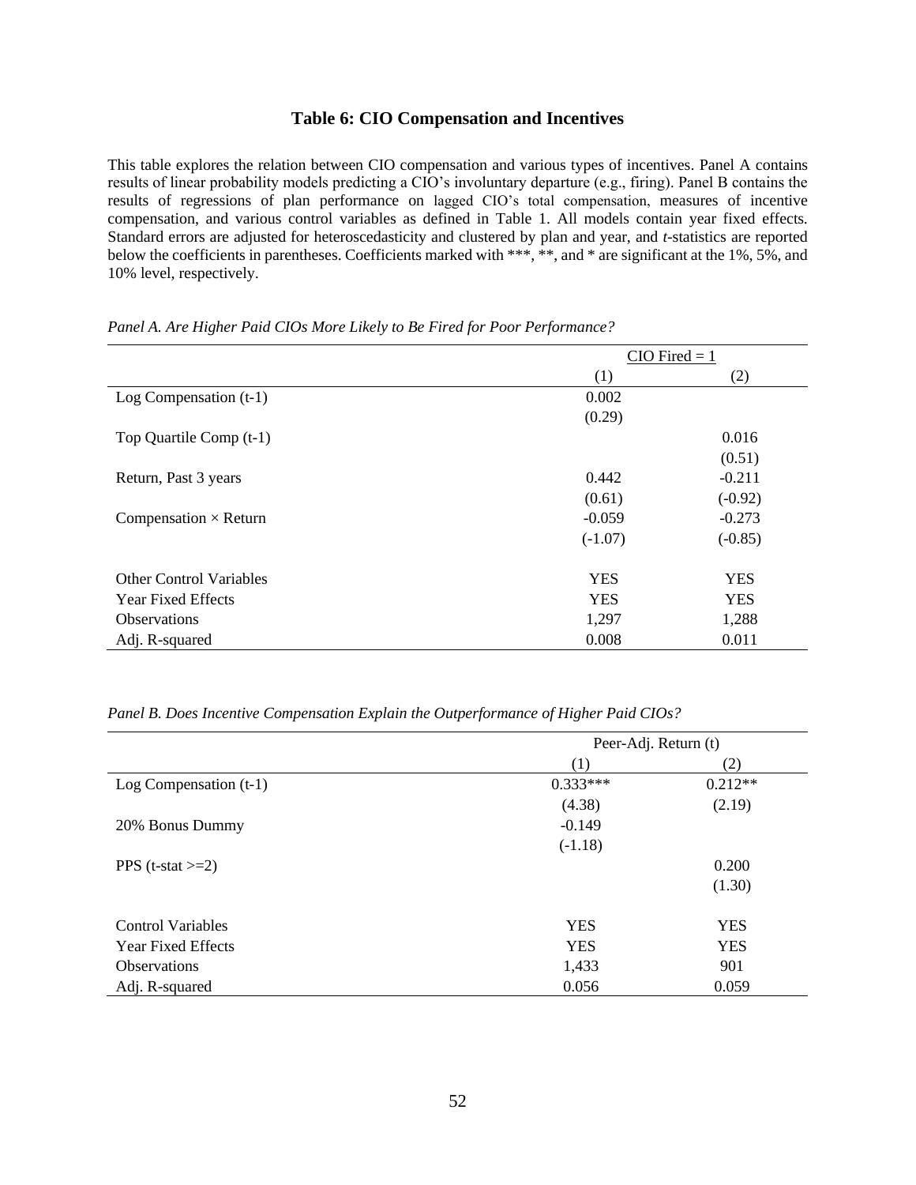### Table 6: CIO Compensation and Incentives

This table explores the relation between CIO compensation and various types of incentives. Panel A contains results of linear probability models predicting a CIO's involuntary departure (e.g., firing). Panel B contains the results of regressions of plan performance on lagged CIO's total compensation, measures of incentive compensation, and various control variables as defined in Table 1. All models contain year fixed effects. Standard errors are adjusted for heteroscedasticity and clustered by plan and year, and *t*-statistics are reported below the coefficients in parentheses. Coefficients marked with ***, **, and * are significant at the 1%, 5%, and 10% level, respectively.

*Panel A. Are Higher Paid CIOs More Likely to Be Fired for Poor Performance?*

| | CIO Fired = 1 | |
|---|---|---|
| | (1) | (2) |
| Log Compensation (t-1) | 0.002 | |
| | (0.29) | |
| Top Quartile Comp (t-1) | | 0.016 |
| | | (0.51) |
| Return, Past 3 years | 0.442 | -0.211 |
| | (0.61) | (-0.92) |
| Compensation × Return | -0.059 | -0.273 |
| | (-1.07) | (-0.85) |
| Other Control Variables | YES | YES |
| Year Fixed Effects | YES | YES |
| Observations | 1,297 | 1,288 |
| Adj. R-squared | 0.008 | 0.011 |

*Panel B. Does Incentive Compensation Explain the Outperformance of Higher Paid CIOs?*

| | Peer-Adj. Return (t) | |
|---|---|---|
| | (1) | (2) |
| Log Compensation (t-1) | 0.333*** | 0.212** |
| | (4.38) | (2.19) |
| 20% Bonus Dummy | -0.149 | |
| | (-1.18) | |
| PPS (t-stat >=2) | | 0.200 |
| | | (1.30) |
| Control Variables | YES | YES |
| Year Fixed Effects | YES | YES |
| Observations | 1,433 | 901 |
| Adj. R-squared | 0.056 | 0.059 |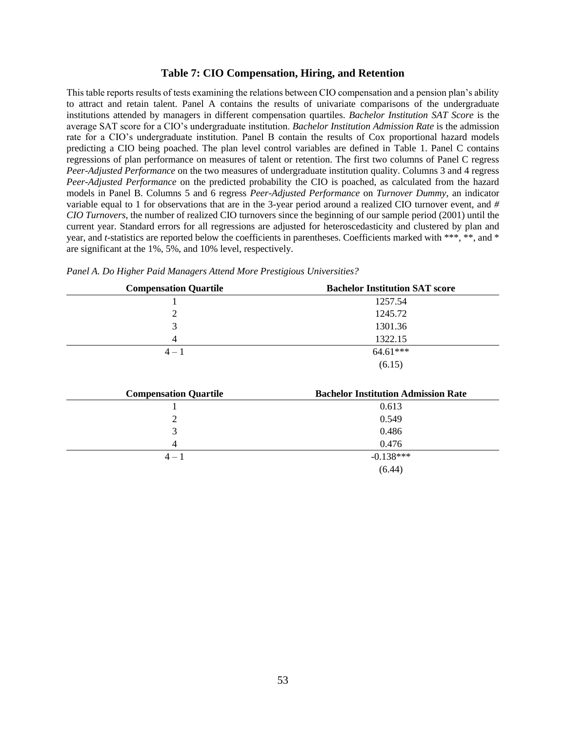### Table 7: CIO Compensation, Hiring, and Retention

This table reports results of tests examining the relations between CIO compensation and a pension plan's ability to attract and retain talent. Panel A contains the results of univariate comparisons of the undergraduate institutions attended by managers in different compensation quartiles. *Bachelor Institution SAT Score* is the average SAT score for a CIO's undergraduate institution. *Bachelor Institution Admission Rate* is the admission rate for a CIO's undergraduate institution. Panel B contain the results of Cox proportional hazard models predicting a CIO being poached. The plan level control variables are defined in Table 1. Panel C contains regressions of plan performance on measures of talent or retention. The first two columns of Panel C regress *Peer-Adjusted Performance* on the two measures of undergraduate institution quality. Columns 3 and 4 regress *Peer-Adjusted Performance* on the predicted probability the CIO is poached, as calculated from the hazard models in Panel B. Columns 5 and 6 regress *Peer-Adjusted Performance* on *Turnover Dummy*, an indicator variable equal to 1 for observations that are in the 3-year period around a realized CIO turnover event, and *# CIO Turnovers*, the number of realized CIO turnovers since the beginning of our sample period (2001) until the current year. Standard errors for all regressions are adjusted for heteroscedasticity and clustered by plan and year, and *t*-statistics are reported below the coefficients in parentheses. Coefficients marked with ***, **, and * are significant at the 1%, 5%, and 10% level, respectively.

*Panel A. Do Higher Paid Managers Attend More Prestigious Universities?*

| Compensation Quartile | Bachelor Institution SAT score |
|---|---|
| 1 | 1257.54 |
| 2 | 1245.72 |
| 3 | 1301.36 |
| 4 | 1322.15 |
| 4 – 1 | 64.61*** |
| | (6.15) |

| Compensation Quartile | Bachelor Institution Admission Rate |
|---|---|
| 1 | 0.613 |
| 2 | 0.549 |
| 3 | 0.486 |
| 4 | 0.476 |
| 4 – 1 | -0.138*** |
| | (6.44) |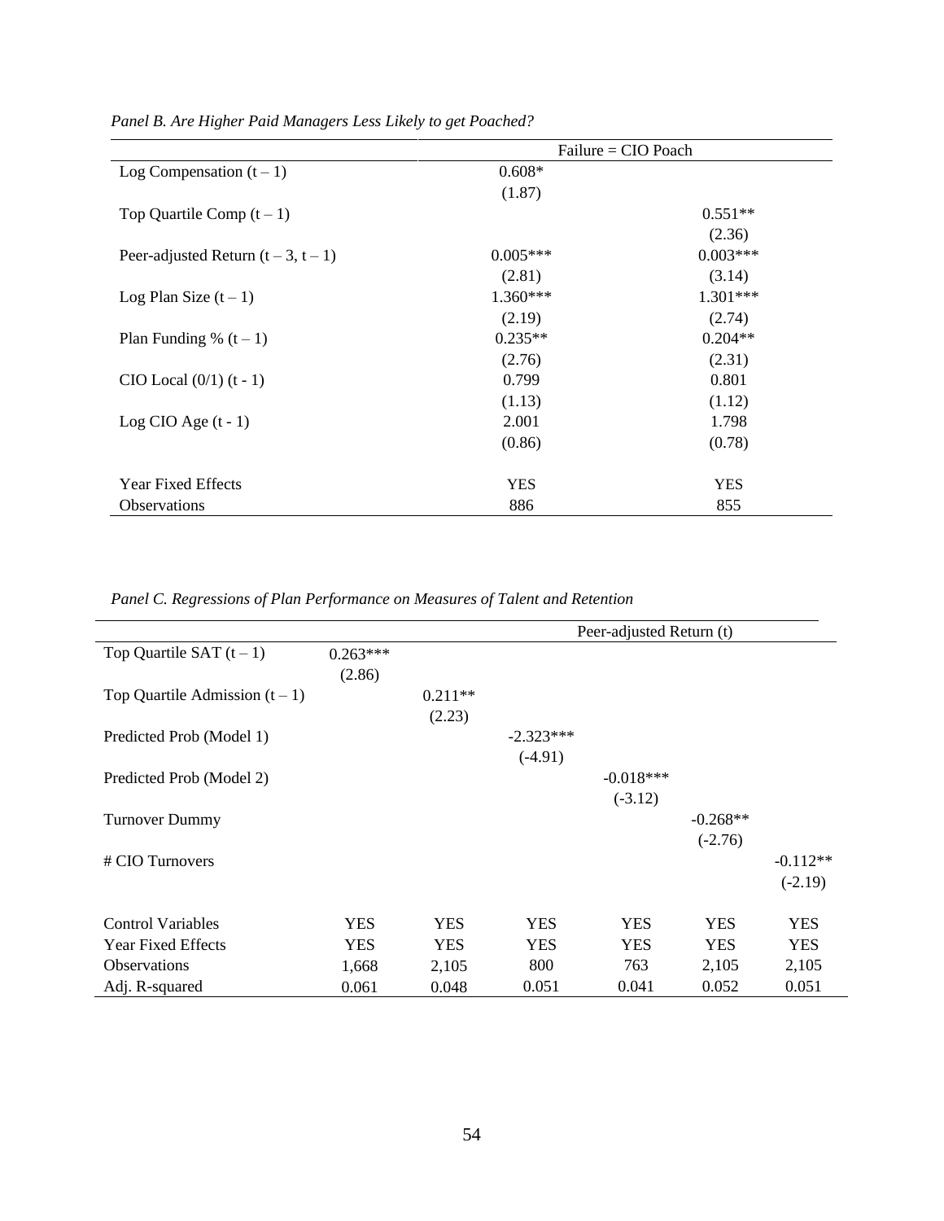*Panel B. Are Higher Paid Managers Less Likely to get Poached?*

| | Failure = CIO Poach | |
|---|---|---|
| Log Compensation (t – 1) | 0.608* | |
| | (1.87) | |
| Top Quartile Comp (t – 1) | | 0.551** |
| | | (2.36) |
| Peer-adjusted Return (t – 3, t – 1) | 0.005*** | 0.003*** |
| | (2.81) | (3.14) |
| Log Plan Size (t – 1) | 1.360*** | 1.301*** |
| | (2.19) | (2.74) |
| Plan Funding % (t – 1) | 0.235** | 0.204** |
| | (2.76) | (2.31) |
| CIO Local (0/1) (t - 1) | 0.799 | 0.801 |
| | (1.13) | (1.12) |
| Log CIO Age (t - 1) | 2.001 | 1.798 |
| | (0.86) | (0.78) |
| Year Fixed Effects | YES | YES |
| Observations | 886 | 855 |

*Panel C. Regressions of Plan Performance on Measures of Talent and Retention*

| | Peer-adjusted Return (t) | | | | | |
|---|---|---|---|---|---|---|
| Top Quartile SAT (t – 1) | 0.263*** | | | | | |
| | (2.86) | | | | | |
| Top Quartile Admission (t – 1) | | 0.211** | | | | |
| | | (2.23) | | | | |
| Predicted Prob (Model 1) | | | -2.323*** | | | |
| | | | (-4.91) | | | |
| Predicted Prob (Model 2) | | | | -0.018*** | | |
| | | | | (-3.12) | | |
| Turnover Dummy | | | | | -0.268** | |
| | | | | | (-2.76) | |
| # CIO Turnovers | | | | | | -0.112** |
| | | | | | | (-2.19) |
| Control Variables | YES | YES | YES | YES | YES | YES |
| Year Fixed Effects | YES | YES | YES | YES | YES | YES |
| Observations | 1,668 | 2,105 | 800 | 763 | 2,105 | 2,105 |
| Adj. R-squared | 0.061 | 0.048 | 0.051 | 0.041 | 0.052 | 0.051 |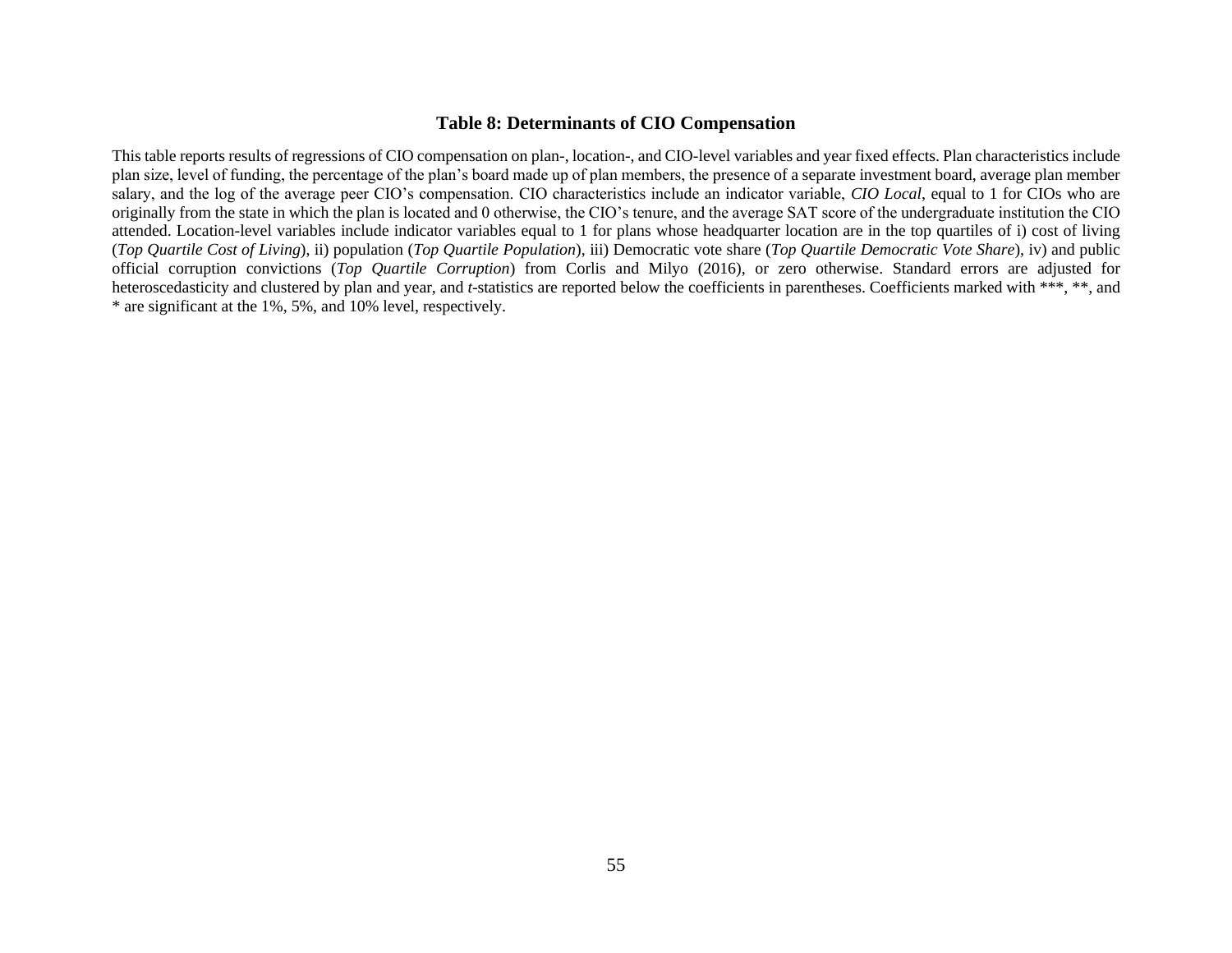### Table 8: Determinants of CIO Compensation

This table reports results of regressions of CIO compensation on plan-, location-, and CIO-level variables and year fixed effects. Plan characteristics include plan size, level of funding, the percentage of the plan's board made up of plan members, the presence of a separate investment board, average plan member salary, and the log of the average peer CIO's compensation. CIO characteristics include an indicator variable, *CIO Local*, equal to 1 for CIOs who are originally from the state in which the plan is located and 0 otherwise, the CIO's tenure, and the average SAT score of the undergraduate institution the CIO attended. Location-level variables include indicator variables equal to 1 for plans whose headquarter location are in the top quartiles of i) cost of living (*Top Quartile Cost of Living*), ii) population (*Top Quartile Population*), iii) Democratic vote share (*Top Quartile Democratic Vote Share*), iv) and public official corruption convictions (*Top Quartile Corruption*) from Corlis and Milyo (2016), or zero otherwise. Standard errors are adjusted for heteroscedasticity and clustered by plan and year, and *t*-statistics are reported below the coefficients in parentheses. Coefficients marked with ***, **, and * are significant at the 1%, 5%, and 10% level, respectively.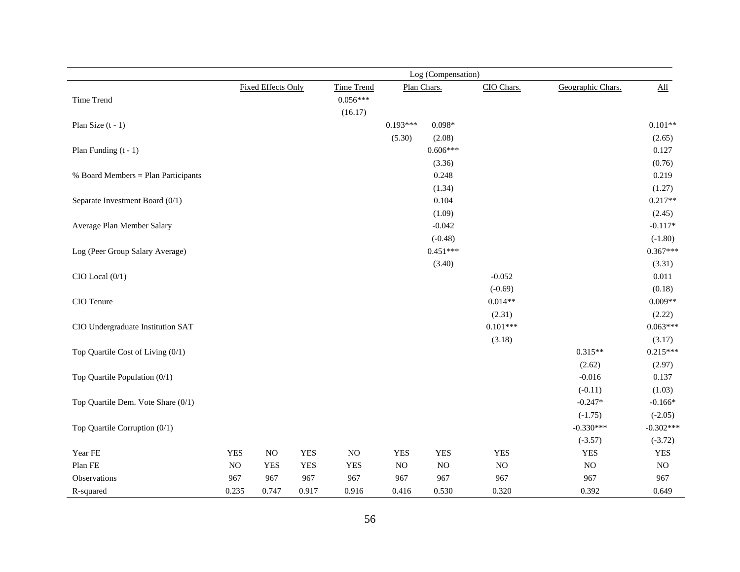| | Log (Compensation) | | | | | | | | |
|---|---|---|---|---|---|---|---|---|---|
| | Fixed Effects Only | | | Time Trend | Plan Chars. | | CIO Chars. | Geographic Chars. | All |
| Time Trend | | | | 0.056*** | | | | | |
| | | | | (16.17) | | | | | |
| Plan Size (t - 1) | | | | | 0.193*** | 0.098* | | | 0.101** |
| | | | | | (5.30) | (2.08) | | | (2.65) |
| Plan Funding (t - 1) | | | | | | 0.606*** | | | 0.127 |
| | | | | | | (3.36) | | | (0.76) |
| % Board Members = Plan Participants | | | | | | 0.248 | | | 0.219 |
| | | | | | | (1.34) | | | (1.27) |
| Separate Investment Board (0/1) | | | | | | 0.104 | | | 0.217** |
| | | | | | | (1.09) | | | (2.45) |
| Average Plan Member Salary | | | | | | -0.042 | | | -0.117* |
| | | | | | | (-0.48) | | | (-1.80) |
| Log (Peer Group Salary Average) | | | | | | 0.451*** | | | 0.367*** |
| | | | | | | (3.40) | | | (3.31) |
| CIO Local (0/1) | | | | | | | -0.052 | | 0.011 |
| | | | | | | | (-0.69) | | (0.18) |
| CIO Tenure | | | | | | | 0.014** | | 0.009** |
| | | | | | | | (2.31) | | (2.22) |
| CIO Undergraduate Institution SAT | | | | | | | 0.101*** | | 0.063*** |
| | | | | | | | (3.18) | | (3.17) |
| Top Quartile Cost of Living (0/1) | | | | | | | | 0.315** | 0.215*** |
| | | | | | | | | (2.62) | (2.97) |
| Top Quartile Population (0/1) | | | | | | | | -0.016 | 0.137 |
| | | | | | | | | (-0.11) | (1.03) |
| Top Quartile Dem. Vote Share (0/1) | | | | | | | | -0.247* | -0.166* |
| | | | | | | | | (-1.75) | (-2.05) |
| Top Quartile Corruption (0/1) | | | | | | | | -0.330*** | -0.302*** |
| | | | | | | | | (-3.57) | (-3.72) |
| Year FE | YES | NO | YES | NO | YES | YES | YES | YES | YES |
| Plan FE | NO | YES | YES | YES | NO | NO | NO | NO | NO |
| Observations | 967 | 967 | 967 | 967 | 967 | 967 | 967 | 967 | 967 |
| R-squared | 0.235 | 0.747 | 0.917 | 0.916 | 0.416 | 0.530 | 0.320 | 0.392 | 0.649 |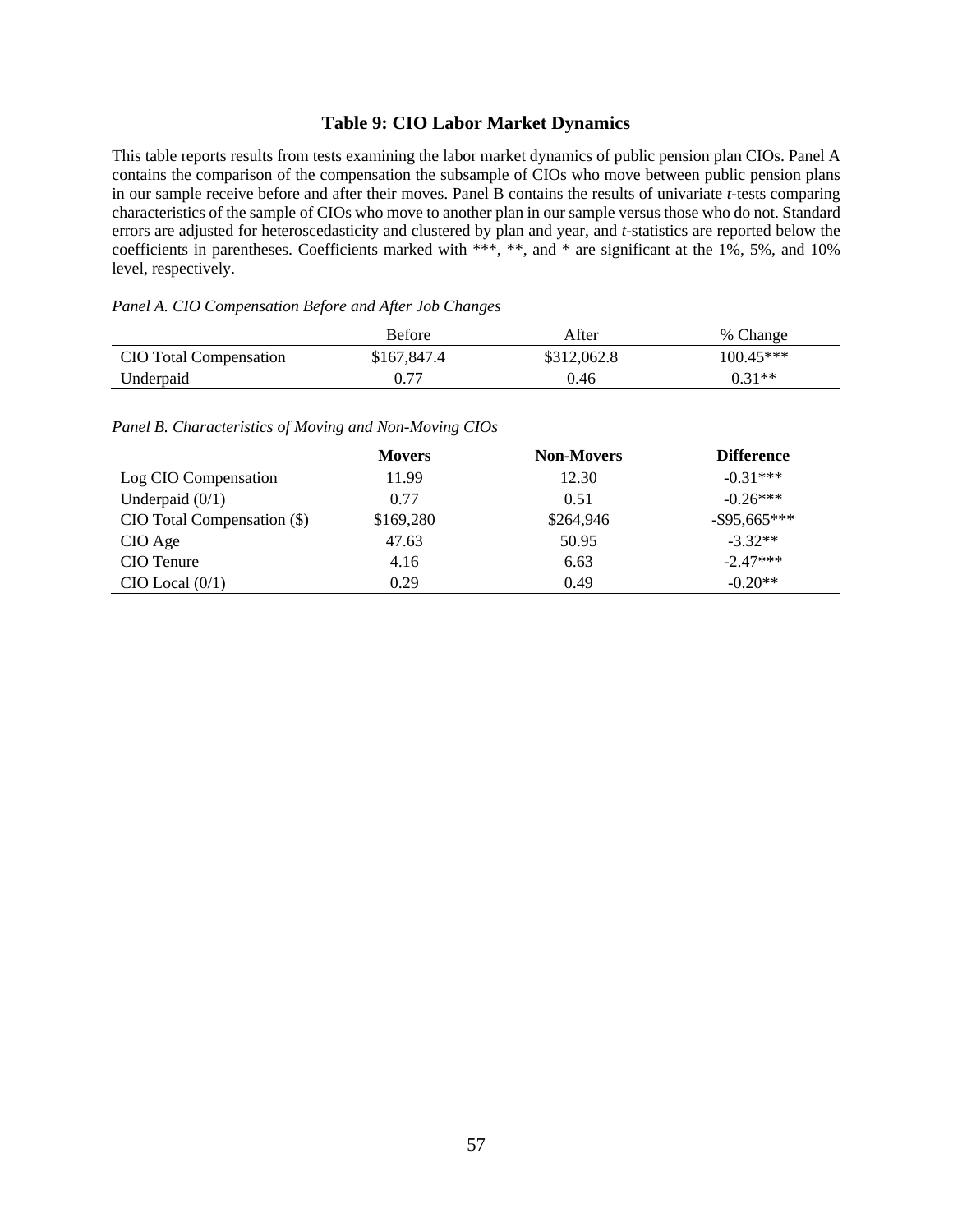## Table 9: CIO Labor Market Dynamics

This table reports results from tests examining the labor market dynamics of public pension plan CIOs. Panel A contains the comparison of the compensation the subsample of CIOs who move between public pension plans in our sample receive before and after their moves. Panel B contains the results of univariate *t*-tests comparing characteristics of the sample of CIOs who move to another plan in our sample versus those who do not. Standard errors are adjusted for heteroscedasticity and clustered by plan and year, and *t*-statistics are reported below the coefficients in parentheses. Coefficients marked with ***, **, and * are significant at the 1%, 5%, and 10% level, respectively.

*Panel A. CIO Compensation Before and After Job Changes*

| | Before | After | % Change |
|---|---|---|---|
| CIO Total Compensation | $167,847.4 | $312,062.8 | 100.45*** |
| Underpaid | 0.77 | 0.46 | 0.31** |

*Panel B. Characteristics of Moving and Non-Moving CIOs*

| | **Movers** | **Non-Movers** | **Difference** |
|---|---|---|---|
| Log CIO Compensation | 11.99 | 12.30 | -0.31*** |
| Underpaid (0/1) | 0.77 | 0.51 | -0.26*** |
| CIO Total Compensation ($) | $169,280 | $264,946 | -$95,665*** |
| CIO Age | 47.63 | 50.95 | -3.32** |
| CIO Tenure | 4.16 | 6.63 | -2.47*** |
| CIO Local (0/1) | 0.29 | 0.49 | -0.20** |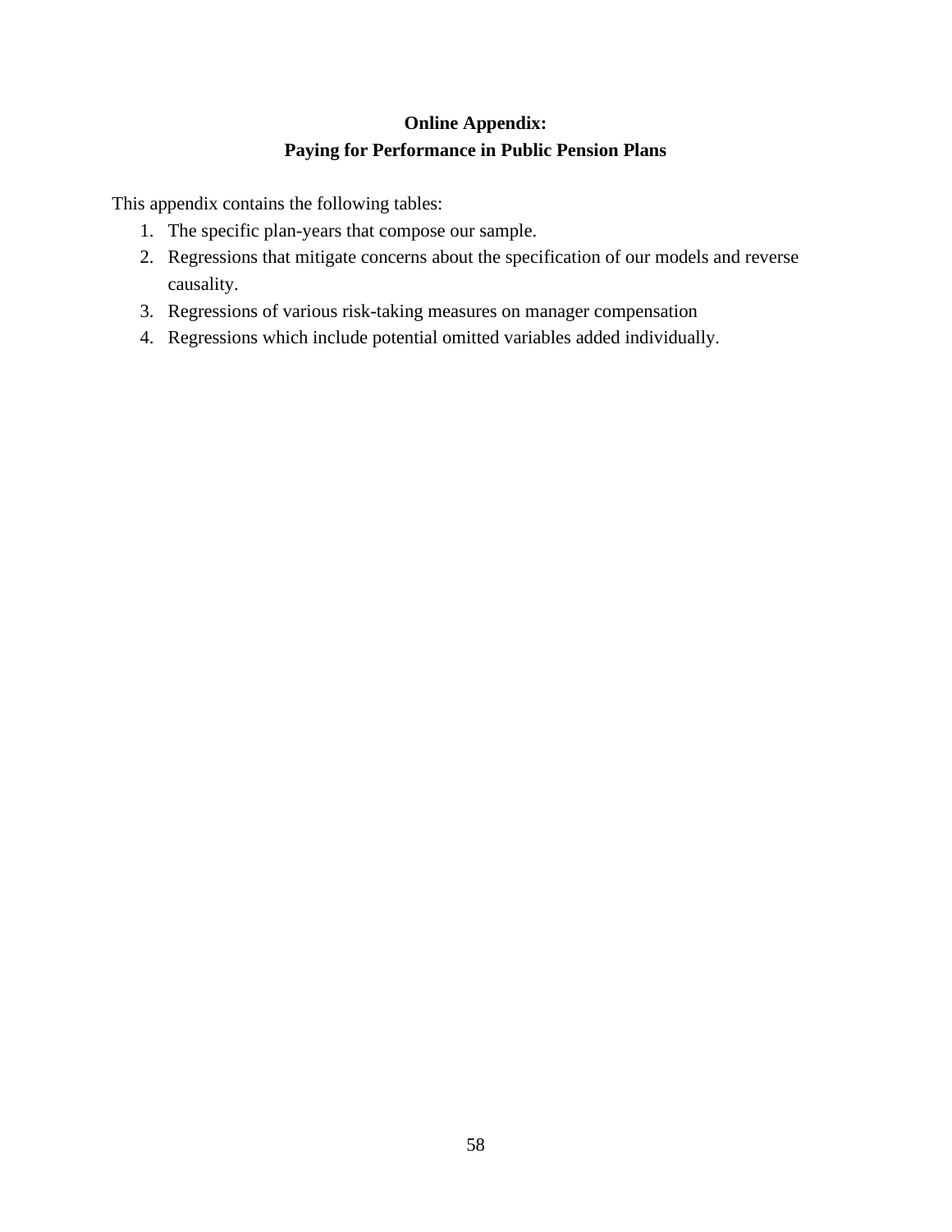**Online Appendix:**
**Paying for Performance in Public Pension Plans**

This appendix contains the following tables:

1. The specific plan-years that compose our sample.
2. Regressions that mitigate concerns about the specification of our models and reverse causality.
3. Regressions of various risk-taking measures on manager compensation
4. Regressions which include potential omitted variables added individually.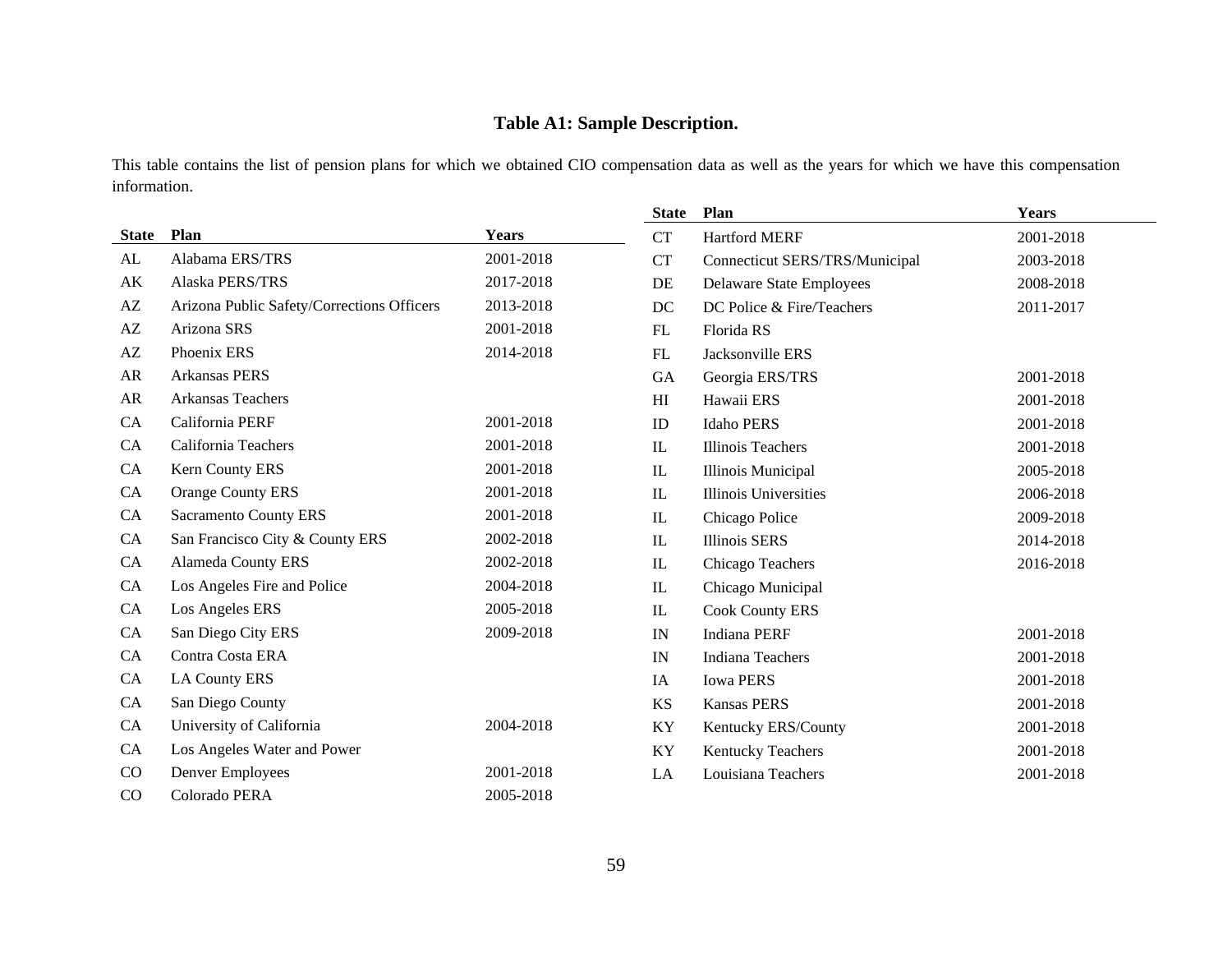**Table A1: Sample Description.**

This table contains the list of pension plans for which we obtained CIO compensation data as well as the years for which we have this compensation information.

| State | Plan | Years |
|---|---|---|
| AL | Alabama ERS/TRS | 2001-2018 |
| AK | Alaska PERS/TRS | 2017-2018 |
| AZ | Arizona Public Safety/Corrections Officers | 2013-2018 |
| AZ | Arizona SRS | 2001-2018 |
| AZ | Phoenix ERS | 2014-2018 |
| AR | Arkansas PERS | |
| AR | Arkansas Teachers | |
| CA | California PERF | 2001-2018 |
| CA | California Teachers | 2001-2018 |
| CA | Kern County ERS | 2001-2018 |
| CA | Orange County ERS | 2001-2018 |
| CA | Sacramento County ERS | 2001-2018 |
| CA | San Francisco City & County ERS | 2002-2018 |
| CA | Alameda County ERS | 2002-2018 |
| CA | Los Angeles Fire and Police | 2004-2018 |
| CA | Los Angeles ERS | 2005-2018 |
| CA | San Diego City ERS | 2009-2018 |
| CA | Contra Costa ERA | |
| CA | LA County ERS | |
| CA | San Diego County | |
| CA | University of California | 2004-2018 |
| CA | Los Angeles Water and Power | |
| CO | Denver Employees | 2001-2018 |
| CO | Colorado PERA | 2005-2018 |
| CT | Hartford MERF | 2001-2018 |
| CT | Connecticut SERS/TRS/Municipal | 2003-2018 |
| DE | Delaware State Employees | 2008-2018 |
| DC | DC Police & Fire/Teachers | 2011-2017 |
| FL | Florida RS | |
| FL | Jacksonville ERS | |
| GA | Georgia ERS/TRS | 2001-2018 |
| HI | Hawaii ERS | 2001-2018 |
| ID | Idaho PERS | 2001-2018 |
| IL | Illinois Teachers | 2001-2018 |
| IL | Illinois Municipal | 2005-2018 |
| IL | Illinois Universities | 2006-2018 |
| IL | Chicago Police | 2009-2018 |
| IL | Illinois SERS | 2014-2018 |
| IL | Chicago Teachers | 2016-2018 |
| IL | Chicago Municipal | |
| IL | Cook County ERS | |
| IN | Indiana PERF | 2001-2018 |
| IN | Indiana Teachers | 2001-2018 |
| IA | Iowa PERS | 2001-2018 |
| KS | Kansas PERS | 2001-2018 |
| KY | Kentucky ERS/County | 2001-2018 |
| KY | Kentucky Teachers | 2001-2018 |
| LA | Louisiana Teachers | 2001-2018 |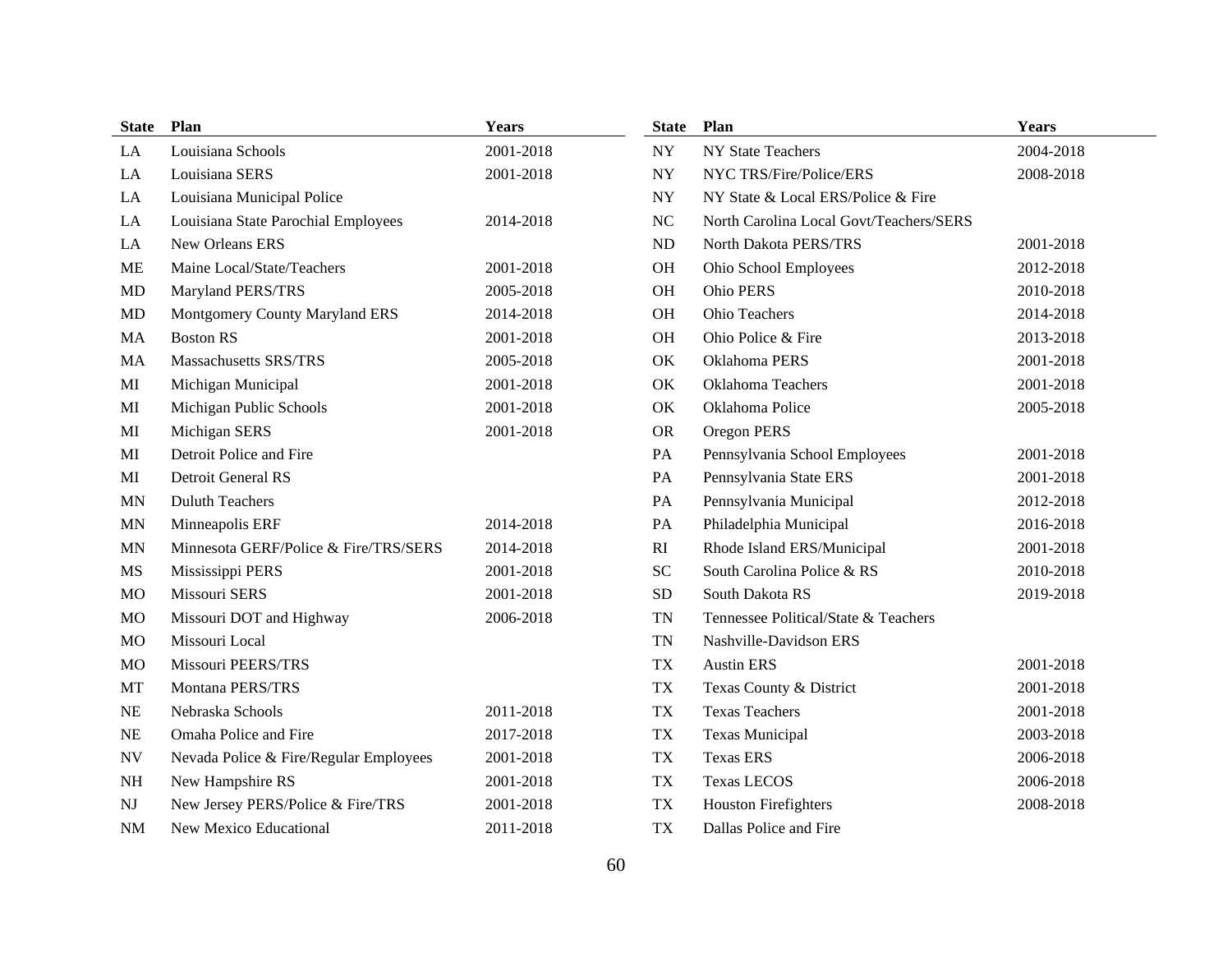| State | Plan | Years |
|---|---|---|
| LA | Louisiana Schools | 2001-2018 |
| LA | Louisiana SERS | 2001-2018 |
| LA | Louisiana Municipal Police | |
| LA | Louisiana State Parochial Employees | 2014-2018 |
| LA | New Orleans ERS | |
| ME | Maine Local/State/Teachers | 2001-2018 |
| MD | Maryland PERS/TRS | 2005-2018 |
| MD | Montgomery County Maryland ERS | 2014-2018 |
| MA | Boston RS | 2001-2018 |
| MA | Massachusetts SRS/TRS | 2005-2018 |
| MI | Michigan Municipal | 2001-2018 |
| MI | Michigan Public Schools | 2001-2018 |
| MI | Michigan SERS | 2001-2018 |
| MI | Detroit Police and Fire | |
| MI | Detroit General RS | |
| MN | Duluth Teachers | |
| MN | Minneapolis ERF | 2014-2018 |
| MN | Minnesota GERF/Police & Fire/TRS/SERS | 2014-2018 |
| MS | Mississippi PERS | 2001-2018 |
| MO | Missouri SERS | 2001-2018 |
| MO | Missouri DOT and Highway | 2006-2018 |
| MO | Missouri Local | |
| MO | Missouri PEERS/TRS | |
| MT | Montana PERS/TRS | |
| NE | Nebraska Schools | 2011-2018 |
| NE | Omaha Police and Fire | 2017-2018 |
| NV | Nevada Police & Fire/Regular Employees | 2001-2018 |
| NH | New Hampshire RS | 2001-2018 |
| NJ | New Jersey PERS/Police & Fire/TRS | 2001-2018 |
| NM | New Mexico Educational | 2011-2018 |
| NY | NY State Teachers | 2004-2018 |
| NY | NYC TRS/Fire/Police/ERS | 2008-2018 |
| NY | NY State & Local ERS/Police & Fire | |
| NC | North Carolina Local Govt/Teachers/SERS | |
| ND | North Dakota PERS/TRS | 2001-2018 |
| OH | Ohio School Employees | 2012-2018 |
| OH | Ohio PERS | 2010-2018 |
| OH | Ohio Teachers | 2014-2018 |
| OH | Ohio Police & Fire | 2013-2018 |
| OK | Oklahoma PERS | 2001-2018 |
| OK | Oklahoma Teachers | 2001-2018 |
| OK | Oklahoma Police | 2005-2018 |
| OR | Oregon PERS | |
| PA | Pennsylvania School Employees | 2001-2018 |
| PA | Pennsylvania State ERS | 2001-2018 |
| PA | Pennsylvania Municipal | 2012-2018 |
| PA | Philadelphia Municipal | 2016-2018 |
| RI | Rhode Island ERS/Municipal | 2001-2018 |
| SC | South Carolina Police & RS | 2010-2018 |
| SD | South Dakota RS | 2019-2018 |
| TN | Tennessee Political/State & Teachers | |
| TN | Nashville-Davidson ERS | |
| TX | Austin ERS | 2001-2018 |
| TX | Texas County & District | 2001-2018 |
| TX | Texas Teachers | 2001-2018 |
| TX | Texas Municipal | 2003-2018 |
| TX | Texas ERS | 2006-2018 |
| TX | Texas LECOS | 2006-2018 |
| TX | Houston Firefighters | 2008-2018 |
| TX | Dallas Police and Fire | |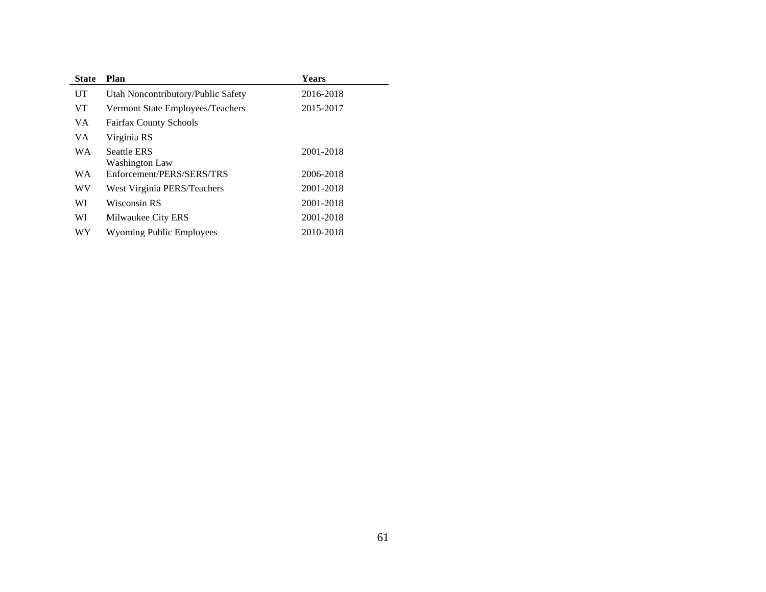| State | Plan | Years |
| --- | --- | --- |
| UT | Utah Noncontributory/Public Safety | 2016-2018 |
| VT | Vermont State Employees/Teachers | 2015-2017 |
| VA | Fairfax County Schools | |
| VA | Virginia RS | |
| WA | Seattle ERS | 2001-2018 |
| WA | Washington Law Enforcement/PERS/SERS/TRS | 2006-2018 |
| WV | West Virginia PERS/Teachers | 2001-2018 |
| WI | Wisconsin RS | 2001-2018 |
| WI | Milwaukee City ERS | 2001-2018 |
| WY | Wyoming Public Employees | 2010-2018 |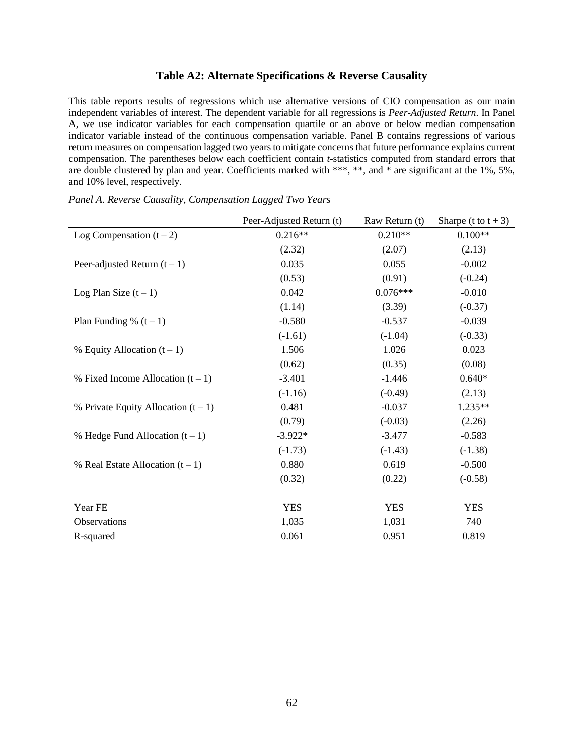### Table A2: Alternate Specifications & Reverse Causality

This table reports results of regressions which use alternative versions of CIO compensation as our main independent variables of interest. The dependent variable for all regressions is *Peer-Adjusted Return*. In Panel A, we use indicator variables for each compensation quartile or an above or below median compensation indicator variable instead of the continuous compensation variable. Panel B contains regressions of various return measures on compensation lagged two years to mitigate concerns that future performance explains current compensation. The parentheses below each coefficient contain *t*-statistics computed from standard errors that are double clustered by plan and year. Coefficients marked with \*\*\*, \*\*, and \* are significant at the 1%, 5%, and 10% level, respectively.

*Panel A. Reverse Causality, Compensation Lagged Two Years*

| | Peer-Adjusted Return (t) | Raw Return (t) | Sharpe (t to t + 3) |
|---|---|---|---|
| Log Compensation (t – 2) | 0.216** | 0.210** | 0.100** |
| | (2.32) | (2.07) | (2.13) |
| Peer-adjusted Return (t – 1) | 0.035 | 0.055 | -0.002 |
| | (0.53) | (0.91) | (-0.24) |
| Log Plan Size (t – 1) | 0.042 | 0.076*** | -0.010 |
| | (1.14) | (3.39) | (-0.37) |
| Plan Funding % (t – 1) | -0.580 | -0.537 | -0.039 |
| | (-1.61) | (-1.04) | (-0.33) |
| % Equity Allocation (t – 1) | 1.506 | 1.026 | 0.023 |
| | (0.62) | (0.35) | (0.08) |
| % Fixed Income Allocation (t – 1) | -3.401 | -1.446 | 0.640* |
| | (-1.16) | (-0.49) | (2.13) |
| % Private Equity Allocation (t – 1) | 0.481 | -0.037 | 1.235** |
| | (0.79) | (-0.03) | (2.26) |
| % Hedge Fund Allocation (t – 1) | -3.922* | -3.477 | -0.583 |
| | (-1.73) | (-1.43) | (-1.38) |
| % Real Estate Allocation (t – 1) | 0.880 | 0.619 | -0.500 |
| | (0.32) | (0.22) | (-0.58) |
| | | | |
| Year FE | YES | YES | YES |
| Observations | 1,035 | 1,031 | 740 |
| R-squared | 0.061 | 0.951 | 0.819 |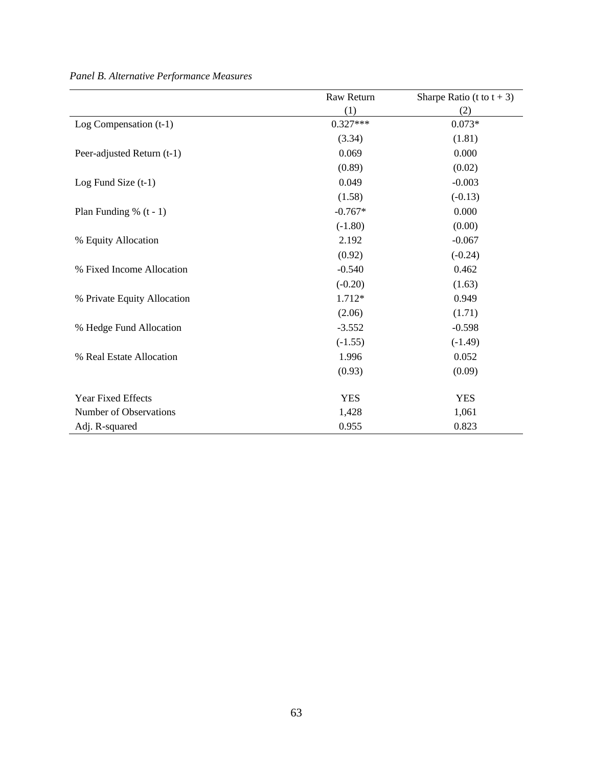*Panel B. Alternative Performance Measures*

| | Raw Return | Sharpe Ratio (t to t + 3) |
|---|---|---|
| | (1) | (2) |
| Log Compensation (t-1) | 0.327*** | 0.073* |
| | (3.34) | (1.81) |
| Peer-adjusted Return (t-1) | 0.069 | 0.000 |
| | (0.89) | (0.02) |
| Log Fund Size (t-1) | 0.049 | -0.003 |
| | (1.58) | (-0.13) |
| Plan Funding % (t - 1) | -0.767* | 0.000 |
| | (-1.80) | (0.00) |
| % Equity Allocation | 2.192 | -0.067 |
| | (0.92) | (-0.24) |
| % Fixed Income Allocation | -0.540 | 0.462 |
| | (-0.20) | (1.63) |
| % Private Equity Allocation | 1.712* | 0.949 |
| | (2.06) | (1.71) |
| % Hedge Fund Allocation | -3.552 | -0.598 |
| | (-1.55) | (-1.49) |
| % Real Estate Allocation | 1.996 | 0.052 |
| | (0.93) | (0.09) |
| Year Fixed Effects | YES | YES |
| Number of Observations | 1,428 | 1,061 |
| Adj. R-squared | 0.955 | 0.823 |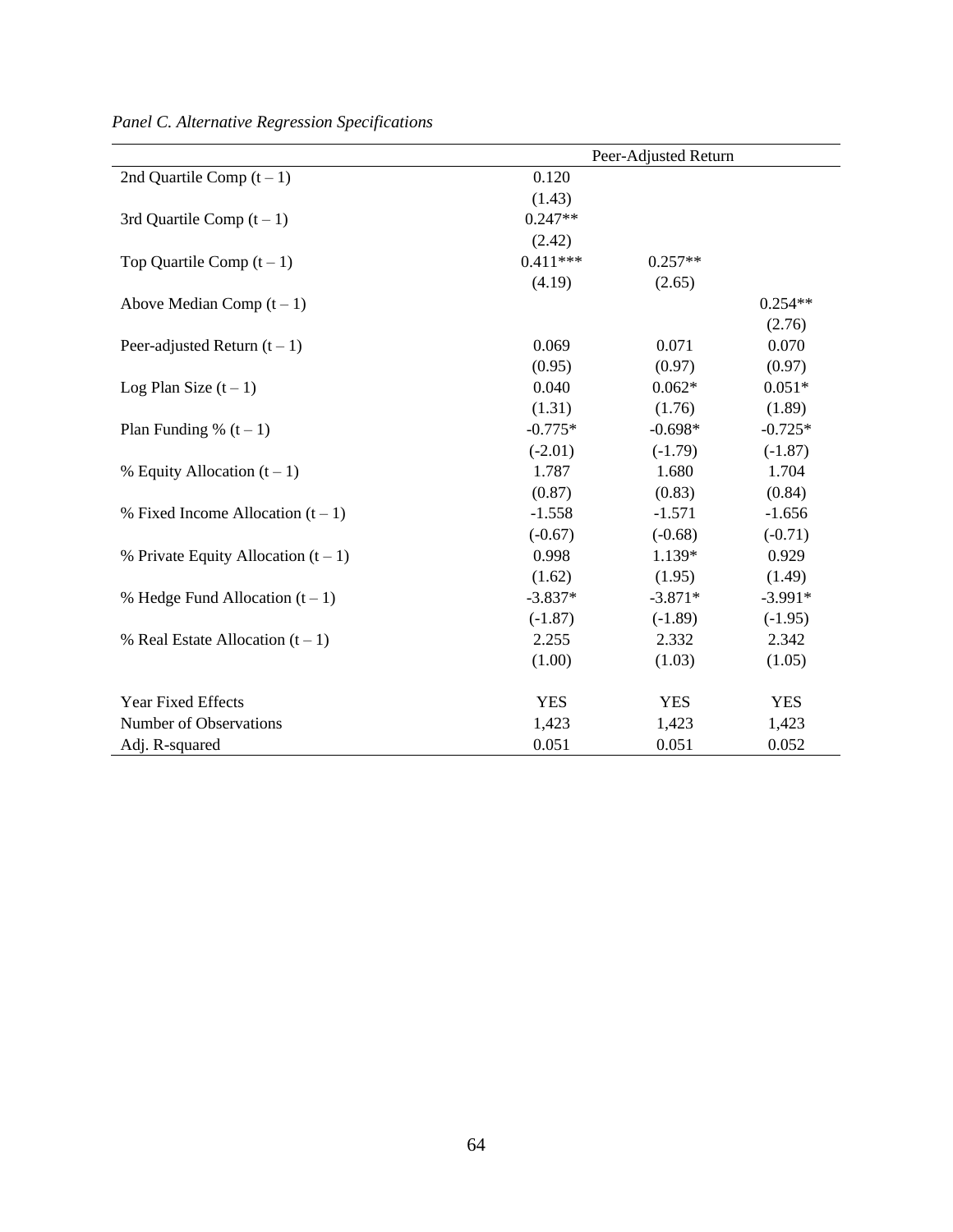*Panel C. Alternative Regression Specifications*

| | Peer-Adjusted Return | | |
|---|---|---|---|
| 2nd Quartile Comp (t – 1) | 0.120 | | |
| | (1.43) | | |
| 3rd Quartile Comp (t – 1) | 0.247** | | |
| | (2.42) | | |
| Top Quartile Comp (t – 1) | 0.411*** | 0.257** | |
| | (4.19) | (2.65) | |
| Above Median Comp (t – 1) | | | 0.254** |
| | | | (2.76) |
| Peer-adjusted Return (t – 1) | 0.069 | 0.071 | 0.070 |
| | (0.95) | (0.97) | (0.97) |
| Log Plan Size (t – 1) | 0.040 | 0.062* | 0.051* |
| | (1.31) | (1.76) | (1.89) |
| Plan Funding % (t – 1) | -0.775* | -0.698* | -0.725* |
| | (-2.01) | (-1.79) | (-1.87) |
| % Equity Allocation (t – 1) | 1.787 | 1.680 | 1.704 |
| | (0.87) | (0.83) | (0.84) |
| % Fixed Income Allocation (t – 1) | -1.558 | -1.571 | -1.656 |
| | (-0.67) | (-0.68) | (-0.71) |
| % Private Equity Allocation (t – 1) | 0.998 | 1.139* | 0.929 |
| | (1.62) | (1.95) | (1.49) |
| % Hedge Fund Allocation (t – 1) | -3.837* | -3.871* | -3.991* |
| | (-1.87) | (-1.89) | (-1.95) |
| % Real Estate Allocation (t – 1) | 2.255 | 2.332 | 2.342 |
| | (1.00) | (1.03) | (1.05) |
| Year Fixed Effects | YES | YES | YES |
| Number of Observations | 1,423 | 1,423 | 1,423 |
| Adj. R-squared | 0.051 | 0.051 | 0.052 |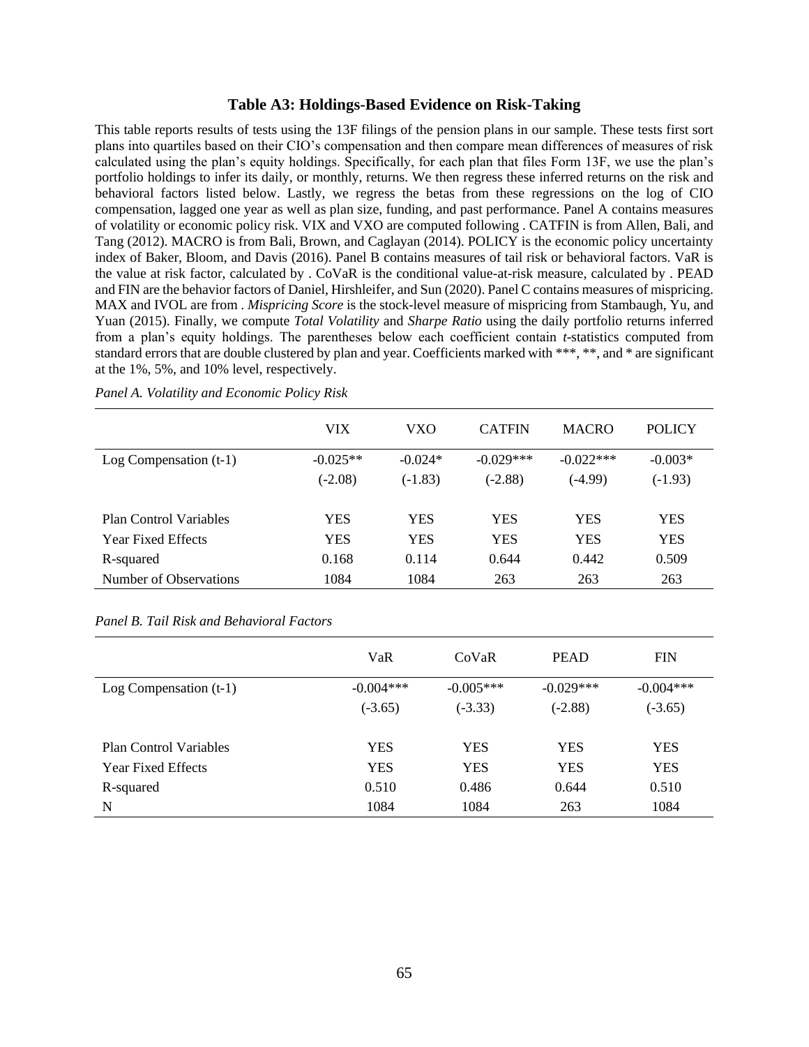### Table A3: Holdings-Based Evidence on Risk-Taking

This table reports results of tests using the 13F filings of the pension plans in our sample. These tests first sort plans into quartiles based on their CIO's compensation and then compare mean differences of measures of risk calculated using the plan's equity holdings. Specifically, for each plan that files Form 13F, we use the plan's portfolio holdings to infer its daily, or monthly, returns. We then regress these inferred returns on the risk and behavioral factors listed below. Lastly, we regress the betas from these regressions on the log of CIO compensation, lagged one year as well as plan size, funding, and past performance. Panel A contains measures of volatility or economic policy risk. VIX and VXO are computed following . CATFIN is from Allen, Bali, and Tang (2012). MACRO is from Bali, Brown, and Caglayan (2014). POLICY is the economic policy uncertainty index of Baker, Bloom, and Davis (2016). Panel B contains measures of tail risk or behavioral factors. VaR is the value at risk factor, calculated by . CoVaR is the conditional value-at-risk measure, calculated by . PEAD and FIN are the behavior factors of Daniel, Hirshleifer, and Sun (2020). Panel C contains measures of mispricing. MAX and IVOL are from . *Mispricing Score* is the stock-level measure of mispricing from Stambaugh, Yu, and Yuan (2015). Finally, we compute *Total Volatility* and *Sharpe Ratio* using the daily portfolio returns inferred from a plan's equity holdings. The parentheses below each coefficient contain *t*-statistics computed from standard errors that are double clustered by plan and year. Coefficients marked with ***, **, and * are significant at the 1%, 5%, and 10% level, respectively.

*Panel A. Volatility and Economic Policy Risk*

| | VIX | VXO | CATFIN | MACRO | POLICY |
|---|---|---|---|---|---|
| Log Compensation (t-1) | -0.025** | -0.024* | -0.029*** | -0.022*** | -0.003* |
| | (-2.08) | (-1.83) | (-2.88) | (-4.99) | (-1.93) |
| Plan Control Variables | YES | YES | YES | YES | YES |
| Year Fixed Effects | YES | YES | YES | YES | YES |
| R-squared | 0.168 | 0.114 | 0.644 | 0.442 | 0.509 |
| Number of Observations | 1084 | 1084 | 263 | 263 | 263 |

*Panel B. Tail Risk and Behavioral Factors*

| | VaR | CoVaR | PEAD | FIN |
|---|---|---|---|---|
| Log Compensation (t-1) | -0.004*** | -0.005*** | -0.029*** | -0.004*** |
| | (-3.65) | (-3.33) | (-2.88) | (-3.65) |
| Plan Control Variables | YES | YES | YES | YES |
| Year Fixed Effects | YES | YES | YES | YES |
| R-squared | 0.510 | 0.486 | 0.644 | 0.510 |
| N | 1084 | 1084 | 263 | 1084 |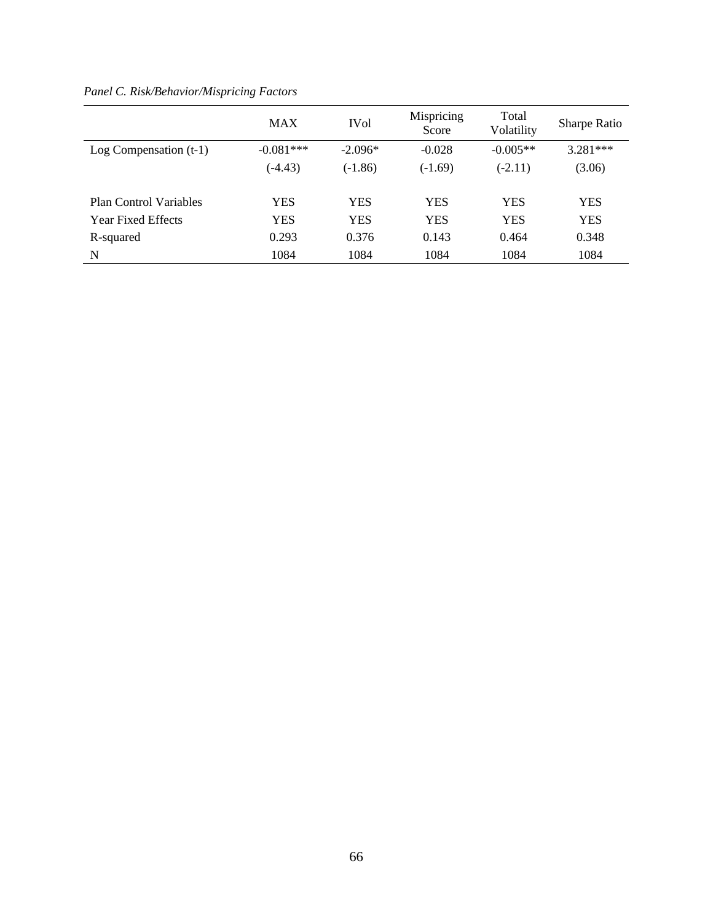*Panel C. Risk/Behavior/Mispricing Factors*

| | MAX | IVol | Mispricing Score | Total Volatility | Sharpe Ratio |
|---|---|---|---|---|---|
| Log Compensation (t-1) | -0.081*** | -2.096* | -0.028 | -0.005** | 3.281*** |
| | (-4.43) | (-1.86) | (-1.69) | (-2.11) | (3.06) |
| | | | | | |
| Plan Control Variables | YES | YES | YES | YES | YES |
| Year Fixed Effects | YES | YES | YES | YES | YES |
| R-squared | 0.293 | 0.376 | 0.143 | 0.464 | 0.348 |
| N | 1084 | 1084 | 1084 | 1084 | 1084 |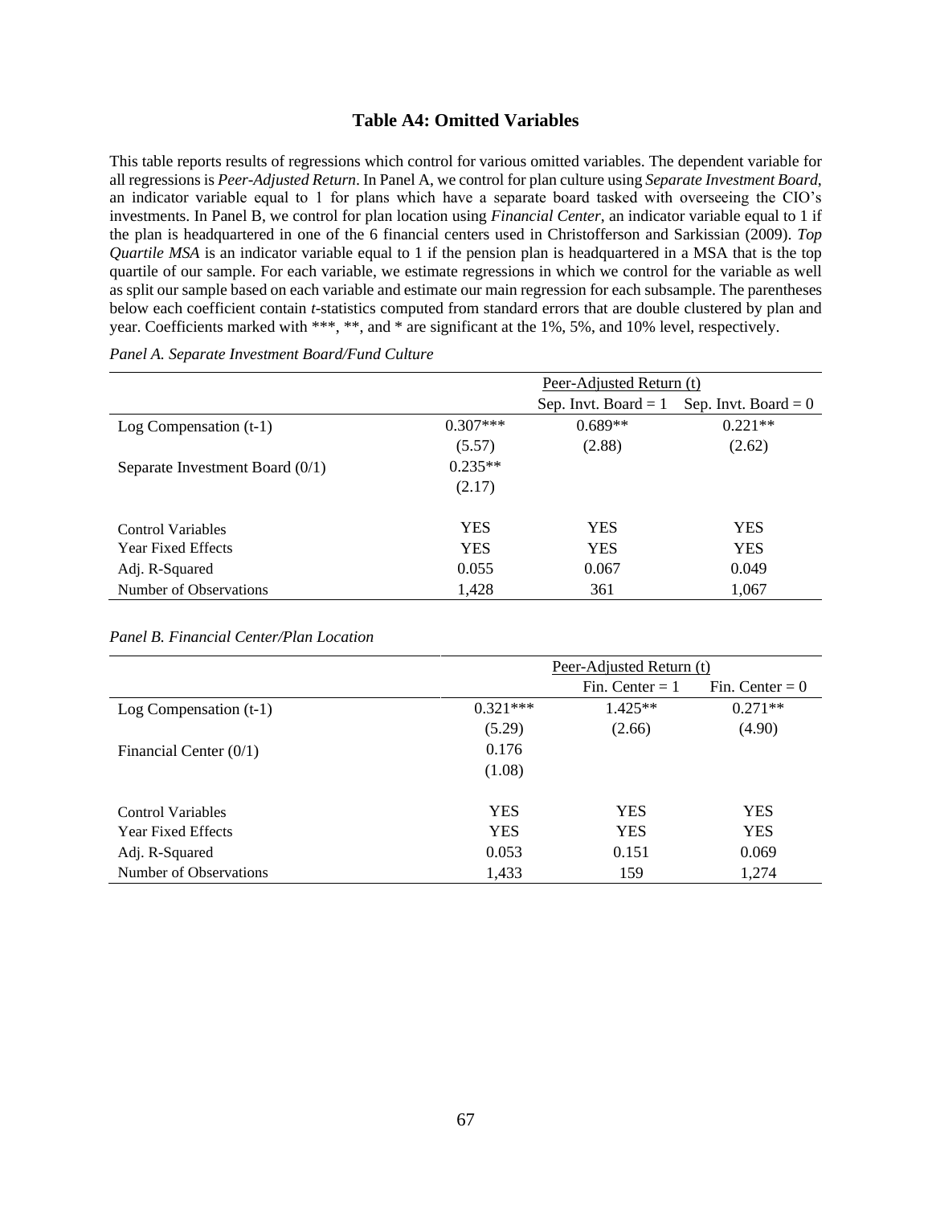# Table A4: Omitted Variables

This table reports results of regressions which control for various omitted variables. The dependent variable for all regressions is *Peer-Adjusted Return*. In Panel A, we control for plan culture using *Separate Investment Board*, an indicator variable equal to 1 for plans which have a separate board tasked with overseeing the CIO's investments. In Panel B, we control for plan location using *Financial Center*, an indicator variable equal to 1 if the plan is headquartered in one of the 6 financial centers used in Christofferson and Sarkissian (2009). *Top Quartile MSA* is an indicator variable equal to 1 if the pension plan is headquartered in a MSA that is the top quartile of our sample. For each variable, we estimate regressions in which we control for the variable as well as split our sample based on each variable and estimate our main regression for each subsample. The parentheses below each coefficient contain *t*-statistics computed from standard errors that are double clustered by plan and year. Coefficients marked with \*\*\*, \*\*, and \* are significant at the 1%, 5%, and 10% level, respectively.

*Panel A. Separate Investment Board/Fund Culture*

| | Peer-Adjusted Return (t) | | |
|---|---|---|---|
| | | Sep. Invt. Board = 1 | Sep. Invt. Board = 0 |
| Log Compensation (t-1) | 0.307*** | 0.689** | 0.221** |
| | (5.57) | (2.88) | (2.62) |
| Separate Investment Board (0/1) | 0.235** | | |
| | (2.17) | | |
| Control Variables | YES | YES | YES |
| Year Fixed Effects | YES | YES | YES |
| Adj. R-Squared | 0.055 | 0.067 | 0.049 |
| Number of Observations | 1,428 | 361 | 1,067 |

*Panel B. Financial Center/Plan Location*

| | Peer-Adjusted Return (t) | | |
|---|---|---|---|
| | | Fin. Center = 1 | Fin. Center = 0 |
| Log Compensation (t-1) | 0.321*** | 1.425** | 0.271** |
| | (5.29) | (2.66) | (4.90) |
| Financial Center (0/1) | 0.176 | | |
| | (1.08) | | |
| Control Variables | YES | YES | YES |
| Year Fixed Effects | YES | YES | YES |
| Adj. R-Squared | 0.053 | 0.151 | 0.069 |
| Number of Observations | 1,433 | 159 | 1,274 |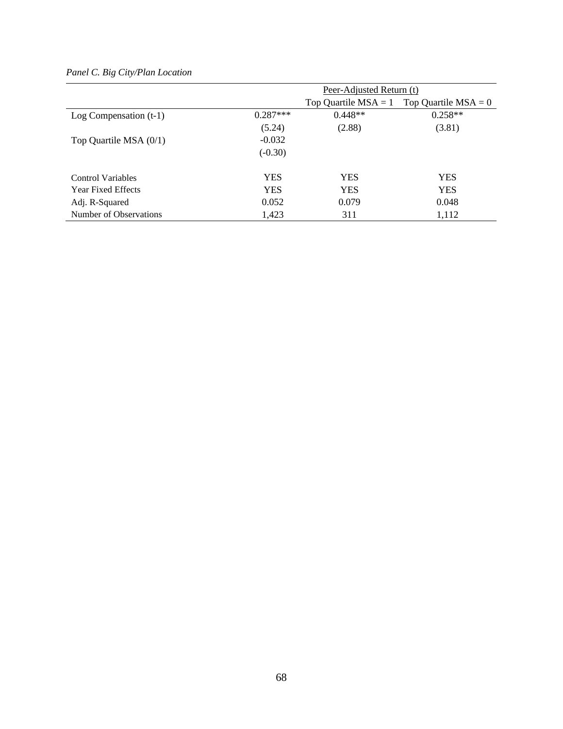*Panel C. Big City/Plan Location*

| | Peer-Adjusted Return (t) | | |
|---|---|---|---|
| | | Top Quartile MSA = 1 | Top Quartile MSA = 0 |
| Log Compensation (t-1) | 0.287*** | 0.448** | 0.258** |
| | (5.24) | (2.88) | (3.81) |
| Top Quartile MSA (0/1) | -0.032 | | |
| | (-0.30) | | |
| Control Variables | YES | YES | YES |
| Year Fixed Effects | YES | YES | YES |
| Adj. R-Squared | 0.052 | 0.079 | 0.048 |
| Number of Observations | 1,423 | 311 | 1,112 |